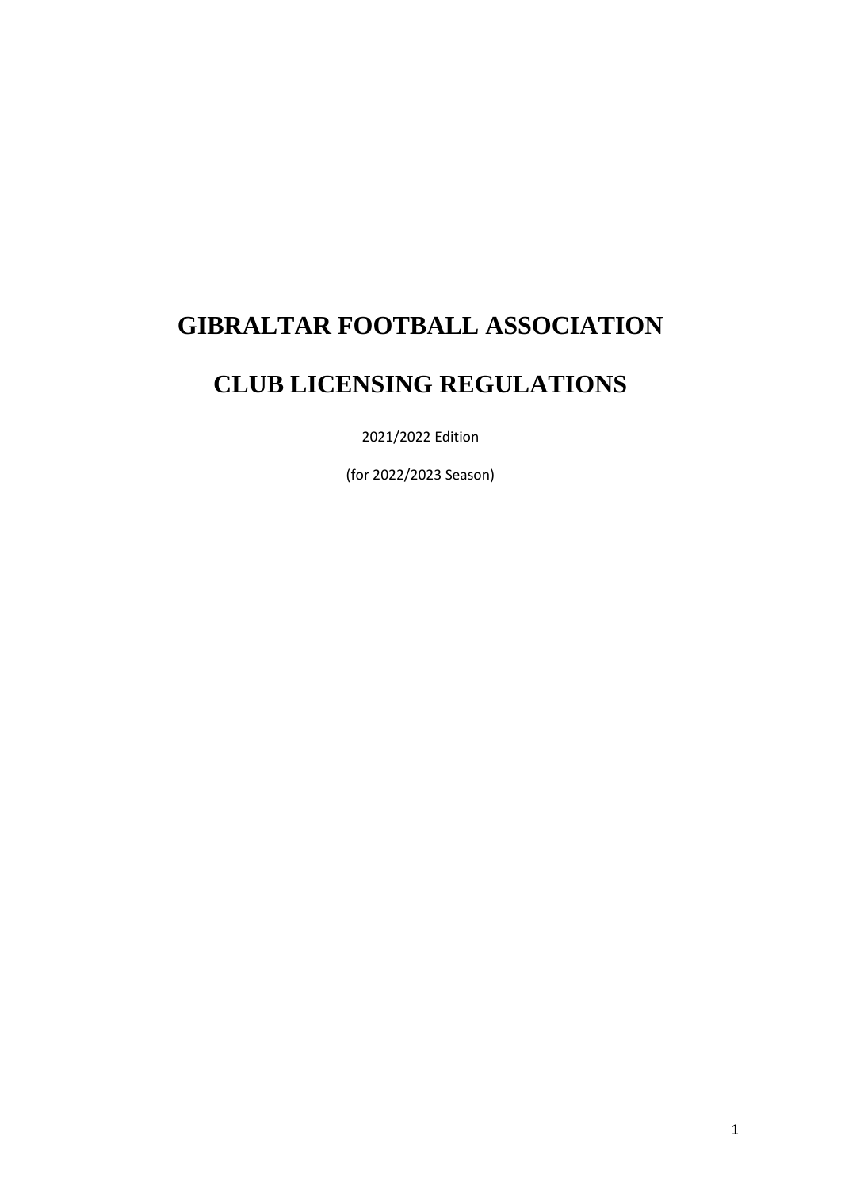# GIBRALTAR FOOTBALL ASSOCIATION

# CLUB LICENSING REGULATIONS

2021/2022 Edition

(for 2022/2023 Season)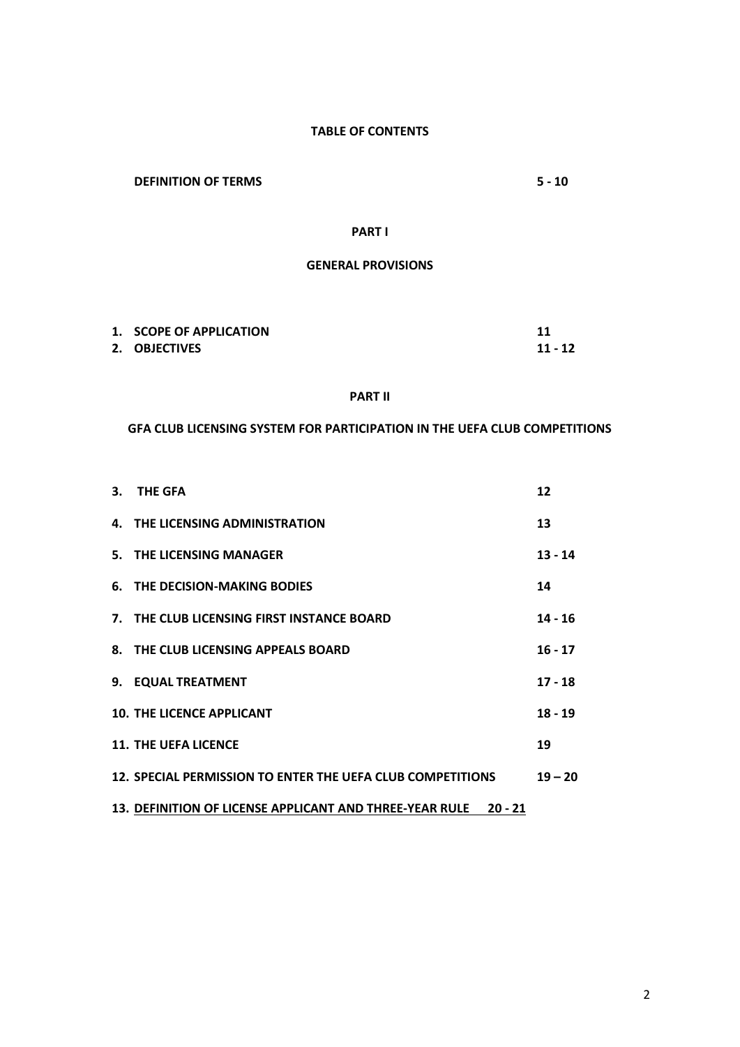**TABLE OF CONTENTS**

| | |
|---|---|
| **DEFINITION OF TERMS** | **5 - 10** |

**PART I**

**GENERAL PROVISIONS**

| | |
|---|---|
| **1. SCOPE OF APPLICATION** | **11** |
| **2. OBJECTIVES** | **11 - 12** |

**PART II**

**GFA CLUB LICENSING SYSTEM FOR PARTICIPATION IN THE UEFA CLUB COMPETITIONS**

| | |
|---|---|
| **3. THE GFA** | **12** |
| **4. THE LICENSING ADMINISTRATION** | **13** |
| **5. THE LICENSING MANAGER** | **13 - 14** |
| **6. THE DECISION-MAKING BODIES** | **14** |
| **7. THE CLUB LICENSING FIRST INSTANCE BOARD** | **14 - 16** |
| **8. THE CLUB LICENSING APPEALS BOARD** | **16 - 17** |
| **9. EQUAL TREATMENT** | **17 - 18** |
| **10. THE LICENCE APPLICANT** | **18 - 19** |
| **11. THE UEFA LICENCE** | **19** |
| **12. SPECIAL PERMISSION TO ENTER THE UEFA CLUB COMPETITIONS** | **19 – 20** |
| **13. DEFINITION OF LICENSE APPLICANT AND THREE-YEAR RULE** | **20 - 21** |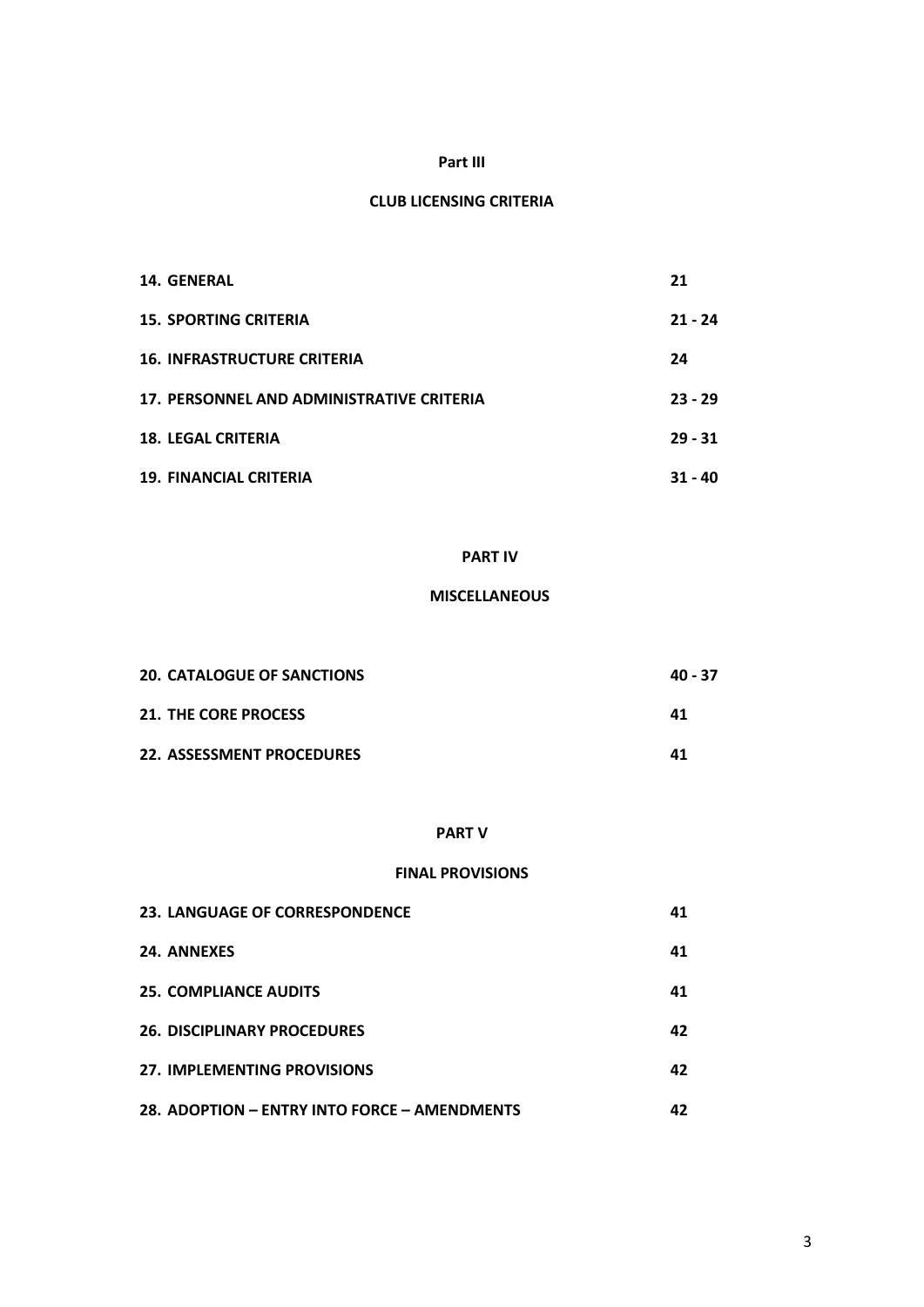**Part III**

**CLUB LICENSING CRITERIA**

| | |
|---|---|
| **14. GENERAL** | **21** |
| **15. SPORTING CRITERIA** | **21 - 24** |
| **16. INFRASTRUCTURE CRITERIA** | **24** |
| **17. PERSONNEL AND ADMINISTRATIVE CRITERIA** | **23 - 29** |
| **18. LEGAL CRITERIA** | **29 - 31** |
| **19. FINANCIAL CRITERIA** | **31 - 40** |

**PART IV**

**MISCELLANEOUS**

| | |
|---|---|
| **20. CATALOGUE OF SANCTIONS** | **40 - 37** |
| **21. THE CORE PROCESS** | **41** |
| **22. ASSESSMENT PROCEDURES** | **41** |

**PART V**

**FINAL PROVISIONS**

| | |
|---|---|
| **23. LANGUAGE OF CORRESPONDENCE** | **41** |
| **24. ANNEXES** | **41** |
| **25. COMPLIANCE AUDITS** | **41** |
| **26. DISCIPLINARY PROCEDURES** | **42** |
| **27. IMPLEMENTING PROVISIONS** | **42** |
| **28. ADOPTION – ENTRY INTO FORCE – AMENDMENTS** | **42** |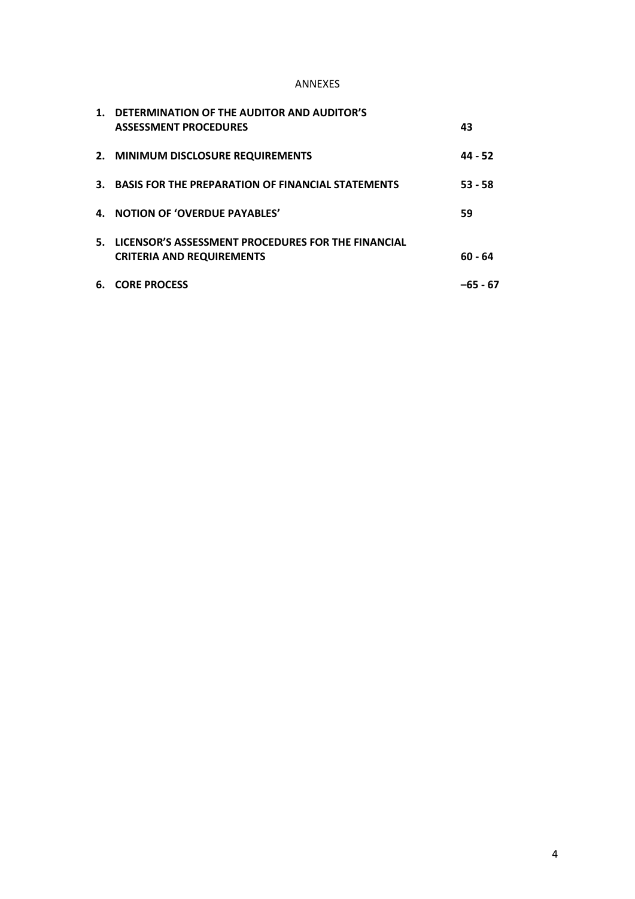ANNEXES

| | | |
|---|---|---|
| **1.** | **DETERMINATION OF THE AUDITOR AND AUDITOR'S ASSESSMENT PROCEDURES** | **43** |
| **2.** | **MINIMUM DISCLOSURE REQUIREMENTS** | **44 - 52** |
| **3.** | **BASIS FOR THE PREPARATION OF FINANCIAL STATEMENTS** | **53 - 58** |
| **4.** | **NOTION OF 'OVERDUE PAYABLES'** | **59** |
| **5.** | **LICENSOR'S ASSESSMENT PROCEDURES FOR THE FINANCIAL CRITERIA AND REQUIREMENTS** | **60 - 64** |
| **6.** | **CORE PROCESS** | **–65 - 67** |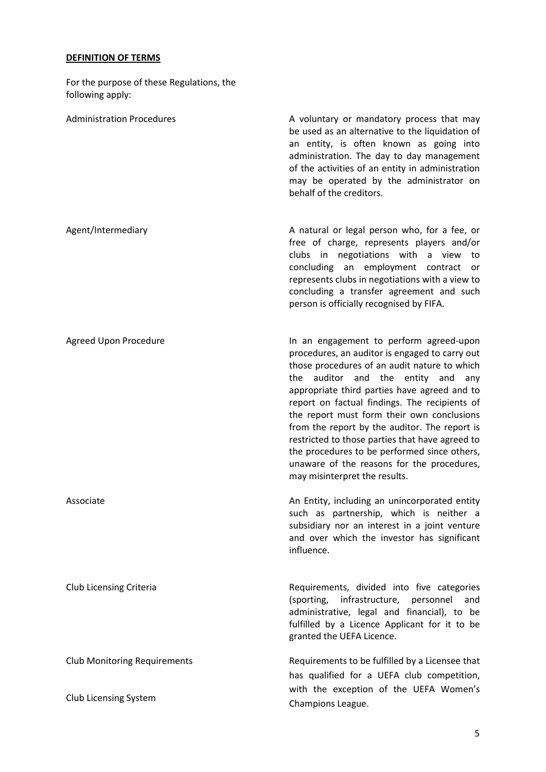**DEFINITION OF TERMS**

For the purpose of these Regulations, the following apply:

| | |
|---|---|
| Administration Procedures | A voluntary or mandatory process that may be used as an alternative to the liquidation of an entity, is often known as going into administration. The day to day management of the activities of an entity in administration may be operated by the administrator on behalf of the creditors. |
| Agent/Intermediary | A natural or legal person who, for a fee, or free of charge, represents players and/or clubs in negotiations with a view to concluding an employment contract or represents clubs in negotiations with a view to concluding a transfer agreement and such person is officially recognised by FIFA. |
| Agreed Upon Procedure | In an engagement to perform agreed-upon procedures, an auditor is engaged to carry out those procedures of an audit nature to which the auditor and the entity and any appropriate third parties have agreed and to report on factual findings. The recipients of the report must form their own conclusions from the report by the auditor. The report is restricted to those parties that have agreed to the procedures to be performed since others, unaware of the reasons for the procedures, may misinterpret the results. |
| Associate | An Entity, including an unincorporated entity such as partnership, which is neither a subsidiary nor an interest in a joint venture and over which the investor has significant influence. |
| Club Licensing Criteria | Requirements, divided into five categories (sporting, infrastructure, personnel and administrative, legal and financial), to be fulfilled by a Licence Applicant for it to be granted the UEFA Licence. |
| Club Monitoring Requirements | Requirements to be fulfilled by a Licensee that has qualified for a UEFA club competition, with the exception of the UEFA Women's Champions League. |
| Club Licensing System | |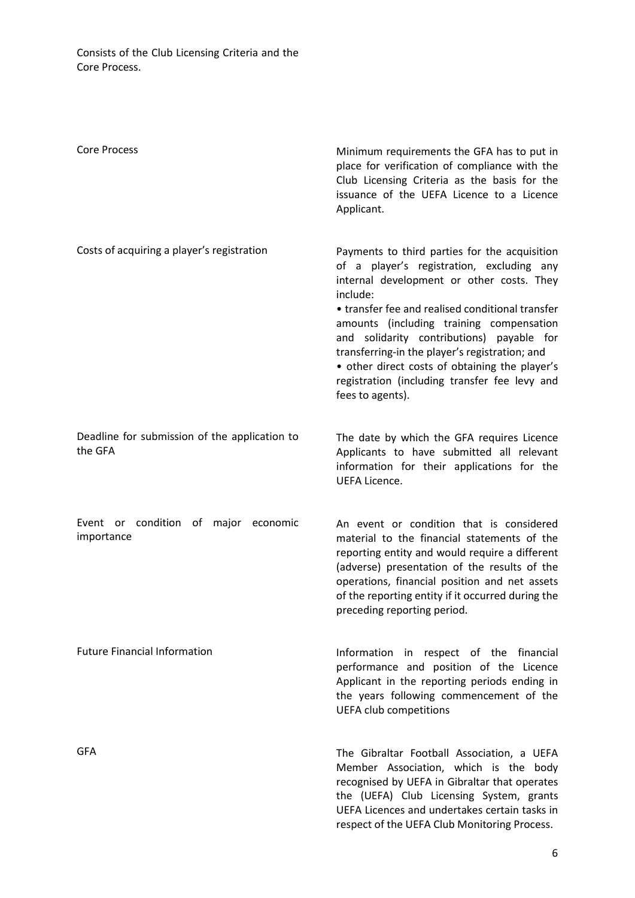Consists of the Club Licensing Criteria and the Core Process.

| | |
|---|---|
| Core Process | Minimum requirements the GFA has to put in place for verification of compliance with the Club Licensing Criteria as the basis for the issuance of the UEFA Licence to a Licence Applicant. |
| Costs of acquiring a player's registration | Payments to third parties for the acquisition of a player's registration, excluding any internal development or other costs. They include: • transfer fee and realised conditional transfer amounts (including training compensation and solidarity contributions) payable for transferring-in the player's registration; and • other direct costs of obtaining the player's registration (including transfer fee levy and fees to agents). |
| Deadline for submission of the application to the GFA | The date by which the GFA requires Licence Applicants to have submitted all relevant information for their applications for the UEFA Licence. |
| Event or condition of major economic importance | An event or condition that is considered material to the financial statements of the reporting entity and would require a different (adverse) presentation of the results of the operations, financial position and net assets of the reporting entity if it occurred during the preceding reporting period. |
| Future Financial Information | Information in respect of the financial performance and position of the Licence Applicant in the reporting periods ending in the years following commencement of the UEFA club competitions |
| GFA | The Gibraltar Football Association, a UEFA Member Association, which is the body recognised by UEFA in Gibraltar that operates the (UEFA) Club Licensing System, grants UEFA Licences and undertakes certain tasks in respect of the UEFA Club Monitoring Process. |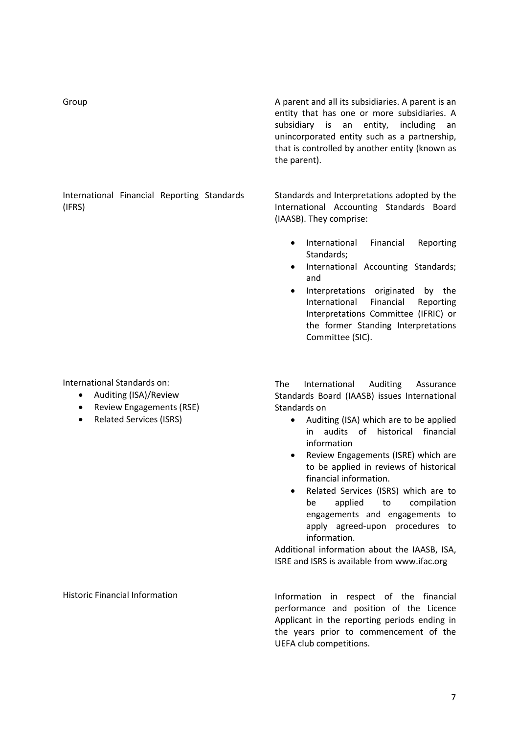| | |
|---|---|
| Group | A parent and all its subsidiaries. A parent is an entity that has one or more subsidiaries. A subsidiary is an entity, including an unincorporated entity such as a partnership, that is controlled by another entity (known as the parent). |
| International Financial Reporting Standards (IFRS) | Standards and Interpretations adopted by the International Accounting Standards Board (IAASB). They comprise:<br>• International Financial Reporting Standards;<br>• International Accounting Standards; and<br>• Interpretations originated by the International Financial Reporting Interpretations Committee (IFRIC) or the former Standing Interpretations Committee (SIC). |
| International Standards on:<br>• Auditing (ISA)/Review<br>• Review Engagements (RSE)<br>• Related Services (ISRS) | The International Auditing Assurance Standards Board (IAASB) issues International Standards on<br>• Auditing (ISA) which are to be applied in audits of historical financial information<br>• Review Engagements (ISRE) which are to be applied in reviews of historical financial information.<br>• Related Services (ISRS) which are to be applied to compilation engagements and engagements to apply agreed-upon procedures to information.<br>Additional information about the IAASB, ISA, ISRE and ISRS is available from www.ifac.org |
| Historic Financial Information | Information in respect of the financial performance and position of the Licence Applicant in the reporting periods ending in the years prior to commencement of the UEFA club competitions. |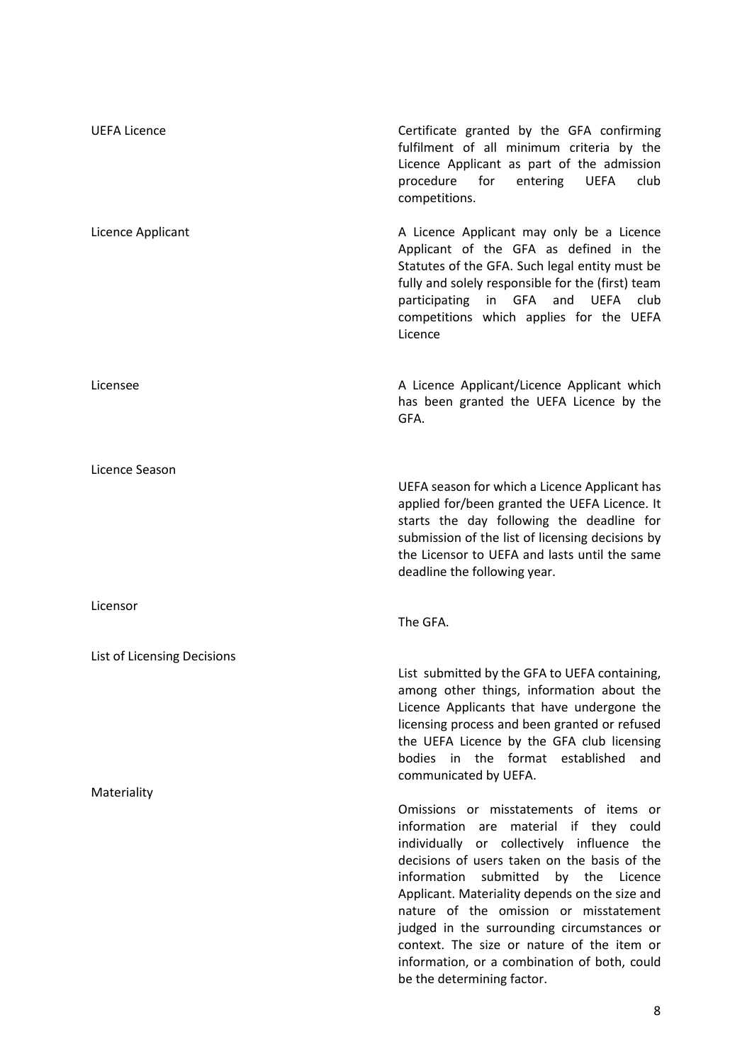| | |
|---|---|
| UEFA Licence | Certificate granted by the GFA confirming fulfilment of all minimum criteria by the Licence Applicant as part of the admission procedure for entering UEFA club competitions. |
| Licence Applicant | A Licence Applicant may only be a Licence Applicant of the GFA as defined in the Statutes of the GFA. Such legal entity must be fully and solely responsible for the (first) team participating in GFA and UEFA club competitions which applies for the UEFA Licence |
| Licensee | A Licence Applicant/Licence Applicant which has been granted the UEFA Licence by the GFA. |
| Licence Season | UEFA season for which a Licence Applicant has applied for/been granted the UEFA Licence. It starts the day following the deadline for submission of the list of licensing decisions by the Licensor to UEFA and lasts until the same deadline the following year. |
| Licensor | The GFA. |
| List of Licensing Decisions | List submitted by the GFA to UEFA containing, among other things, information about the Licence Applicants that have undergone the licensing process and been granted or refused the UEFA Licence by the GFA club licensing bodies in the format established and communicated by UEFA. |
| Materiality | Omissions or misstatements of items or information are material if they could individually or collectively influence the decisions of users taken on the basis of the information submitted by the Licence Applicant. Materiality depends on the size and nature of the omission or misstatement judged in the surrounding circumstances or context. The size or nature of the item or information, or a combination of both, could be the determining factor. |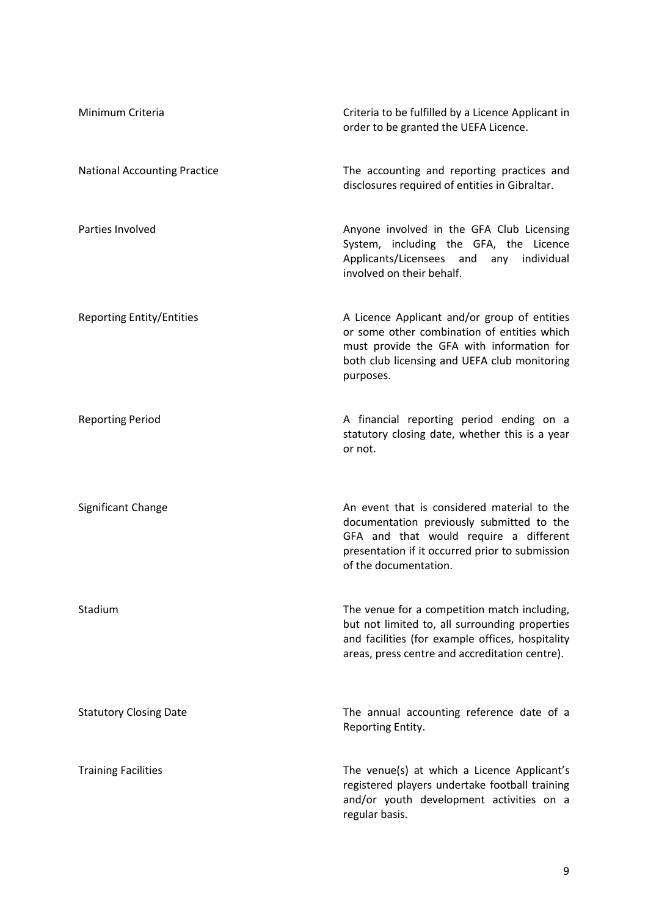| | |
|---|---|
| Minimum Criteria | Criteria to be fulfilled by a Licence Applicant in order to be granted the UEFA Licence. |
| National Accounting Practice | The accounting and reporting practices and disclosures required of entities in Gibraltar. |
| Parties Involved | Anyone involved in the GFA Club Licensing System, including the GFA, the Licence Applicants/Licensees and any individual involved on their behalf. |
| Reporting Entity/Entities | A Licence Applicant and/or group of entities or some other combination of entities which must provide the GFA with information for both club licensing and UEFA club monitoring purposes. |
| Reporting Period | A financial reporting period ending on a statutory closing date, whether this is a year or not. |
| Significant Change | An event that is considered material to the documentation previously submitted to the GFA and that would require a different presentation if it occurred prior to submission of the documentation. |
| Stadium | The venue for a competition match including, but not limited to, all surrounding properties and facilities (for example offices, hospitality areas, press centre and accreditation centre). |
| Statutory Closing Date | The annual accounting reference date of a Reporting Entity. |
| Training Facilities | The venue(s) at which a Licence Applicant's registered players undertake football training and/or youth development activities on a regular basis. |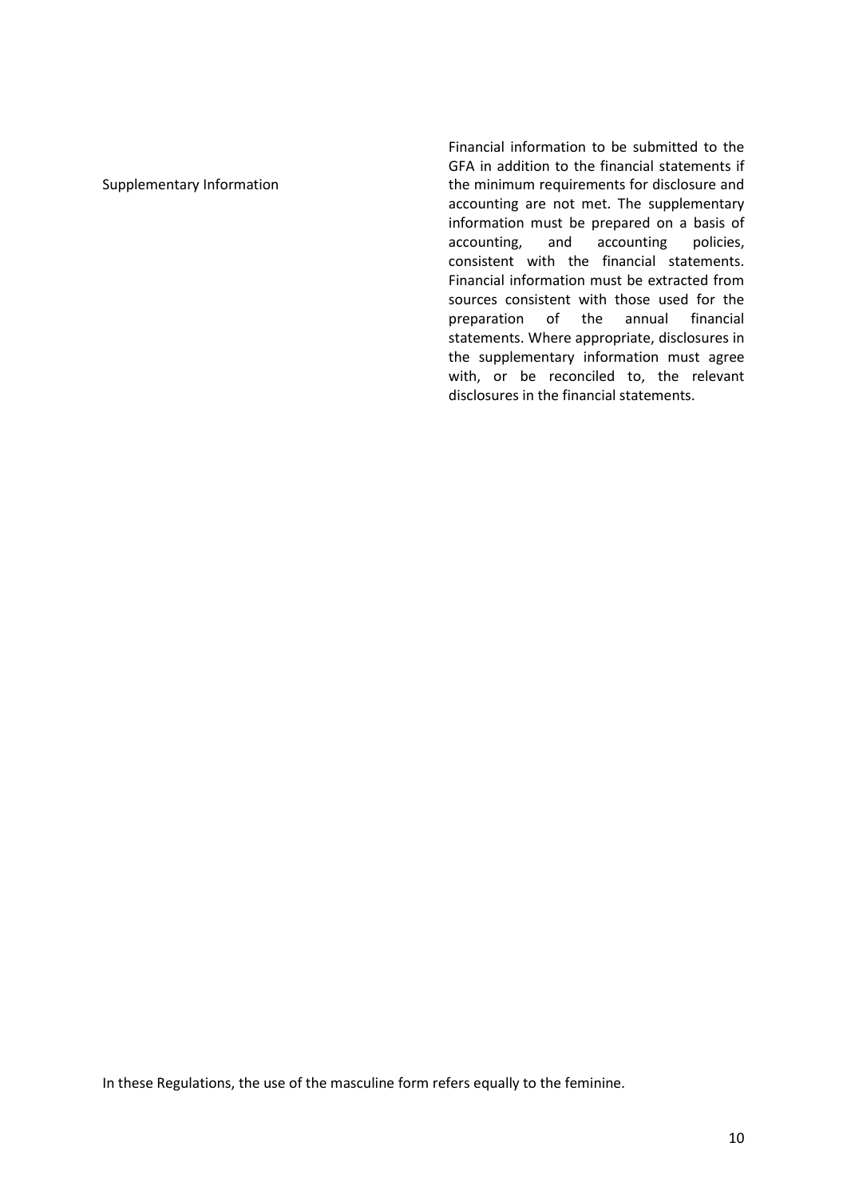| | |
|---|---|
| Supplementary Information | Financial information to be submitted to the GFA in addition to the financial statements if the minimum requirements for disclosure and accounting are not met. The supplementary information must be prepared on a basis of accounting, and accounting policies, consistent with the financial statements. Financial information must be extracted from sources consistent with those used for the preparation of the annual financial statements. Where appropriate, disclosures in the supplementary information must agree with, or be reconciled to, the relevant disclosures in the financial statements. |

In these Regulations, the use of the masculine form refers equally to the feminine.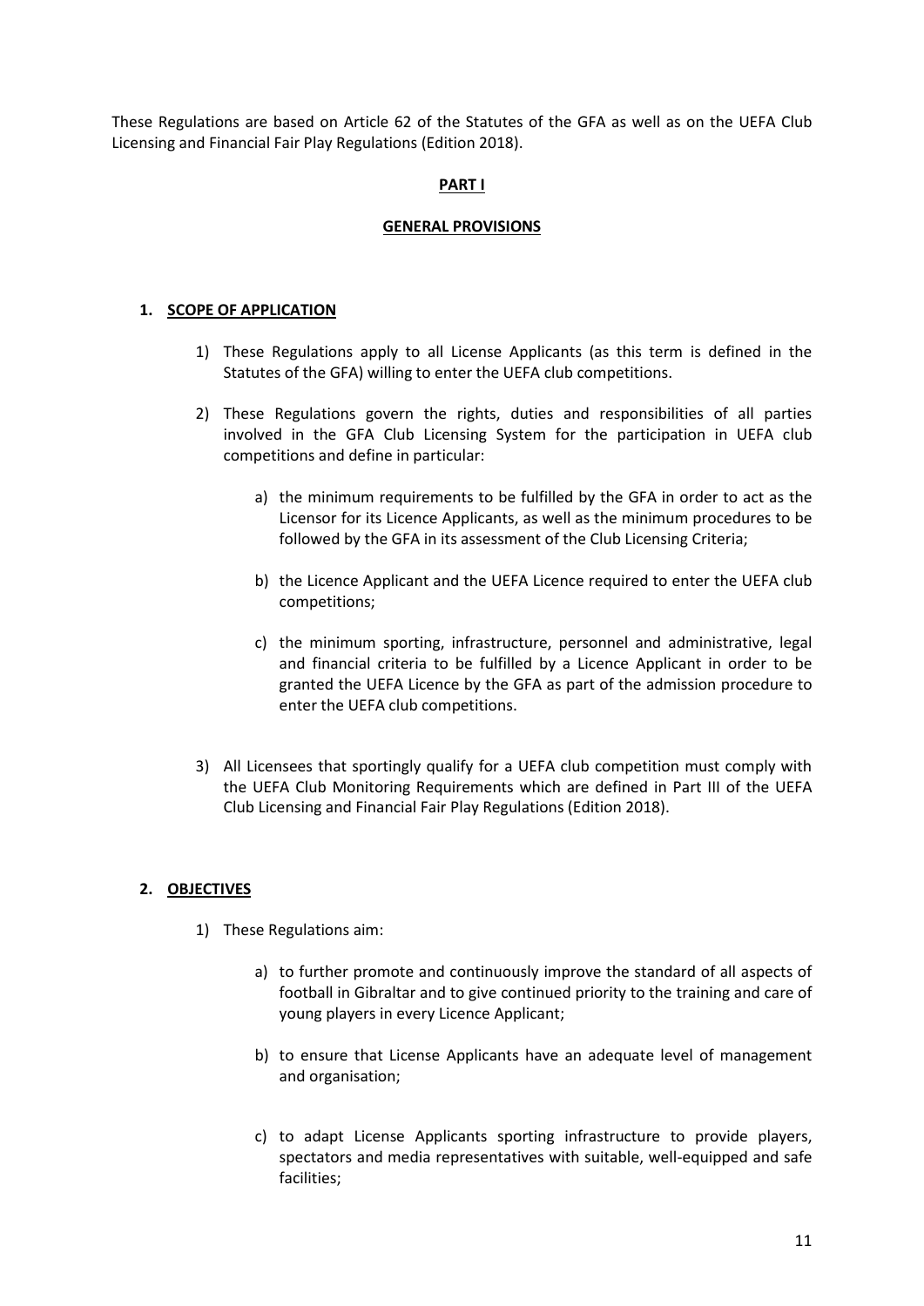These Regulations are based on Article 62 of the Statutes of the GFA as well as on the UEFA Club Licensing and Financial Fair Play Regulations (Edition 2018).

# PART I

# GENERAL PROVISIONS

## 1. SCOPE OF APPLICATION

1) These Regulations apply to all License Applicants (as this term is defined in the Statutes of the GFA) willing to enter the UEFA club competitions.

2) These Regulations govern the rights, duties and responsibilities of all parties involved in the GFA Club Licensing System for the participation in UEFA club competitions and define in particular:

   a) the minimum requirements to be fulfilled by the GFA in order to act as the Licensor for its Licence Applicants, as well as the minimum procedures to be followed by the GFA in its assessment of the Club Licensing Criteria;

   b) the Licence Applicant and the UEFA Licence required to enter the UEFA club competitions;

   c) the minimum sporting, infrastructure, personnel and administrative, legal and financial criteria to be fulfilled by a Licence Applicant in order to be granted the UEFA Licence by the GFA as part of the admission procedure to enter the UEFA club competitions.

3) All Licensees that sportingly qualify for a UEFA club competition must comply with the UEFA Club Monitoring Requirements which are defined in Part III of the UEFA Club Licensing and Financial Fair Play Regulations (Edition 2018).

## 2. OBJECTIVES

1) These Regulations aim:

   a) to further promote and continuously improve the standard of all aspects of football in Gibraltar and to give continued priority to the training and care of young players in every Licence Applicant;

   b) to ensure that License Applicants have an adequate level of management and organisation;

   c) to adapt License Applicants sporting infrastructure to provide players, spectators and media representatives with suitable, well-equipped and safe facilities;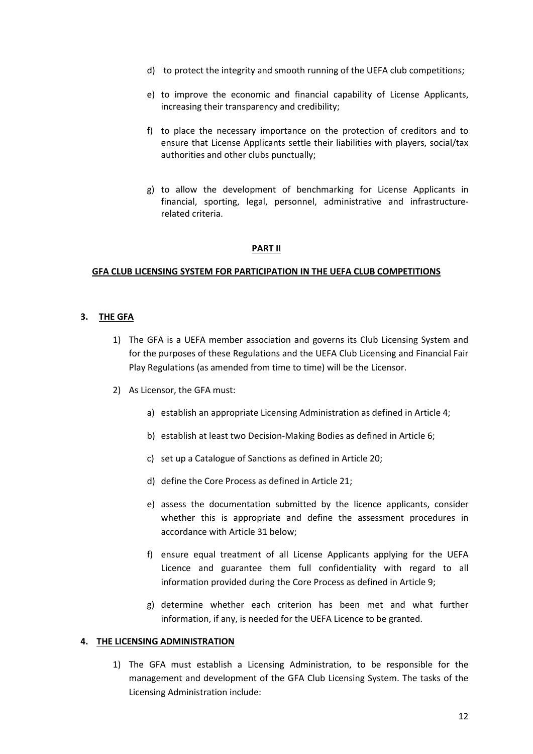d) to protect the integrity and smooth running of the UEFA club competitions;

e) to improve the economic and financial capability of License Applicants, increasing their transparency and credibility;

f) to place the necessary importance on the protection of creditors and to ensure that License Applicants settle their liabilities with players, social/tax authorities and other clubs punctually;

g) to allow the development of benchmarking for License Applicants in financial, sporting, legal, personnel, administrative and infrastructure-related criteria.

## PART II

## GFA CLUB LICENSING SYSTEM FOR PARTICIPATION IN THE UEFA CLUB COMPETITIONS

### 3. THE GFA

1) The GFA is a UEFA member association and governs its Club Licensing System and for the purposes of these Regulations and the UEFA Club Licensing and Financial Fair Play Regulations (as amended from time to time) will be the Licensor.

2) As Licensor, the GFA must:

   a) establish an appropriate Licensing Administration as defined in Article 4;

   b) establish at least two Decision-Making Bodies as defined in Article 6;

   c) set up a Catalogue of Sanctions as defined in Article 20;

   d) define the Core Process as defined in Article 21;

   e) assess the documentation submitted by the licence applicants, consider whether this is appropriate and define the assessment procedures in accordance with Article 31 below;

   f) ensure equal treatment of all License Applicants applying for the UEFA Licence and guarantee them full confidentiality with regard to all information provided during the Core Process as defined in Article 9;

   g) determine whether each criterion has been met and what further information, if any, is needed for the UEFA Licence to be granted.

### 4. THE LICENSING ADMINISTRATION

1) The GFA must establish a Licensing Administration, to be responsible for the management and development of the GFA Club Licensing System. The tasks of the Licensing Administration include: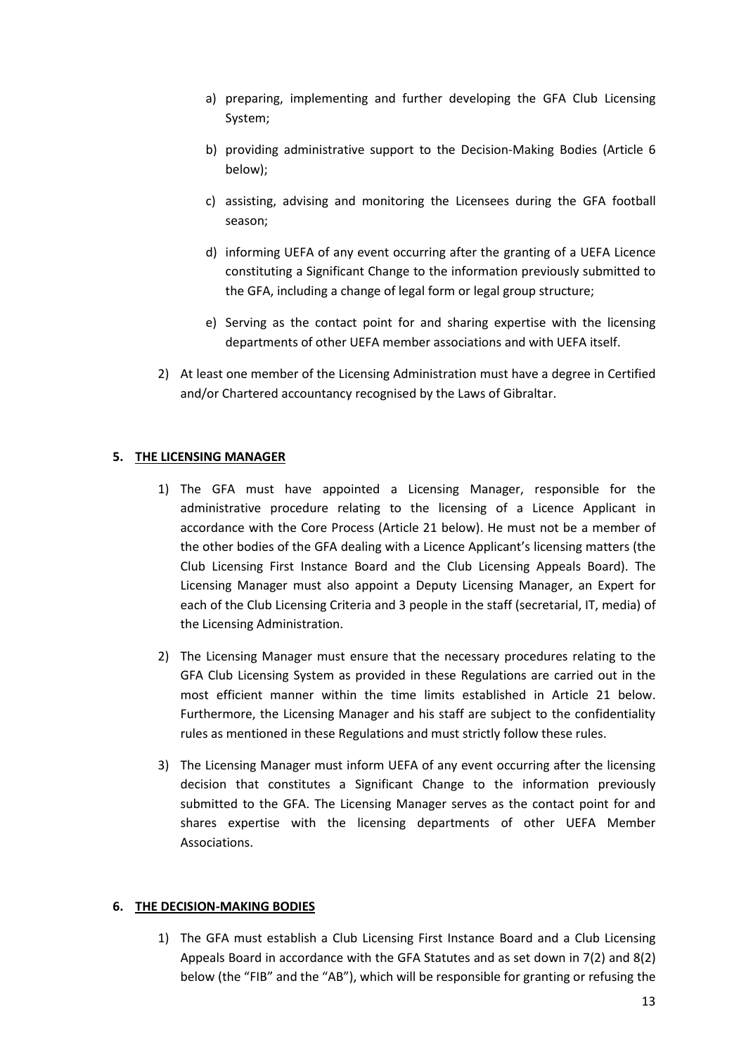a) preparing, implementing and further developing the GFA Club Licensing System;

b) providing administrative support to the Decision-Making Bodies (Article 6 below);

c) assisting, advising and monitoring the Licensees during the GFA football season;

d) informing UEFA of any event occurring after the granting of a UEFA Licence constituting a Significant Change to the information previously submitted to the GFA, including a change of legal form or legal group structure;

e) Serving as the contact point for and sharing expertise with the licensing departments of other UEFA member associations and with UEFA itself.

2) At least one member of the Licensing Administration must have a degree in Certified and/or Chartered accountancy recognised by the Laws of Gibraltar.

## 5. THE LICENSING MANAGER

1) The GFA must have appointed a Licensing Manager, responsible for the administrative procedure relating to the licensing of a Licence Applicant in accordance with the Core Process (Article 21 below). He must not be a member of the other bodies of the GFA dealing with a Licence Applicant's licensing matters (the Club Licensing First Instance Board and the Club Licensing Appeals Board). The Licensing Manager must also appoint a Deputy Licensing Manager, an Expert for each of the Club Licensing Criteria and 3 people in the staff (secretarial, IT, media) of the Licensing Administration.

2) The Licensing Manager must ensure that the necessary procedures relating to the GFA Club Licensing System as provided in these Regulations are carried out in the most efficient manner within the time limits established in Article 21 below. Furthermore, the Licensing Manager and his staff are subject to the confidentiality rules as mentioned in these Regulations and must strictly follow these rules.

3) The Licensing Manager must inform UEFA of any event occurring after the licensing decision that constitutes a Significant Change to the information previously submitted to the GFA. The Licensing Manager serves as the contact point for and shares expertise with the licensing departments of other UEFA Member Associations.

## 6. THE DECISION-MAKING BODIES

1) The GFA must establish a Club Licensing First Instance Board and a Club Licensing Appeals Board in accordance with the GFA Statutes and as set down in 7(2) and 8(2) below (the "FIB" and the "AB"), which will be responsible for granting or refusing the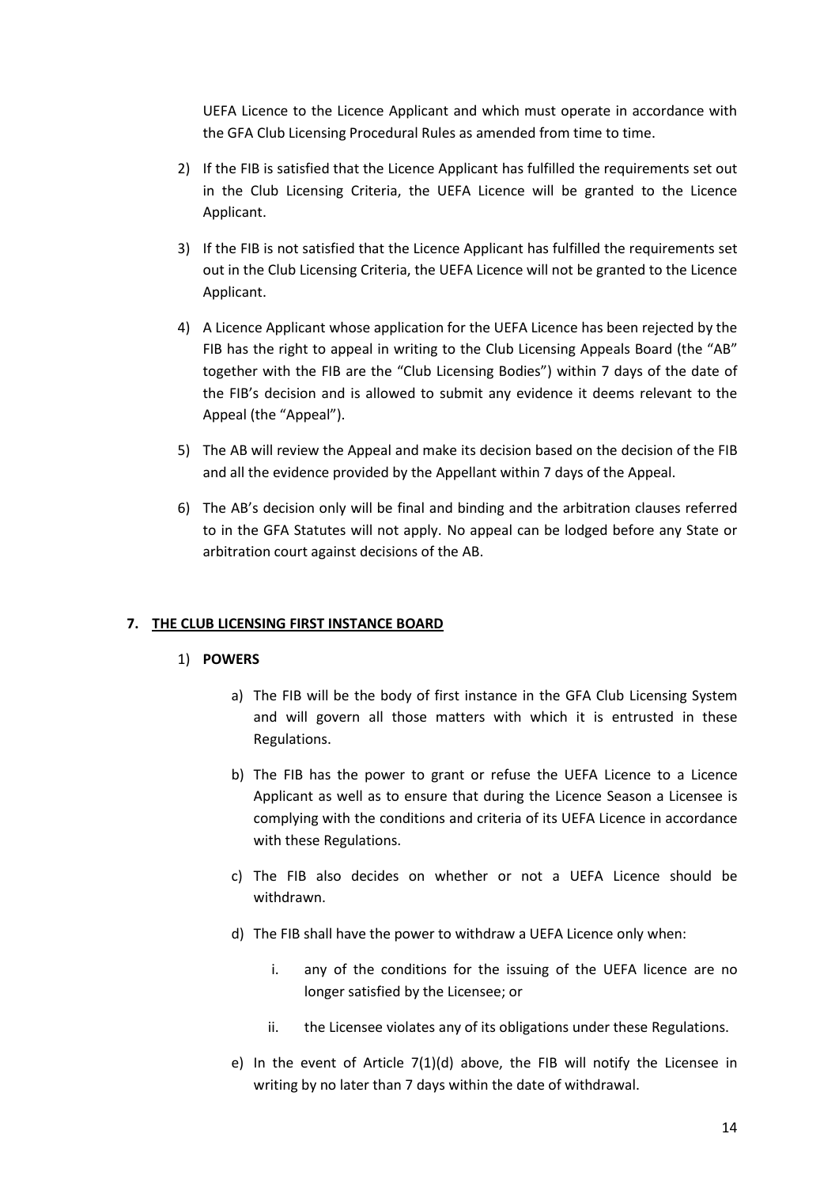UEFA Licence to the Licence Applicant and which must operate in accordance with the GFA Club Licensing Procedural Rules as amended from time to time.

2) If the FIB is satisfied that the Licence Applicant has fulfilled the requirements set out in the Club Licensing Criteria, the UEFA Licence will be granted to the Licence Applicant.

3) If the FIB is not satisfied that the Licence Applicant has fulfilled the requirements set out in the Club Licensing Criteria, the UEFA Licence will not be granted to the Licence Applicant.

4) A Licence Applicant whose application for the UEFA Licence has been rejected by the FIB has the right to appeal in writing to the Club Licensing Appeals Board (the "AB" together with the FIB are the "Club Licensing Bodies") within 7 days of the date of the FIB's decision and is allowed to submit any evidence it deems relevant to the Appeal (the "Appeal").

5) The AB will review the Appeal and make its decision based on the decision of the FIB and all the evidence provided by the Appellant within 7 days of the Appeal.

6) The AB's decision only will be final and binding and the arbitration clauses referred to in the GFA Statutes will not apply. No appeal can be lodged before any State or arbitration court against decisions of the AB.

## 7. THE CLUB LICENSING FIRST INSTANCE BOARD

1) **POWERS**

   a) The FIB will be the body of first instance in the GFA Club Licensing System and will govern all those matters with which it is entrusted in these Regulations.

   b) The FIB has the power to grant or refuse the UEFA Licence to a Licence Applicant as well as to ensure that during the Licence Season a Licensee is complying with the conditions and criteria of its UEFA Licence in accordance with these Regulations.

   c) The FIB also decides on whether or not a UEFA Licence should be withdrawn.

   d) The FIB shall have the power to withdraw a UEFA Licence only when:

      i. any of the conditions for the issuing of the UEFA licence are no longer satisfied by the Licensee; or

      ii. the Licensee violates any of its obligations under these Regulations.

   e) In the event of Article 7(1)(d) above, the FIB will notify the Licensee in writing by no later than 7 days within the date of withdrawal.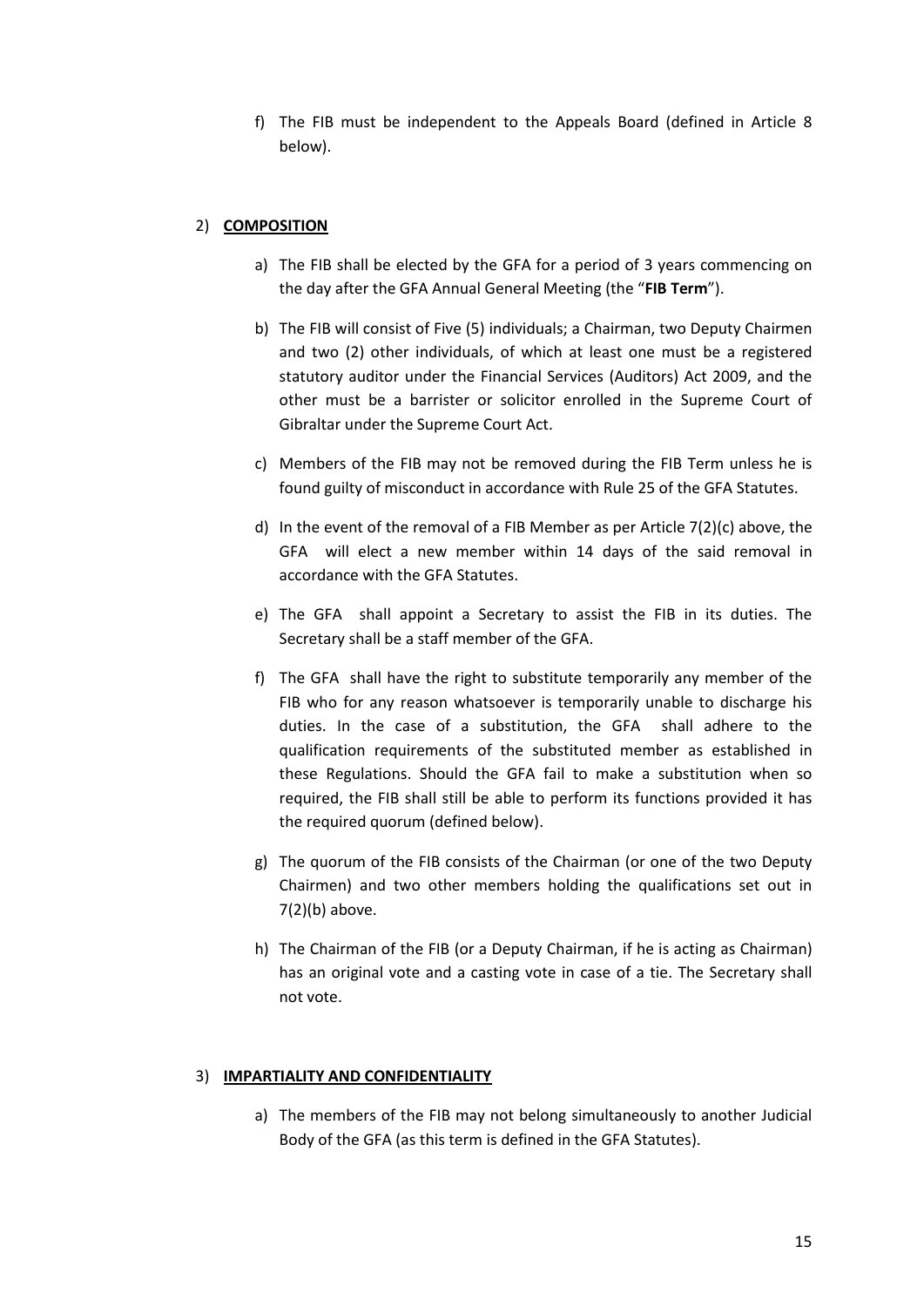f) The FIB must be independent to the Appeals Board (defined in Article 8 below).

2) **COMPOSITION**

a) The FIB shall be elected by the GFA for a period of 3 years commencing on the day after the GFA Annual General Meeting (the "**FIB Term**").

b) The FIB will consist of Five (5) individuals; a Chairman, two Deputy Chairmen and two (2) other individuals, of which at least one must be a registered statutory auditor under the Financial Services (Auditors) Act 2009, and the other must be a barrister or solicitor enrolled in the Supreme Court of Gibraltar under the Supreme Court Act.

c) Members of the FIB may not be removed during the FIB Term unless he is found guilty of misconduct in accordance with Rule 25 of the GFA Statutes.

d) In the event of the removal of a FIB Member as per Article 7(2)(c) above, the GFA will elect a new member within 14 days of the said removal in accordance with the GFA Statutes.

e) The GFA shall appoint a Secretary to assist the FIB in its duties. The Secretary shall be a staff member of the GFA.

f) The GFA shall have the right to substitute temporarily any member of the FIB who for any reason whatsoever is temporarily unable to discharge his duties. In the case of a substitution, the GFA shall adhere to the qualification requirements of the substituted member as established in these Regulations. Should the GFA fail to make a substitution when so required, the FIB shall still be able to perform its functions provided it has the required quorum (defined below).

g) The quorum of the FIB consists of the Chairman (or one of the two Deputy Chairmen) and two other members holding the qualifications set out in 7(2)(b) above.

h) The Chairman of the FIB (or a Deputy Chairman, if he is acting as Chairman) has an original vote and a casting vote in case of a tie. The Secretary shall not vote.

3) **IMPARTIALITY AND CONFIDENTIALITY**

a) The members of the FIB may not belong simultaneously to another Judicial Body of the GFA (as this term is defined in the GFA Statutes).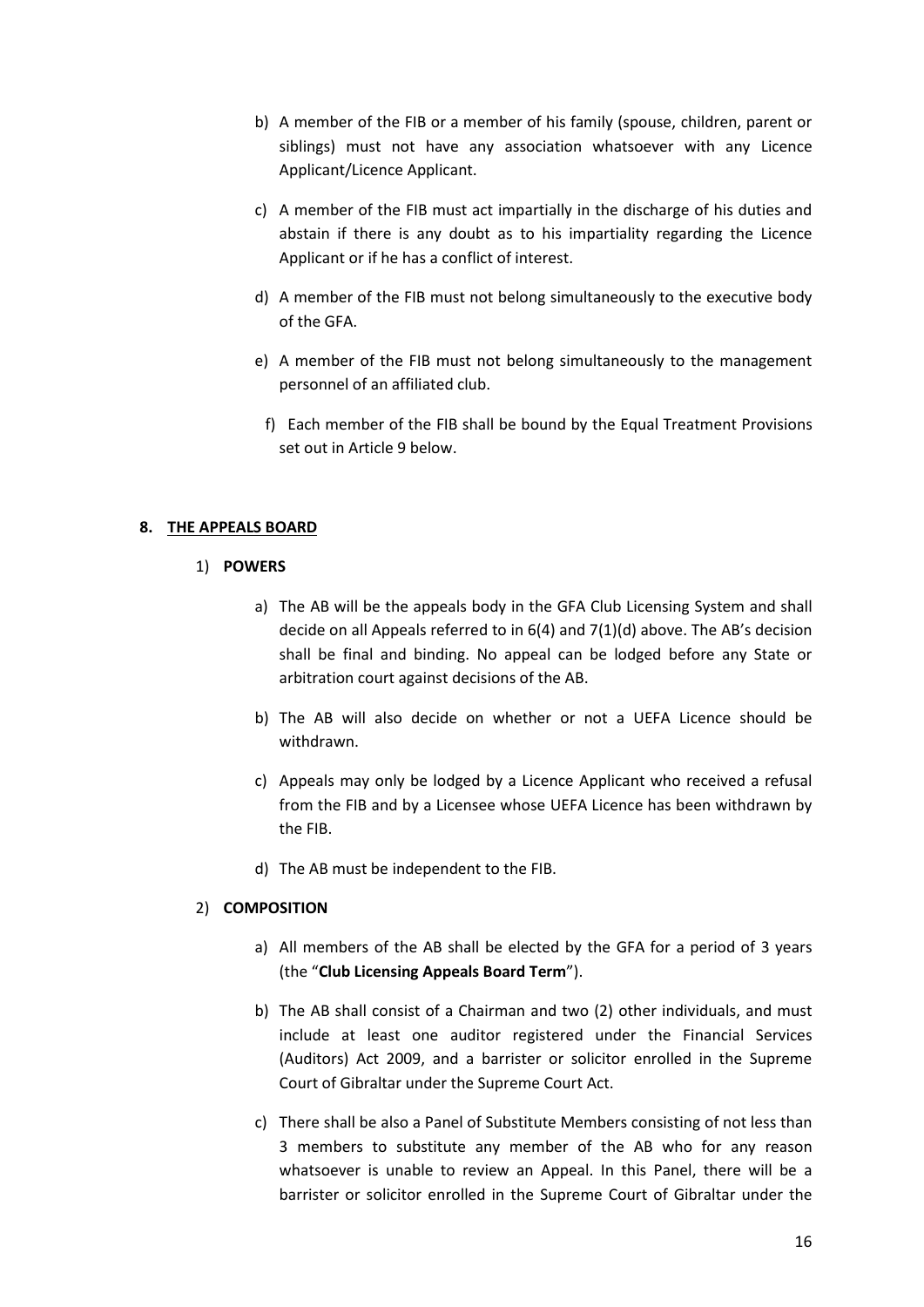b) A member of the FIB or a member of his family (spouse, children, parent or siblings) must not have any association whatsoever with any Licence Applicant/Licence Applicant.

c) A member of the FIB must act impartially in the discharge of his duties and abstain if there is any doubt as to his impartiality regarding the Licence Applicant or if he has a conflict of interest.

d) A member of the FIB must not belong simultaneously to the executive body of the GFA.

e) A member of the FIB must not belong simultaneously to the management personnel of an affiliated club.

f) Each member of the FIB shall be bound by the Equal Treatment Provisions set out in Article 9 below.

**8. THE APPEALS BOARD**

1) **POWERS**

a) The AB will be the appeals body in the GFA Club Licensing System and shall decide on all Appeals referred to in 6(4) and 7(1)(d) above. The AB's decision shall be final and binding. No appeal can be lodged before any State or arbitration court against decisions of the AB.

b) The AB will also decide on whether or not a UEFA Licence should be withdrawn.

c) Appeals may only be lodged by a Licence Applicant who received a refusal from the FIB and by a Licensee whose UEFA Licence has been withdrawn by the FIB.

d) The AB must be independent to the FIB.

2) **COMPOSITION**

a) All members of the AB shall be elected by the GFA for a period of 3 years (the "**Club Licensing Appeals Board Term**").

b) The AB shall consist of a Chairman and two (2) other individuals, and must include at least one auditor registered under the Financial Services (Auditors) Act 2009, and a barrister or solicitor enrolled in the Supreme Court of Gibraltar under the Supreme Court Act.

c) There shall be also a Panel of Substitute Members consisting of not less than 3 members to substitute any member of the AB who for any reason whatsoever is unable to review an Appeal. In this Panel, there will be a barrister or solicitor enrolled in the Supreme Court of Gibraltar under the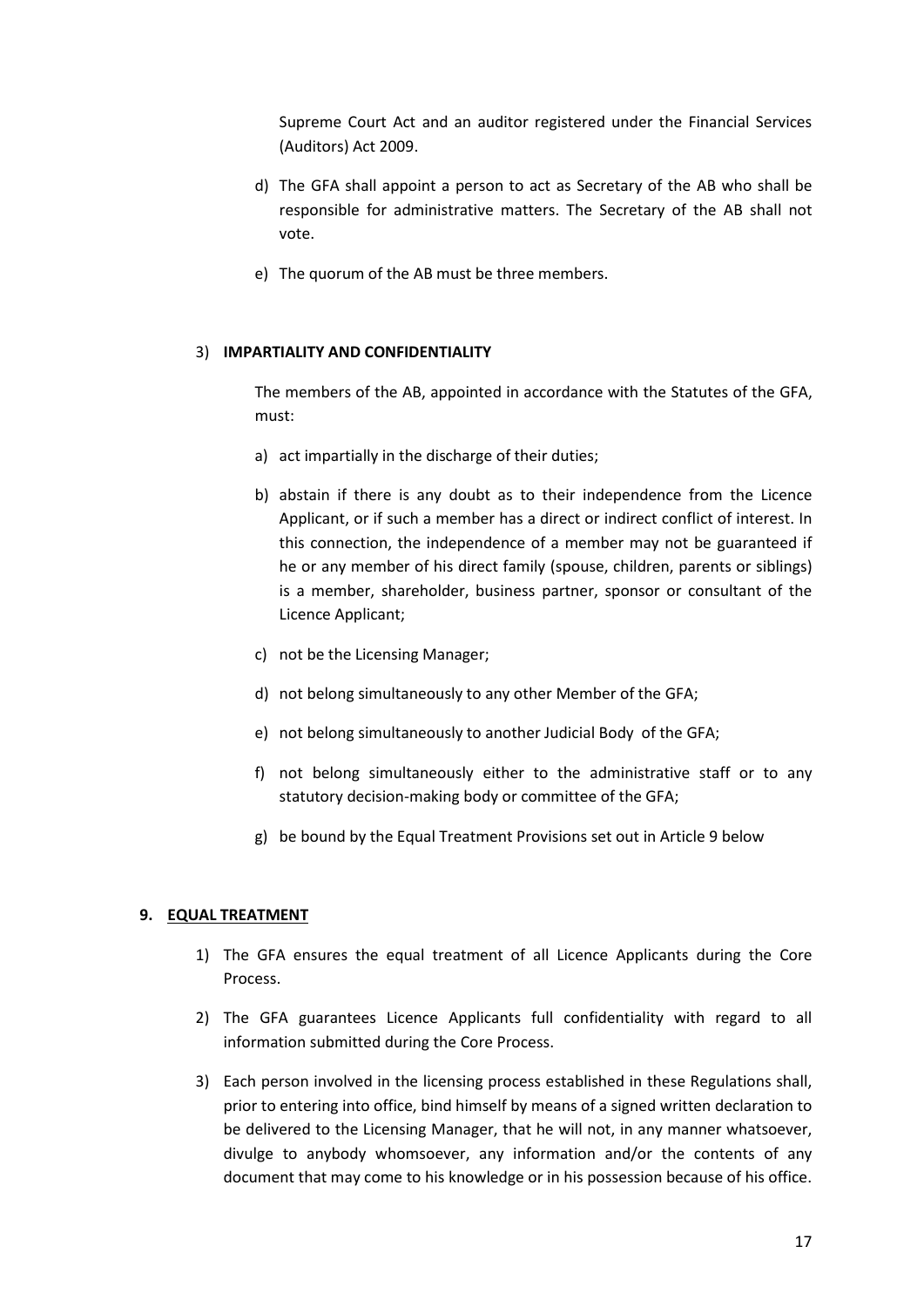Supreme Court Act and an auditor registered under the Financial Services (Auditors) Act 2009.

d) The GFA shall appoint a person to act as Secretary of the AB who shall be responsible for administrative matters. The Secretary of the AB shall not vote.

e) The quorum of the AB must be three members.

3) **IMPARTIALITY AND CONFIDENTIALITY**

The members of the AB, appointed in accordance with the Statutes of the GFA, must:

a) act impartially in the discharge of their duties;

b) abstain if there is any doubt as to their independence from the Licence Applicant, or if such a member has a direct or indirect conflict of interest. In this connection, the independence of a member may not be guaranteed if he or any member of his direct family (spouse, children, parents or siblings) is a member, shareholder, business partner, sponsor or consultant of the Licence Applicant;

c) not be the Licensing Manager;

d) not belong simultaneously to any other Member of the GFA;

e) not belong simultaneously to another Judicial Body of the GFA;

f) not belong simultaneously either to the administrative staff or to any statutory decision-making body or committee of the GFA;

g) be bound by the Equal Treatment Provisions set out in Article 9 below

## 9. EQUAL TREATMENT

1) The GFA ensures the equal treatment of all Licence Applicants during the Core Process.

2) The GFA guarantees Licence Applicants full confidentiality with regard to all information submitted during the Core Process.

3) Each person involved in the licensing process established in these Regulations shall, prior to entering into office, bind himself by means of a signed written declaration to be delivered to the Licensing Manager, that he will not, in any manner whatsoever, divulge to anybody whomsoever, any information and/or the contents of any document that may come to his knowledge or in his possession because of his office.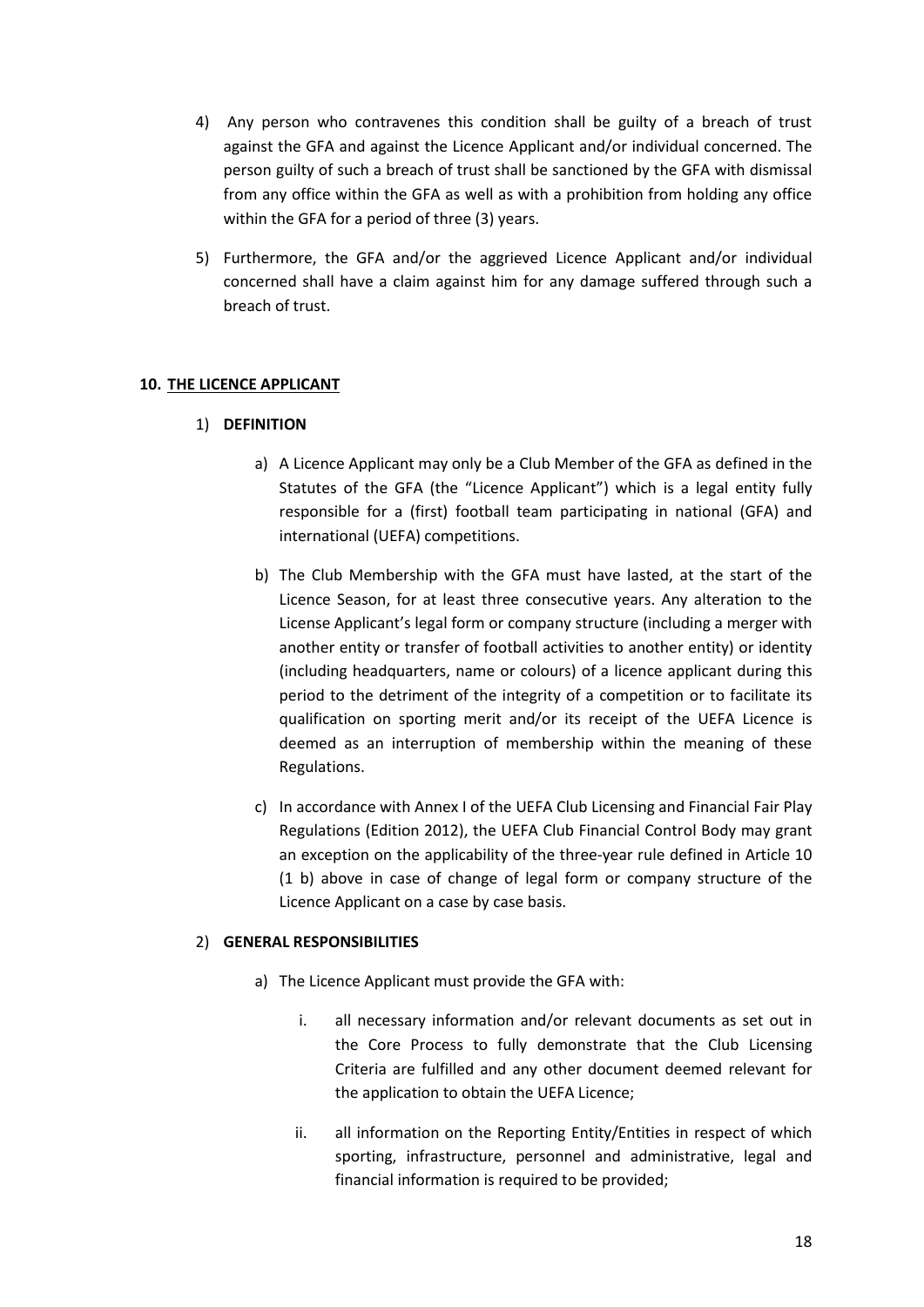4) Any person who contravenes this condition shall be guilty of a breach of trust against the GFA and against the Licence Applicant and/or individual concerned. The person guilty of such a breach of trust shall be sanctioned by the GFA with dismissal from any office within the GFA as well as with a prohibition from holding any office within the GFA for a period of three (3) years.

5) Furthermore, the GFA and/or the aggrieved Licence Applicant and/or individual concerned shall have a claim against him for any damage suffered through such a breach of trust.

## 10. THE LICENCE APPLICANT

1) **DEFINITION**

   a) A Licence Applicant may only be a Club Member of the GFA as defined in the Statutes of the GFA (the "Licence Applicant") which is a legal entity fully responsible for a (first) football team participating in national (GFA) and international (UEFA) competitions.

   b) The Club Membership with the GFA must have lasted, at the start of the Licence Season, for at least three consecutive years. Any alteration to the License Applicant's legal form or company structure (including a merger with another entity or transfer of football activities to another entity) or identity (including headquarters, name or colours) of a licence applicant during this period to the detriment of the integrity of a competition or to facilitate its qualification on sporting merit and/or its receipt of the UEFA Licence is deemed as an interruption of membership within the meaning of these Regulations.

   c) In accordance with Annex I of the UEFA Club Licensing and Financial Fair Play Regulations (Edition 2012), the UEFA Club Financial Control Body may grant an exception on the applicability of the three-year rule defined in Article 10 (1 b) above in case of change of legal form or company structure of the Licence Applicant on a case by case basis.

2) **GENERAL RESPONSIBILITIES**

   a) The Licence Applicant must provide the GFA with:

      i. all necessary information and/or relevant documents as set out in the Core Process to fully demonstrate that the Club Licensing Criteria are fulfilled and any other document deemed relevant for the application to obtain the UEFA Licence;

      ii. all information on the Reporting Entity/Entities in respect of which sporting, infrastructure, personnel and administrative, legal and financial information is required to be provided;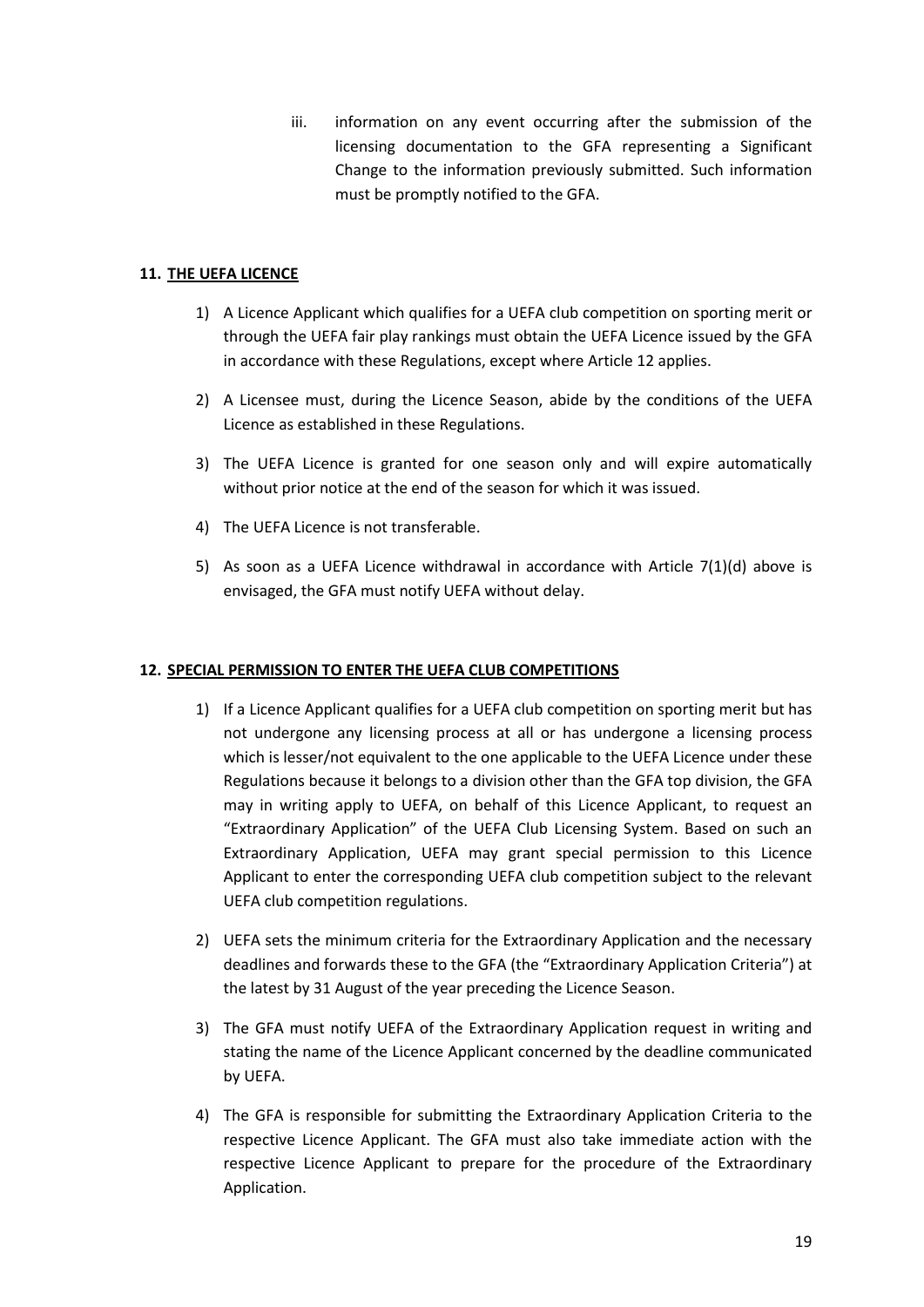iii. information on any event occurring after the submission of the licensing documentation to the GFA representing a Significant Change to the information previously submitted. Such information must be promptly notified to the GFA.

## 11. THE UEFA LICENCE

1) A Licence Applicant which qualifies for a UEFA club competition on sporting merit or through the UEFA fair play rankings must obtain the UEFA Licence issued by the GFA in accordance with these Regulations, except where Article 12 applies.

2) A Licensee must, during the Licence Season, abide by the conditions of the UEFA Licence as established in these Regulations.

3) The UEFA Licence is granted for one season only and will expire automatically without prior notice at the end of the season for which it was issued.

4) The UEFA Licence is not transferable.

5) As soon as a UEFA Licence withdrawal in accordance with Article 7(1)(d) above is envisaged, the GFA must notify UEFA without delay.

## 12. SPECIAL PERMISSION TO ENTER THE UEFA CLUB COMPETITIONS

1) If a Licence Applicant qualifies for a UEFA club competition on sporting merit but has not undergone any licensing process at all or has undergone a licensing process which is lesser/not equivalent to the one applicable to the UEFA Licence under these Regulations because it belongs to a division other than the GFA top division, the GFA may in writing apply to UEFA, on behalf of this Licence Applicant, to request an "Extraordinary Application" of the UEFA Club Licensing System. Based on such an Extraordinary Application, UEFA may grant special permission to this Licence Applicant to enter the corresponding UEFA club competition subject to the relevant UEFA club competition regulations.

2) UEFA sets the minimum criteria for the Extraordinary Application and the necessary deadlines and forwards these to the GFA (the "Extraordinary Application Criteria") at the latest by 31 August of the year preceding the Licence Season.

3) The GFA must notify UEFA of the Extraordinary Application request in writing and stating the name of the Licence Applicant concerned by the deadline communicated by UEFA.

4) The GFA is responsible for submitting the Extraordinary Application Criteria to the respective Licence Applicant. The GFA must also take immediate action with the respective Licence Applicant to prepare for the procedure of the Extraordinary Application.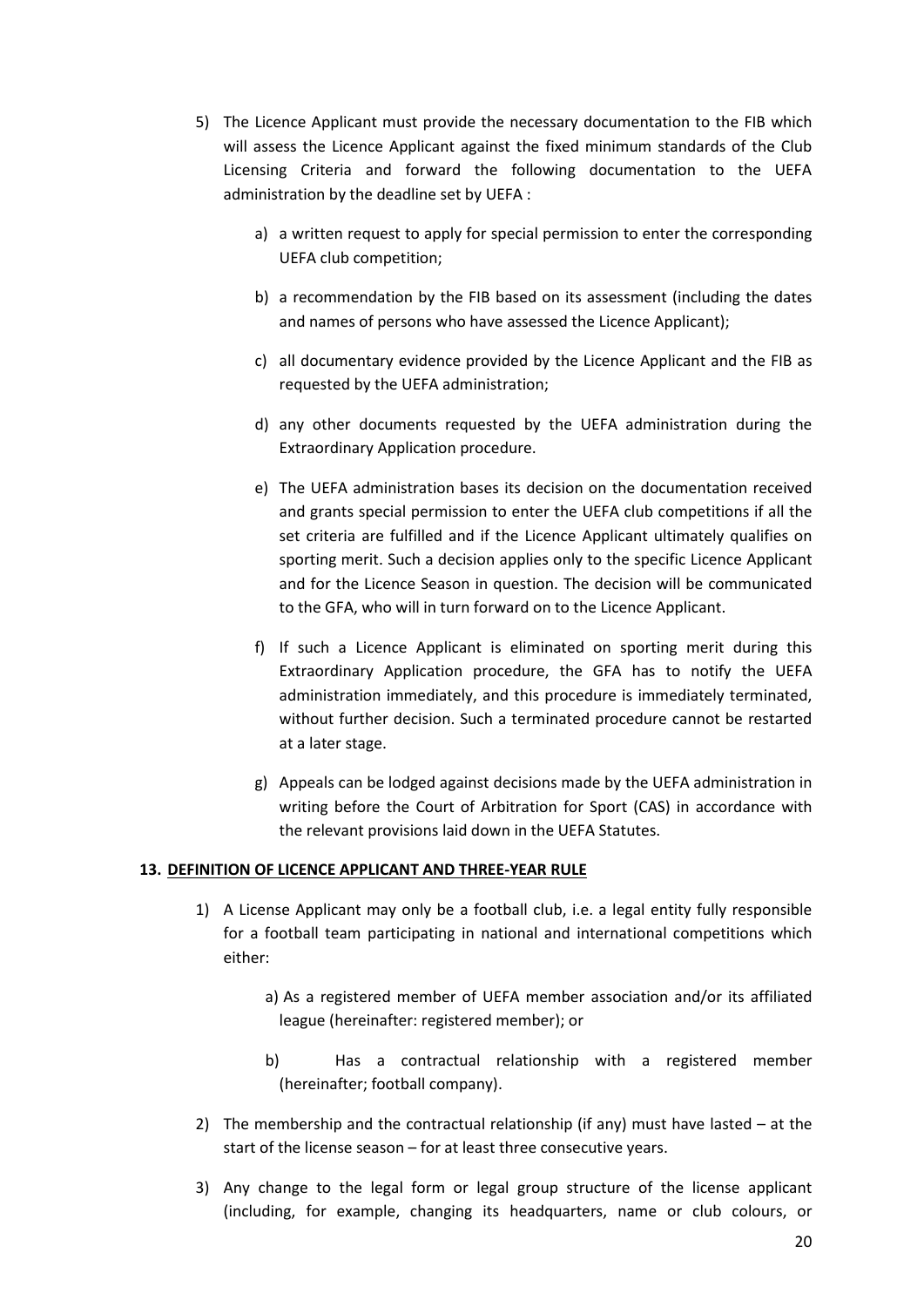5) The Licence Applicant must provide the necessary documentation to the FIB which will assess the Licence Applicant against the fixed minimum standards of the Club Licensing Criteria and forward the following documentation to the UEFA administration by the deadline set by UEFA :

    a) a written request to apply for special permission to enter the corresponding UEFA club competition;

    b) a recommendation by the FIB based on its assessment (including the dates and names of persons who have assessed the Licence Applicant);

    c) all documentary evidence provided by the Licence Applicant and the FIB as requested by the UEFA administration;

    d) any other documents requested by the UEFA administration during the Extraordinary Application procedure.

    e) The UEFA administration bases its decision on the documentation received and grants special permission to enter the UEFA club competitions if all the set criteria are fulfilled and if the Licence Applicant ultimately qualifies on sporting merit. Such a decision applies only to the specific Licence Applicant and for the Licence Season in question. The decision will be communicated to the GFA, who will in turn forward on to the Licence Applicant.

    f) If such a Licence Applicant is eliminated on sporting merit during this Extraordinary Application procedure, the GFA has to notify the UEFA administration immediately, and this procedure is immediately terminated, without further decision. Such a terminated procedure cannot be restarted at a later stage.

    g) Appeals can be lodged against decisions made by the UEFA administration in writing before the Court of Arbitration for Sport (CAS) in accordance with the relevant provisions laid down in the UEFA Statutes.

**13. <u>DEFINITION OF LICENCE APPLICANT AND THREE-YEAR RULE</u>**

1) A License Applicant may only be a football club, i.e. a legal entity fully responsible for a football team participating in national and international competitions which either:

    a) As a registered member of UEFA member association and/or its affiliated league (hereinafter: registered member); or

    b) Has a contractual relationship with a registered member (hereinafter; football company).

2) The membership and the contractual relationship (if any) must have lasted – at the start of the license season – for at least three consecutive years.

3) Any change to the legal form or legal group structure of the license applicant (including, for example, changing its headquarters, name or club colours, or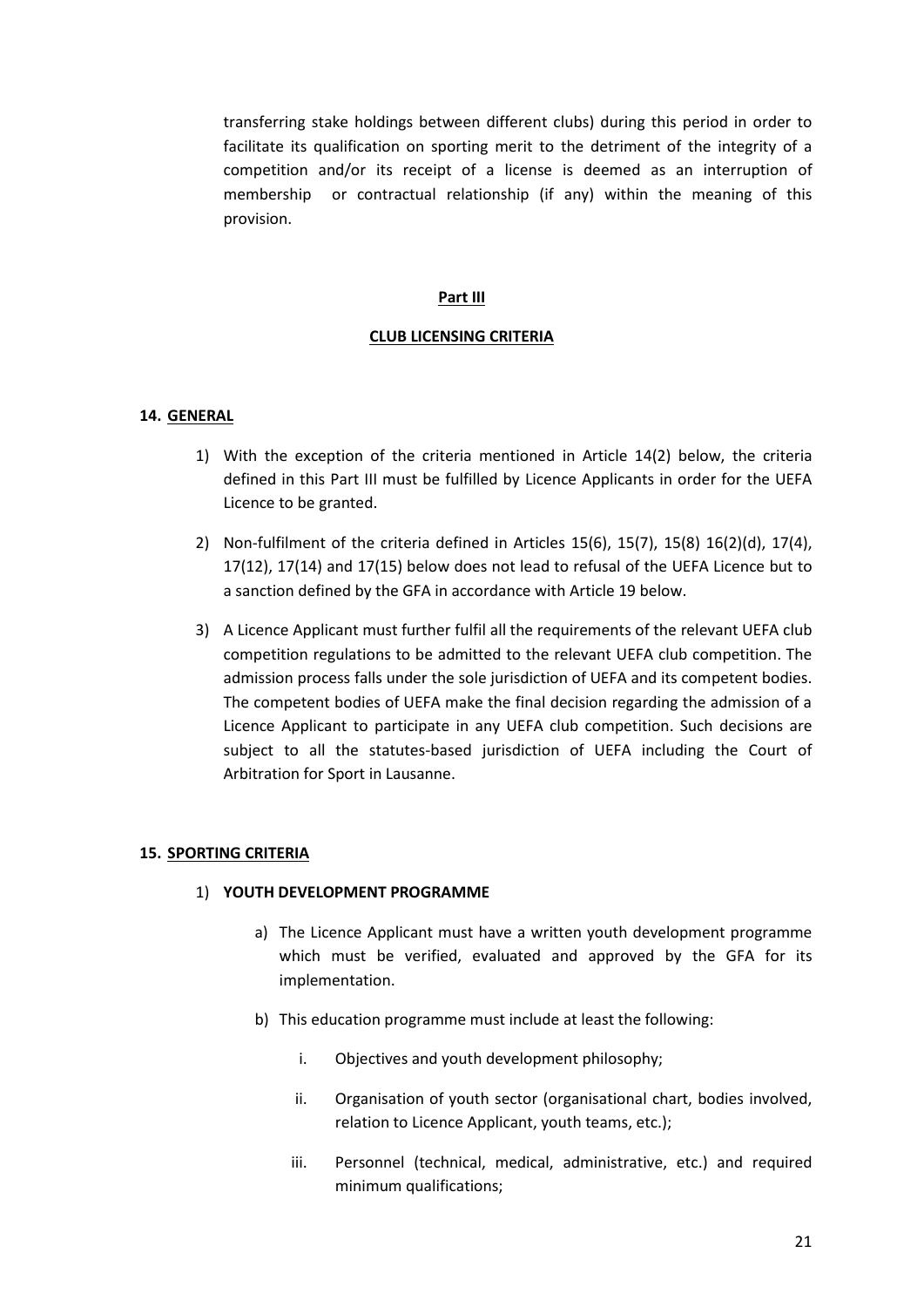transferring stake holdings between different clubs) during this period in order to facilitate its qualification on sporting merit to the detriment of the integrity of a competition and/or its receipt of a license is deemed as an interruption of membership or contractual relationship (if any) within the meaning of this provision.

# Part III

# CLUB LICENSING CRITERIA

## 14. GENERAL

1) With the exception of the criteria mentioned in Article 14(2) below, the criteria defined in this Part III must be fulfilled by Licence Applicants in order for the UEFA Licence to be granted.

2) Non-fulfilment of the criteria defined in Articles 15(6), 15(7), 15(8) 16(2)(d), 17(4), 17(12), 17(14) and 17(15) below does not lead to refusal of the UEFA Licence but to a sanction defined by the GFA in accordance with Article 19 below.

3) A Licence Applicant must further fulfil all the requirements of the relevant UEFA club competition regulations to be admitted to the relevant UEFA club competition. The admission process falls under the sole jurisdiction of UEFA and its competent bodies. The competent bodies of UEFA make the final decision regarding the admission of a Licence Applicant to participate in any UEFA club competition. Such decisions are subject to all the statutes-based jurisdiction of UEFA including the Court of Arbitration for Sport in Lausanne.

## 15. SPORTING CRITERIA

1) **YOUTH DEVELOPMENT PROGRAMME**

   a) The Licence Applicant must have a written youth development programme which must be verified, evaluated and approved by the GFA for its implementation.

   b) This education programme must include at least the following:

      i. Objectives and youth development philosophy;

      ii. Organisation of youth sector (organisational chart, bodies involved, relation to Licence Applicant, youth teams, etc.);

      iii. Personnel (technical, medical, administrative, etc.) and required minimum qualifications;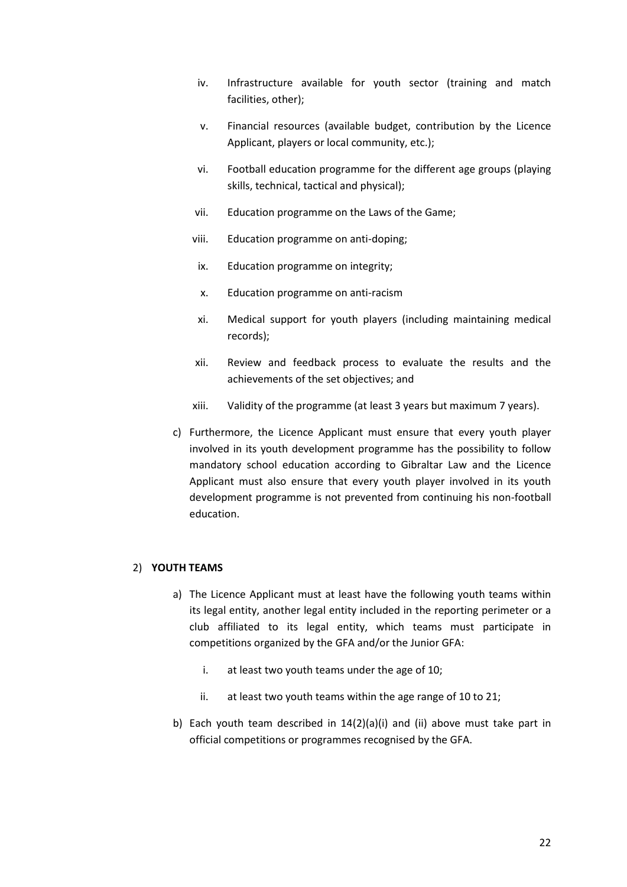iv. Infrastructure available for youth sector (training and match facilities, other);

v. Financial resources (available budget, contribution by the Licence Applicant, players or local community, etc.);

vi. Football education programme for the different age groups (playing skills, technical, tactical and physical);

vii. Education programme on the Laws of the Game;

viii. Education programme on anti-doping;

ix. Education programme on integrity;

x. Education programme on anti-racism

xi. Medical support for youth players (including maintaining medical records);

xii. Review and feedback process to evaluate the results and the achievements of the set objectives; and

xiii. Validity of the programme (at least 3 years but maximum 7 years).

c) Furthermore, the Licence Applicant must ensure that every youth player involved in its youth development programme has the possibility to follow mandatory school education according to Gibraltar Law and the Licence Applicant must also ensure that every youth player involved in its youth development programme is not prevented from continuing his non-football education.

2) **YOUTH TEAMS**

a) The Licence Applicant must at least have the following youth teams within its legal entity, another legal entity included in the reporting perimeter or a club affiliated to its legal entity, which teams must participate in competitions organized by the GFA and/or the Junior GFA:

i. at least two youth teams under the age of 10;

ii. at least two youth teams within the age range of 10 to 21;

b) Each youth team described in 14(2)(a)(i) and (ii) above must take part in official competitions or programmes recognised by the GFA.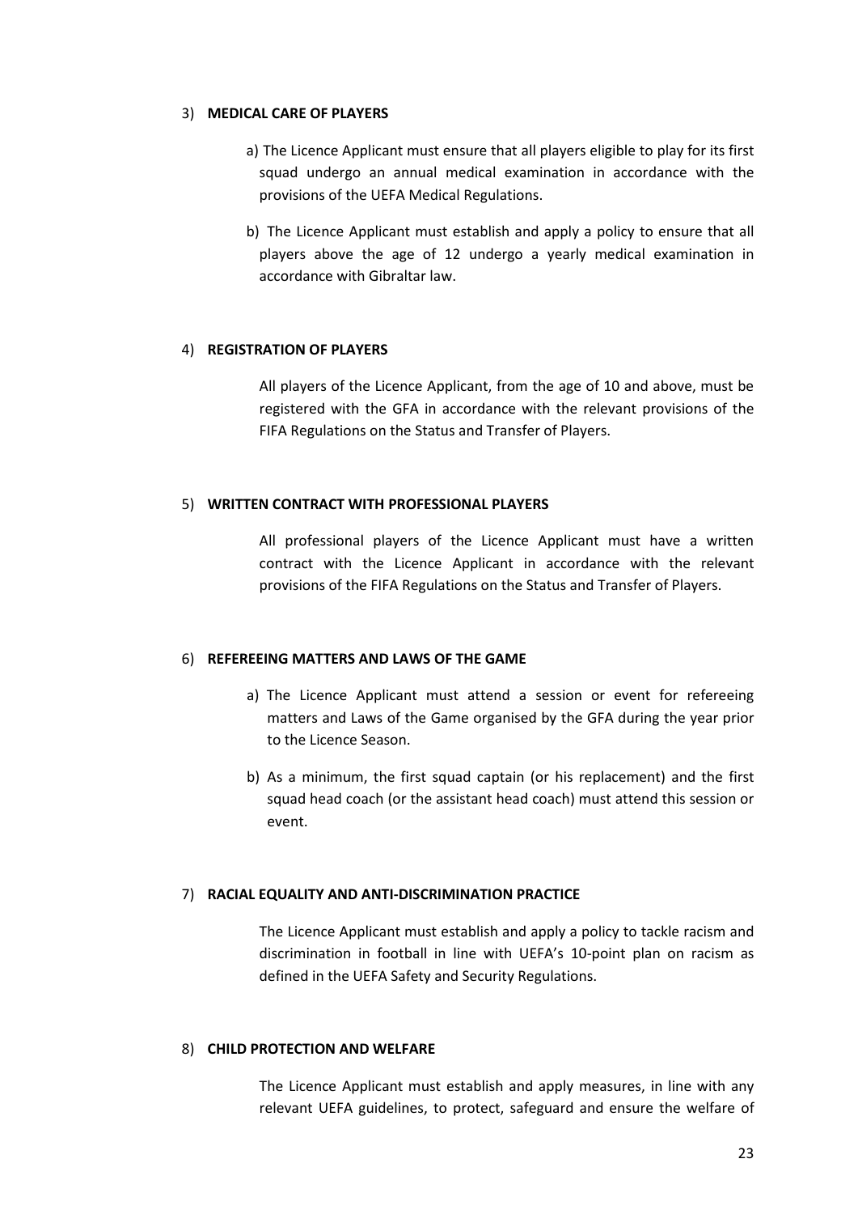3) **MEDICAL CARE OF PLAYERS**

a) The Licence Applicant must ensure that all players eligible to play for its first squad undergo an annual medical examination in accordance with the provisions of the UEFA Medical Regulations.

b) The Licence Applicant must establish and apply a policy to ensure that all players above the age of 12 undergo a yearly medical examination in accordance with Gibraltar law.

4) **REGISTRATION OF PLAYERS**

All players of the Licence Applicant, from the age of 10 and above, must be registered with the GFA in accordance with the relevant provisions of the FIFA Regulations on the Status and Transfer of Players.

5) **WRITTEN CONTRACT WITH PROFESSIONAL PLAYERS**

All professional players of the Licence Applicant must have a written contract with the Licence Applicant in accordance with the relevant provisions of the FIFA Regulations on the Status and Transfer of Players.

6) **REFEREEING MATTERS AND LAWS OF THE GAME**

a) The Licence Applicant must attend a session or event for refereeing matters and Laws of the Game organised by the GFA during the year prior to the Licence Season.

b) As a minimum, the first squad captain (or his replacement) and the first squad head coach (or the assistant head coach) must attend this session or event.

7) **RACIAL EQUALITY AND ANTI-DISCRIMINATION PRACTICE**

The Licence Applicant must establish and apply a policy to tackle racism and discrimination in football in line with UEFA's 10-point plan on racism as defined in the UEFA Safety and Security Regulations.

8) **CHILD PROTECTION AND WELFARE**

The Licence Applicant must establish and apply measures, in line with any relevant UEFA guidelines, to protect, safeguard and ensure the welfare of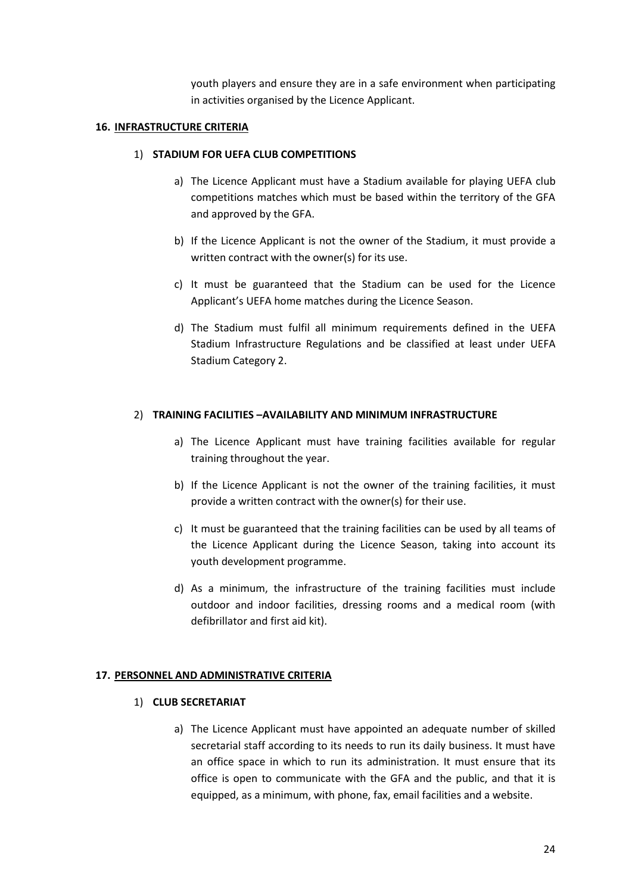youth players and ensure they are in a safe environment when participating in activities organised by the Licence Applicant.

## 16. INFRASTRUCTURE CRITERIA

### 1) STADIUM FOR UEFA CLUB COMPETITIONS

a) The Licence Applicant must have a Stadium available for playing UEFA club competitions matches which must be based within the territory of the GFA and approved by the GFA.

b) If the Licence Applicant is not the owner of the Stadium, it must provide a written contract with the owner(s) for its use.

c) It must be guaranteed that the Stadium can be used for the Licence Applicant's UEFA home matches during the Licence Season.

d) The Stadium must fulfil all minimum requirements defined in the UEFA Stadium Infrastructure Regulations and be classified at least under UEFA Stadium Category 2.

### 2) TRAINING FACILITIES –AVAILABILITY AND MINIMUM INFRASTRUCTURE

a) The Licence Applicant must have training facilities available for regular training throughout the year.

b) If the Licence Applicant is not the owner of the training facilities, it must provide a written contract with the owner(s) for their use.

c) It must be guaranteed that the training facilities can be used by all teams of the Licence Applicant during the Licence Season, taking into account its youth development programme.

d) As a minimum, the infrastructure of the training facilities must include outdoor and indoor facilities, dressing rooms and a medical room (with defibrillator and first aid kit).

## 17. PERSONNEL AND ADMINISTRATIVE CRITERIA

### 1) CLUB SECRETARIAT

a) The Licence Applicant must have appointed an adequate number of skilled secretarial staff according to its needs to run its daily business. It must have an office space in which to run its administration. It must ensure that its office is open to communicate with the GFA and the public, and that it is equipped, as a minimum, with phone, fax, email facilities and a website.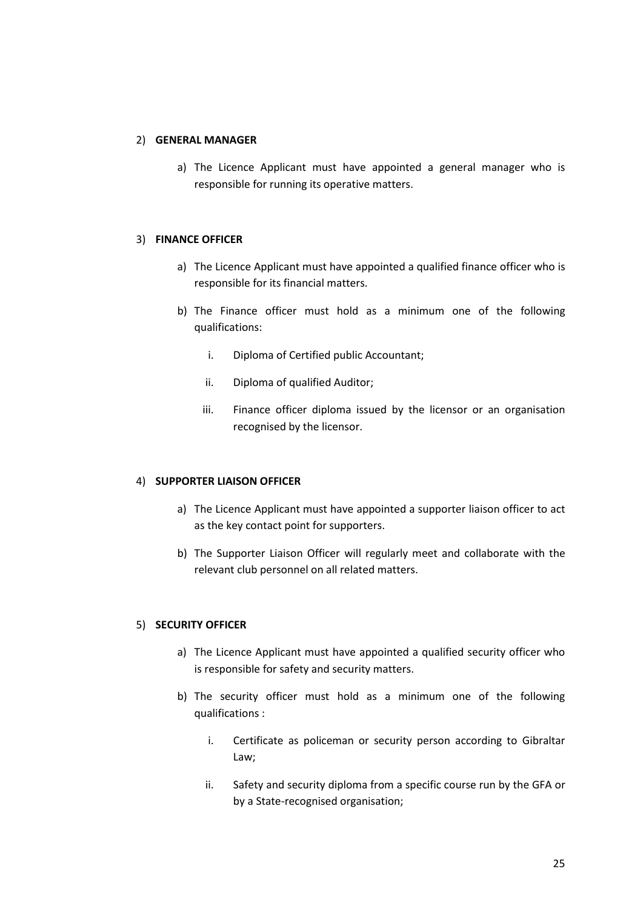2) **GENERAL MANAGER**

   a) The Licence Applicant must have appointed a general manager who is responsible for running its operative matters.

3) **FINANCE OFFICER**

   a) The Licence Applicant must have appointed a qualified finance officer who is responsible for its financial matters.

   b) The Finance officer must hold as a minimum one of the following qualifications:

      i. Diploma of Certified public Accountant;

      ii. Diploma of qualified Auditor;

      iii. Finance officer diploma issued by the licensor or an organisation recognised by the licensor.

4) **SUPPORTER LIAISON OFFICER**

   a) The Licence Applicant must have appointed a supporter liaison officer to act as the key contact point for supporters.

   b) The Supporter Liaison Officer will regularly meet and collaborate with the relevant club personnel on all related matters.

5) **SECURITY OFFICER**

   a) The Licence Applicant must have appointed a qualified security officer who is responsible for safety and security matters.

   b) The security officer must hold as a minimum one of the following qualifications :

      i. Certificate as policeman or security person according to Gibraltar Law;

      ii. Safety and security diploma from a specific course run by the GFA or by a State-recognised organisation;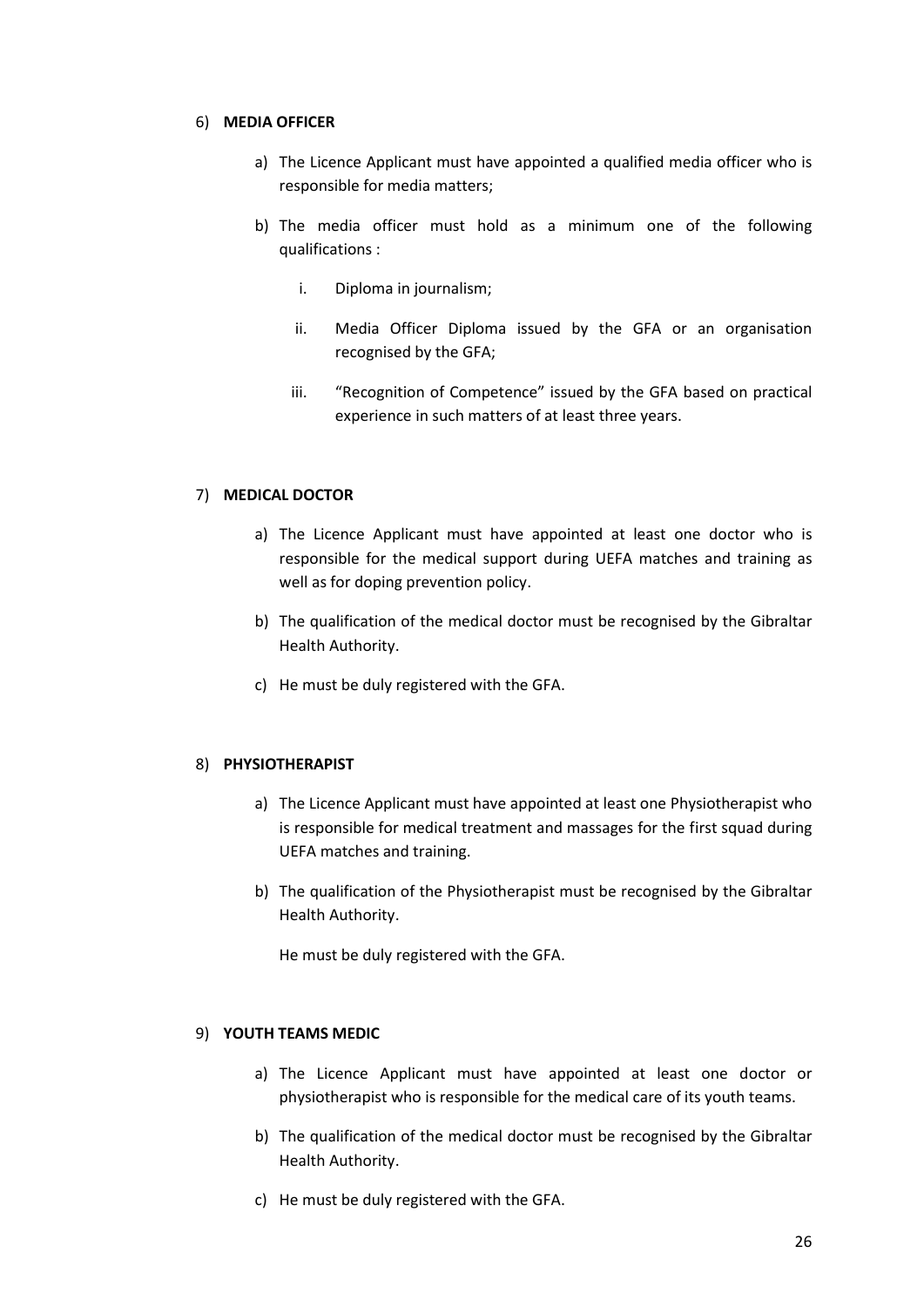6) **MEDIA OFFICER**

   a) The Licence Applicant must have appointed a qualified media officer who is responsible for media matters;

   b) The media officer must hold as a minimum one of the following qualifications :

      i. Diploma in journalism;

      ii. Media Officer Diploma issued by the GFA or an organisation recognised by the GFA;

      iii. "Recognition of Competence" issued by the GFA based on practical experience in such matters of at least three years.

7) **MEDICAL DOCTOR**

   a) The Licence Applicant must have appointed at least one doctor who is responsible for the medical support during UEFA matches and training as well as for doping prevention policy.

   b) The qualification of the medical doctor must be recognised by the Gibraltar Health Authority.

   c) He must be duly registered with the GFA.

8) **PHYSIOTHERAPIST**

   a) The Licence Applicant must have appointed at least one Physiotherapist who is responsible for medical treatment and massages for the first squad during UEFA matches and training.

   b) The qualification of the Physiotherapist must be recognised by the Gibraltar Health Authority.

      He must be duly registered with the GFA.

9) **YOUTH TEAMS MEDIC**

   a) The Licence Applicant must have appointed at least one doctor or physiotherapist who is responsible for the medical care of its youth teams.

   b) The qualification of the medical doctor must be recognised by the Gibraltar Health Authority.

   c) He must be duly registered with the GFA.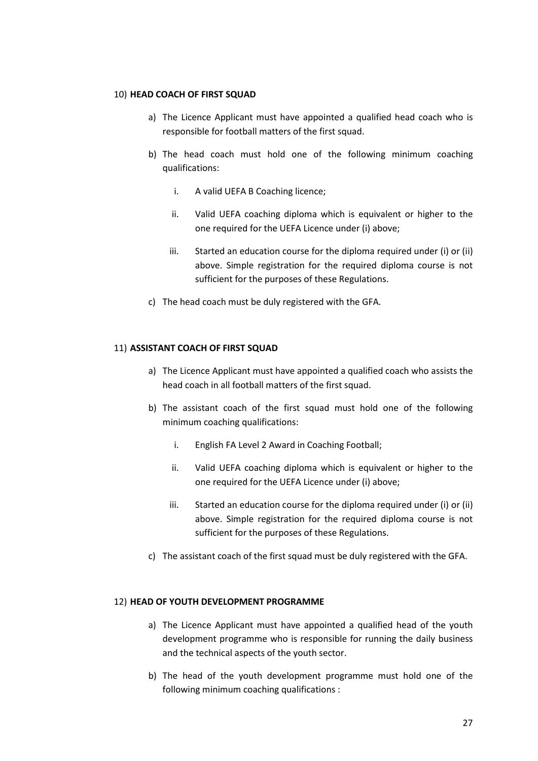10) **HEAD COACH OF FIRST SQUAD**

a) The Licence Applicant must have appointed a qualified head coach who is responsible for football matters of the first squad.

b) The head coach must hold one of the following minimum coaching qualifications:

   i. A valid UEFA B Coaching licence;

   ii. Valid UEFA coaching diploma which is equivalent or higher to the one required for the UEFA Licence under (i) above;

   iii. Started an education course for the diploma required under (i) or (ii) above. Simple registration for the required diploma course is not sufficient for the purposes of these Regulations.

c) The head coach must be duly registered with the GFA.

11) **ASSISTANT COACH OF FIRST SQUAD**

a) The Licence Applicant must have appointed a qualified coach who assists the head coach in all football matters of the first squad.

b) The assistant coach of the first squad must hold one of the following minimum coaching qualifications:

   i. English FA Level 2 Award in Coaching Football;

   ii. Valid UEFA coaching diploma which is equivalent or higher to the one required for the UEFA Licence under (i) above;

   iii. Started an education course for the diploma required under (i) or (ii) above. Simple registration for the required diploma course is not sufficient for the purposes of these Regulations.

c) The assistant coach of the first squad must be duly registered with the GFA.

12) **HEAD OF YOUTH DEVELOPMENT PROGRAMME**

a) The Licence Applicant must have appointed a qualified head of the youth development programme who is responsible for running the daily business and the technical aspects of the youth sector.

b) The head of the youth development programme must hold one of the following minimum coaching qualifications :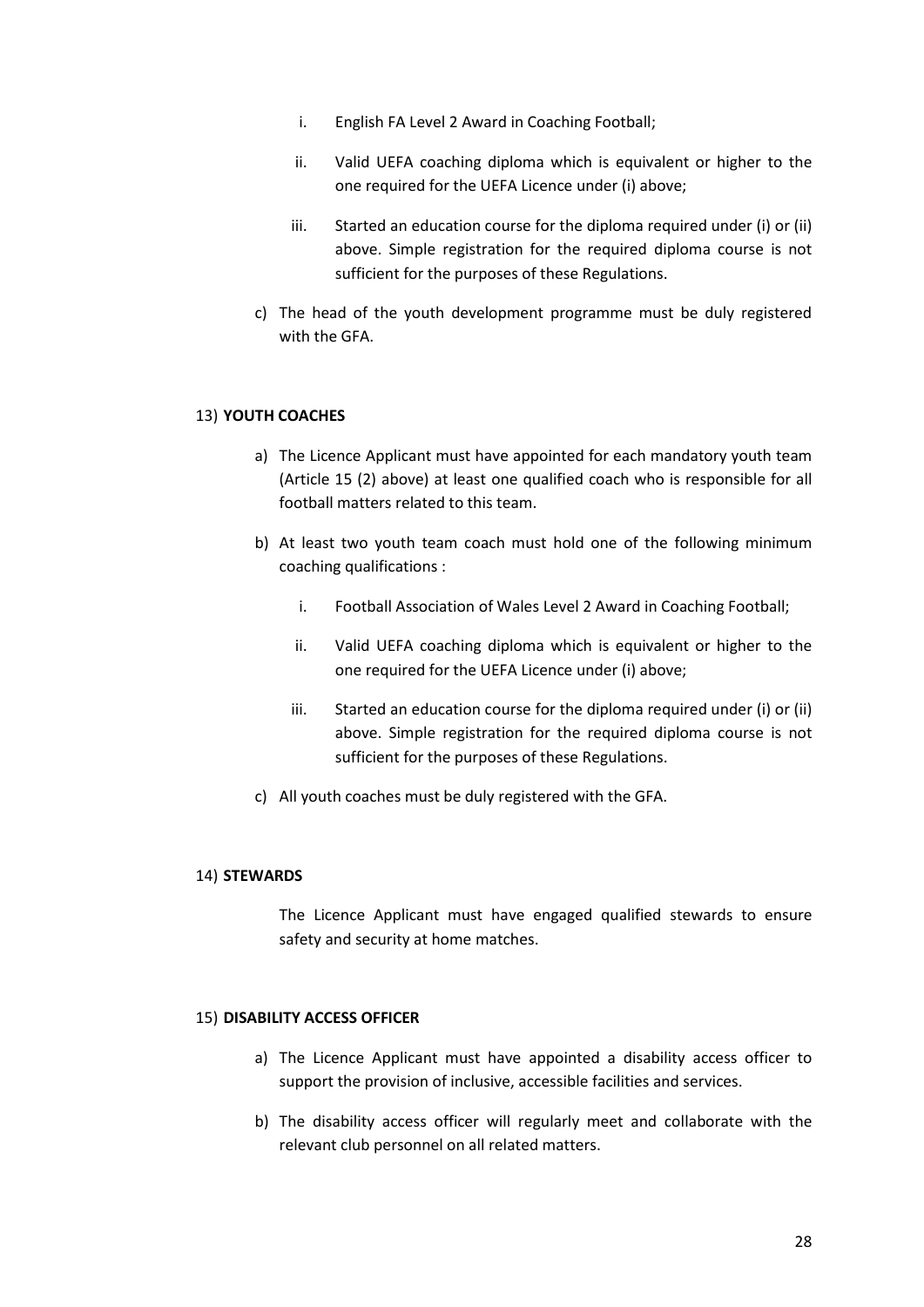i. English FA Level 2 Award in Coaching Football;

   ii. Valid UEFA coaching diploma which is equivalent or higher to the one required for the UEFA Licence under (i) above;

   iii. Started an education course for the diploma required under (i) or (ii) above. Simple registration for the required diploma course is not sufficient for the purposes of these Regulations.

c) The head of the youth development programme must be duly registered with the GFA.

13) **YOUTH COACHES**

a) The Licence Applicant must have appointed for each mandatory youth team (Article 15 (2) above) at least one qualified coach who is responsible for all football matters related to this team.

b) At least two youth team coach must hold one of the following minimum coaching qualifications :

   i. Football Association of Wales Level 2 Award in Coaching Football;

   ii. Valid UEFA coaching diploma which is equivalent or higher to the one required for the UEFA Licence under (i) above;

   iii. Started an education course for the diploma required under (i) or (ii) above. Simple registration for the required diploma course is not sufficient for the purposes of these Regulations.

c) All youth coaches must be duly registered with the GFA.

14) **STEWARDS**

The Licence Applicant must have engaged qualified stewards to ensure safety and security at home matches.

15) **DISABILITY ACCESS OFFICER**

a) The Licence Applicant must have appointed a disability access officer to support the provision of inclusive, accessible facilities and services.

b) The disability access officer will regularly meet and collaborate with the relevant club personnel on all related matters.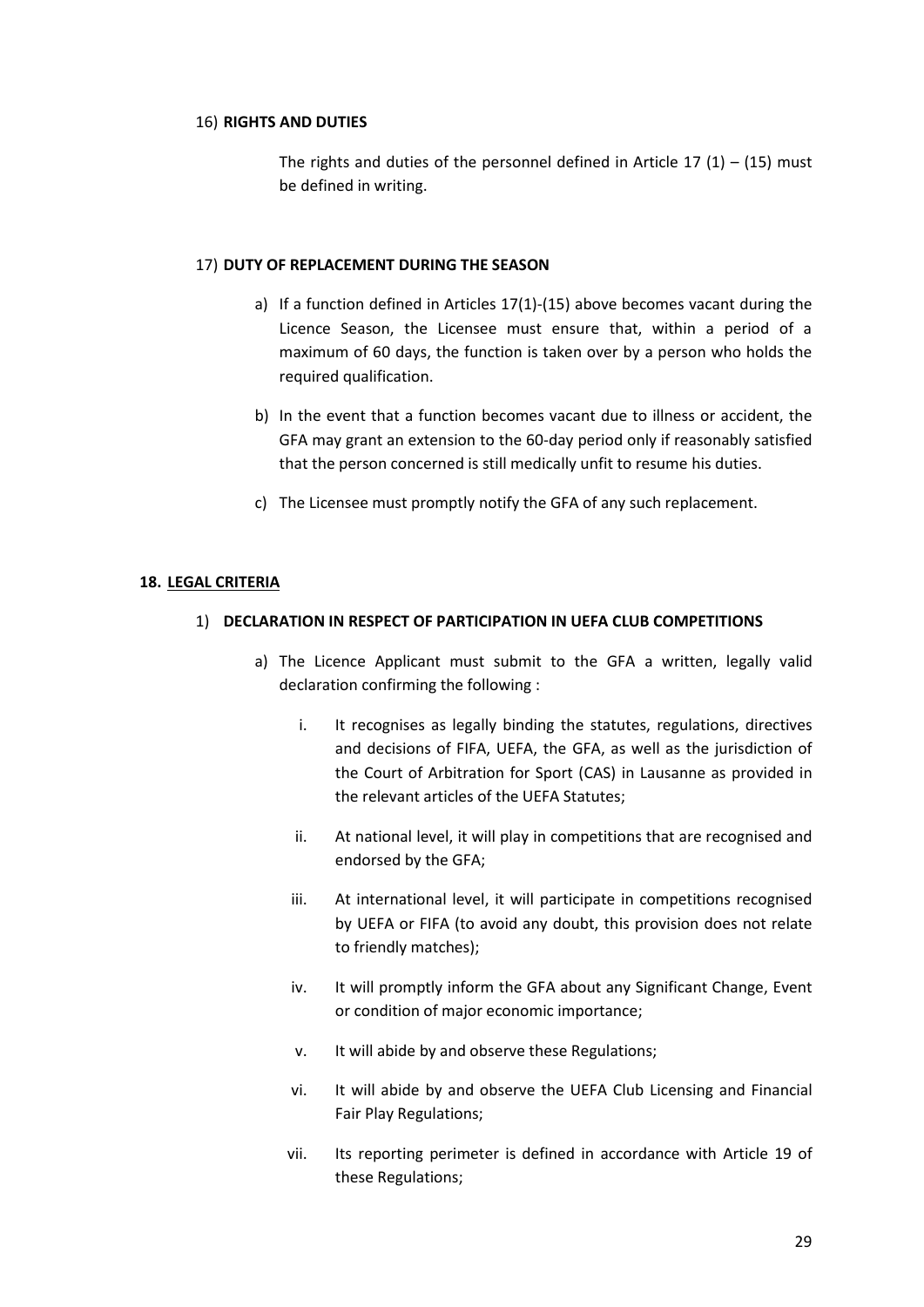16) **RIGHTS AND DUTIES**

The rights and duties of the personnel defined in Article 17 (1) – (15) must be defined in writing.

17) **DUTY OF REPLACEMENT DURING THE SEASON**

a) If a function defined in Articles 17(1)-(15) above becomes vacant during the Licence Season, the Licensee must ensure that, within a period of a maximum of 60 days, the function is taken over by a person who holds the required qualification.

b) In the event that a function becomes vacant due to illness or accident, the GFA may grant an extension to the 60-day period only if reasonably satisfied that the person concerned is still medically unfit to resume his duties.

c) The Licensee must promptly notify the GFA of any such replacement.

## 18. LEGAL CRITERIA

1) **DECLARATION IN RESPECT OF PARTICIPATION IN UEFA CLUB COMPETITIONS**

a) The Licence Applicant must submit to the GFA a written, legally valid declaration confirming the following :

   i. It recognises as legally binding the statutes, regulations, directives and decisions of FIFA, UEFA, the GFA, as well as the jurisdiction of the Court of Arbitration for Sport (CAS) in Lausanne as provided in the relevant articles of the UEFA Statutes;

   ii. At national level, it will play in competitions that are recognised and endorsed by the GFA;

   iii. At international level, it will participate in competitions recognised by UEFA or FIFA (to avoid any doubt, this provision does not relate to friendly matches);

   iv. It will promptly inform the GFA about any Significant Change, Event or condition of major economic importance;

   v. It will abide by and observe these Regulations;

   vi. It will abide by and observe the UEFA Club Licensing and Financial Fair Play Regulations;

   vii. Its reporting perimeter is defined in accordance with Article 19 of these Regulations;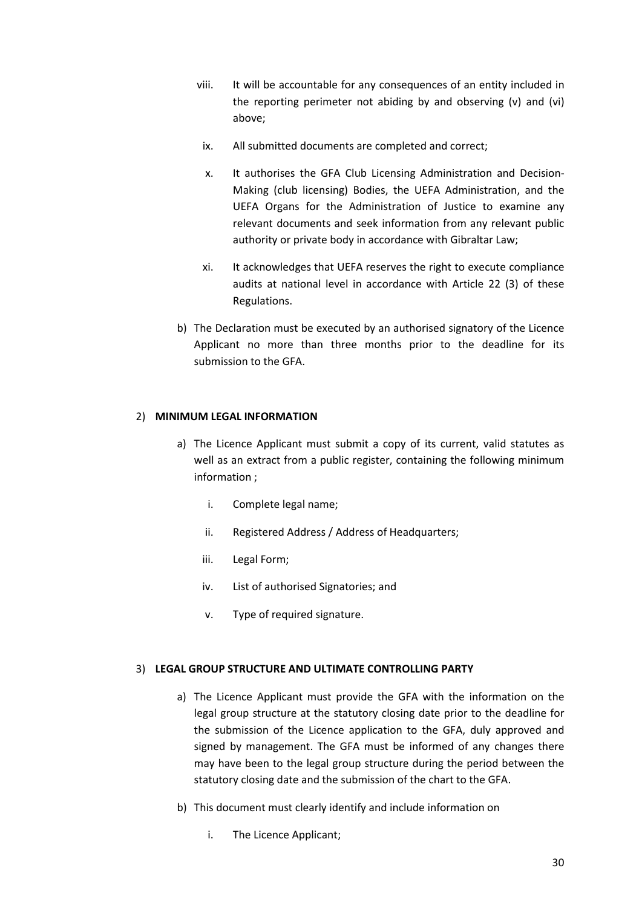viii. It will be accountable for any consequences of an entity included in the reporting perimeter not abiding by and observing (v) and (vi) above;

ix. All submitted documents are completed and correct;

x. It authorises the GFA Club Licensing Administration and Decision-Making (club licensing) Bodies, the UEFA Administration, and the UEFA Organs for the Administration of Justice to examine any relevant documents and seek information from any relevant public authority or private body in accordance with Gibraltar Law;

xi. It acknowledges that UEFA reserves the right to execute compliance audits at national level in accordance with Article 22 (3) of these Regulations.

b) The Declaration must be executed by an authorised signatory of the Licence Applicant no more than three months prior to the deadline for its submission to the GFA.

2) **MINIMUM LEGAL INFORMATION**

a) The Licence Applicant must submit a copy of its current, valid statutes as well as an extract from a public register, containing the following minimum information ;

i. Complete legal name;

ii. Registered Address / Address of Headquarters;

iii. Legal Form;

iv. List of authorised Signatories; and

v. Type of required signature.

3) **LEGAL GROUP STRUCTURE AND ULTIMATE CONTROLLING PARTY**

a) The Licence Applicant must provide the GFA with the information on the legal group structure at the statutory closing date prior to the deadline for the submission of the Licence application to the GFA, duly approved and signed by management. The GFA must be informed of any changes there may have been to the legal group structure during the period between the statutory closing date and the submission of the chart to the GFA.

b) This document must clearly identify and include information on

i. The Licence Applicant;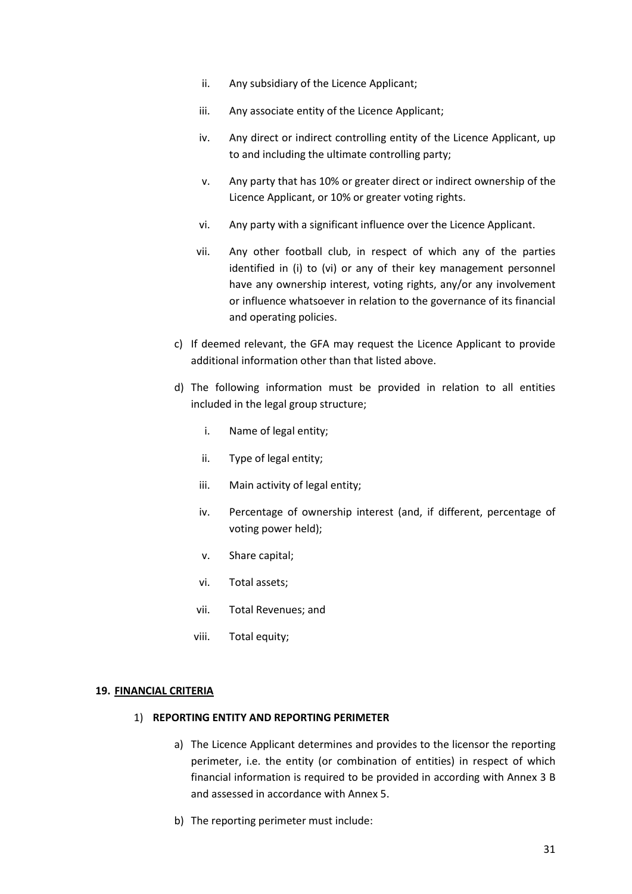ii. Any subsidiary of the Licence Applicant;

iii. Any associate entity of the Licence Applicant;

iv. Any direct or indirect controlling entity of the Licence Applicant, up to and including the ultimate controlling party;

v. Any party that has 10% or greater direct or indirect ownership of the Licence Applicant, or 10% or greater voting rights.

vi. Any party with a significant influence over the Licence Applicant.

vii. Any other football club, in respect of which any of the parties identified in (i) to (vi) or any of their key management personnel have any ownership interest, voting rights, any/or any involvement or influence whatsoever in relation to the governance of its financial and operating policies.

c) If deemed relevant, the GFA may request the Licence Applicant to provide additional information other than that listed above.

d) The following information must be provided in relation to all entities included in the legal group structure;

i. Name of legal entity;

ii. Type of legal entity;

iii. Main activity of legal entity;

iv. Percentage of ownership interest (and, if different, percentage of voting power held);

v. Share capital;

vi. Total assets;

vii. Total Revenues; and

viii. Total equity;

## 19. FINANCIAL CRITERIA

### 1) REPORTING ENTITY AND REPORTING PERIMETER

a) The Licence Applicant determines and provides to the licensor the reporting perimeter, i.e. the entity (or combination of entities) in respect of which financial information is required to be provided in according with Annex 3 B and assessed in accordance with Annex 5.

b) The reporting perimeter must include: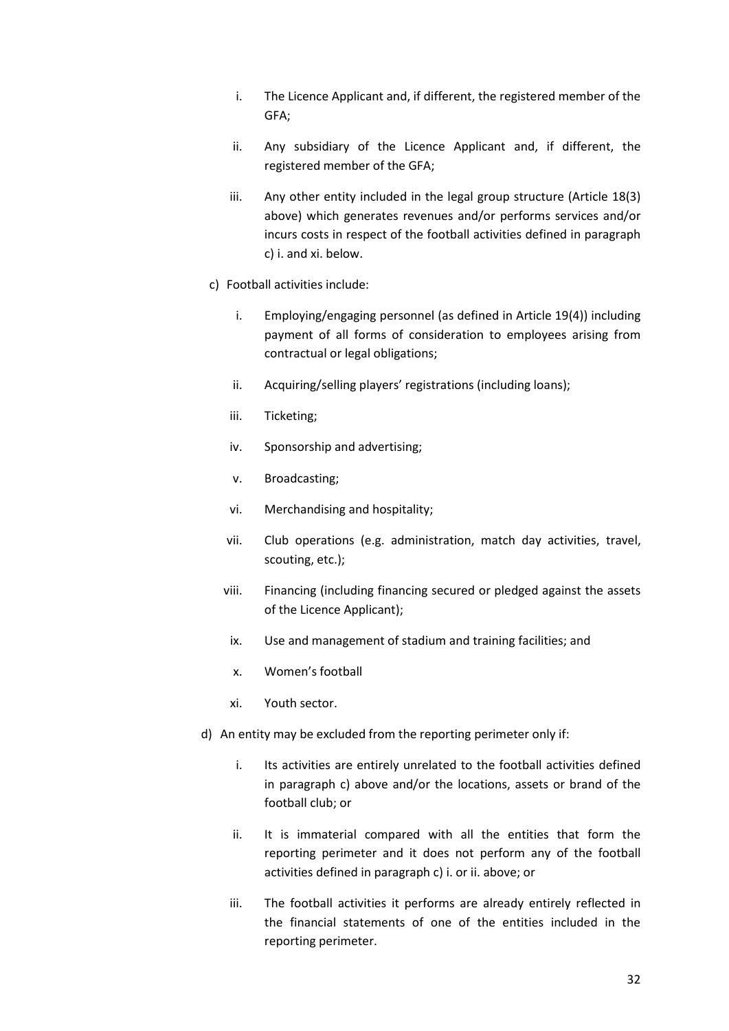i. The Licence Applicant and, if different, the registered member of the GFA;

ii. Any subsidiary of the Licence Applicant and, if different, the registered member of the GFA;

iii. Any other entity included in the legal group structure (Article 18(3) above) which generates revenues and/or performs services and/or incurs costs in respect of the football activities defined in paragraph c) i. and xi. below.

c) Football activities include:

i. Employing/engaging personnel (as defined in Article 19(4)) including payment of all forms of consideration to employees arising from contractual or legal obligations;

ii. Acquiring/selling players' registrations (including loans);

iii. Ticketing;

iv. Sponsorship and advertising;

v. Broadcasting;

vi. Merchandising and hospitality;

vii. Club operations (e.g. administration, match day activities, travel, scouting, etc.);

viii. Financing (including financing secured or pledged against the assets of the Licence Applicant);

ix. Use and management of stadium and training facilities; and

x. Women's football

xi. Youth sector.

d) An entity may be excluded from the reporting perimeter only if:

i. Its activities are entirely unrelated to the football activities defined in paragraph c) above and/or the locations, assets or brand of the football club; or

ii. It is immaterial compared with all the entities that form the reporting perimeter and it does not perform any of the football activities defined in paragraph c) i. or ii. above; or

iii. The football activities it performs are already entirely reflected in the financial statements of one of the entities included in the reporting perimeter.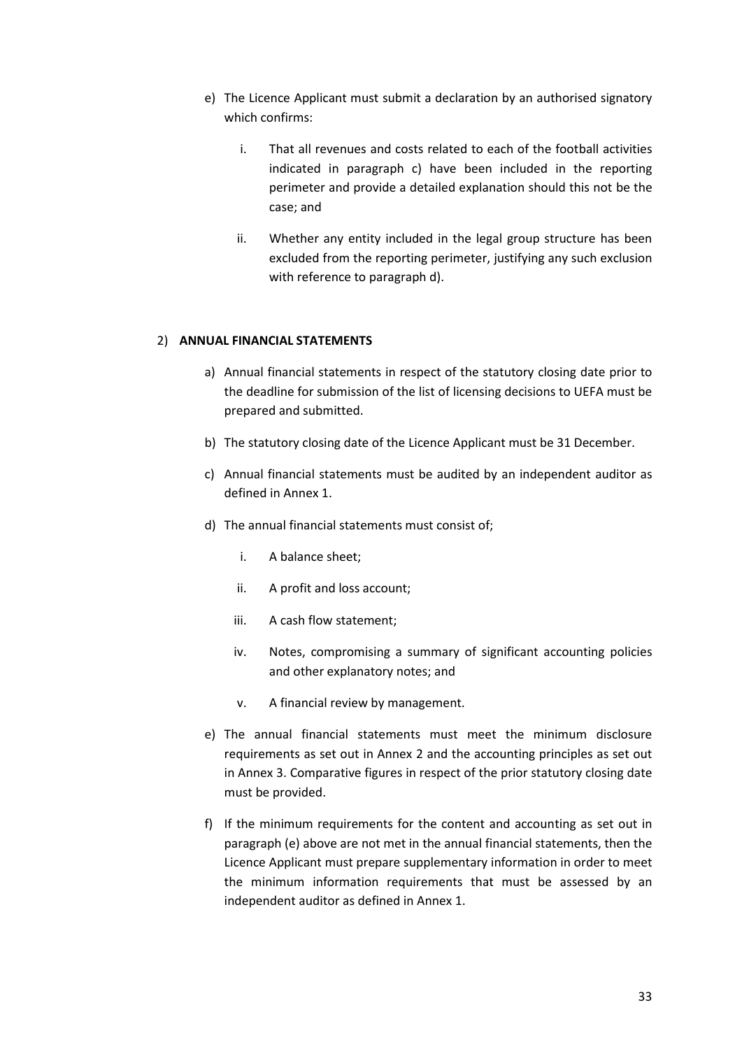e) The Licence Applicant must submit a declaration by an authorised signatory which confirms:

   i. That all revenues and costs related to each of the football activities indicated in paragraph c) have been included in the reporting perimeter and provide a detailed explanation should this not be the case; and

   ii. Whether any entity included in the legal group structure has been excluded from the reporting perimeter, justifying any such exclusion with reference to paragraph d).

2) **ANNUAL FINANCIAL STATEMENTS**

a) Annual financial statements in respect of the statutory closing date prior to the deadline for submission of the list of licensing decisions to UEFA must be prepared and submitted.

b) The statutory closing date of the Licence Applicant must be 31 December.

c) Annual financial statements must be audited by an independent auditor as defined in Annex 1.

d) The annual financial statements must consist of;

   i. A balance sheet;

   ii. A profit and loss account;

   iii. A cash flow statement;

   iv. Notes, compromising a summary of significant accounting policies and other explanatory notes; and

   v. A financial review by management.

e) The annual financial statements must meet the minimum disclosure requirements as set out in Annex 2 and the accounting principles as set out in Annex 3. Comparative figures in respect of the prior statutory closing date must be provided.

f) If the minimum requirements for the content and accounting as set out in paragraph (e) above are not met in the annual financial statements, then the Licence Applicant must prepare supplementary information in order to meet the minimum information requirements that must be assessed by an independent auditor as defined in Annex 1.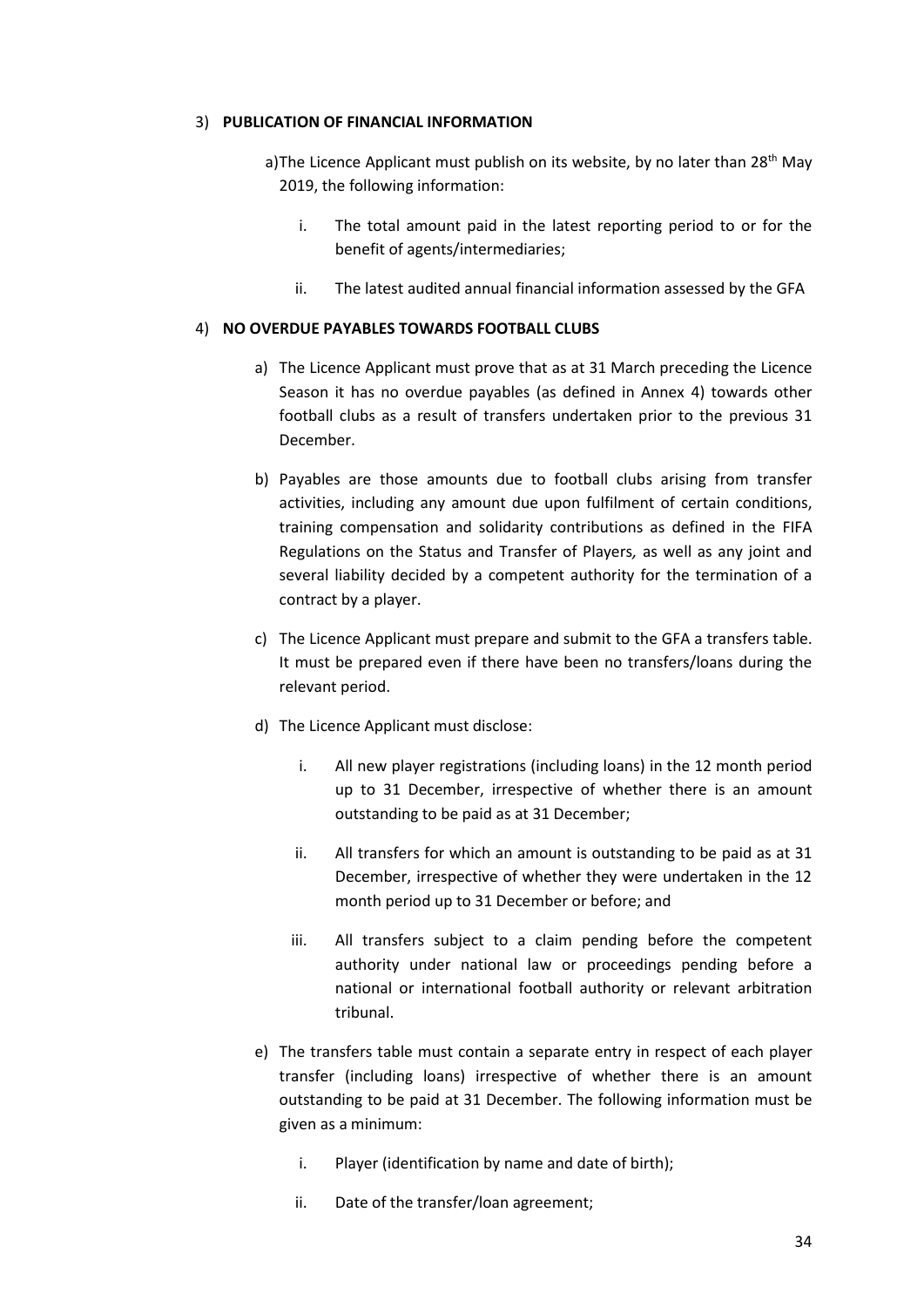3) **PUBLICATION OF FINANCIAL INFORMATION**

a) The Licence Applicant must publish on its website, by no later than 28th May 2019, the following information:

   i. The total amount paid in the latest reporting period to or for the benefit of agents/intermediaries;

   ii. The latest audited annual financial information assessed by the GFA

4) **NO OVERDUE PAYABLES TOWARDS FOOTBALL CLUBS**

a) The Licence Applicant must prove that as at 31 March preceding the Licence Season it has no overdue payables (as defined in Annex 4) towards other football clubs as a result of transfers undertaken prior to the previous 31 December.

b) Payables are those amounts due to football clubs arising from transfer activities, including any amount due upon fulfilment of certain conditions, training compensation and solidarity contributions as defined in the FIFA Regulations on the Status and Transfer of Players*,* as well as any joint and several liability decided by a competent authority for the termination of a contract by a player.

c) The Licence Applicant must prepare and submit to the GFA a transfers table. It must be prepared even if there have been no transfers/loans during the relevant period.

d) The Licence Applicant must disclose:

   i. All new player registrations (including loans) in the 12 month period up to 31 December, irrespective of whether there is an amount outstanding to be paid as at 31 December;

   ii. All transfers for which an amount is outstanding to be paid as at 31 December, irrespective of whether they were undertaken in the 12 month period up to 31 December or before; and

   iii. All transfers subject to a claim pending before the competent authority under national law or proceedings pending before a national or international football authority or relevant arbitration tribunal.

e) The transfers table must contain a separate entry in respect of each player transfer (including loans) irrespective of whether there is an amount outstanding to be paid at 31 December. The following information must be given as a minimum:

   i. Player (identification by name and date of birth);

   ii. Date of the transfer/loan agreement;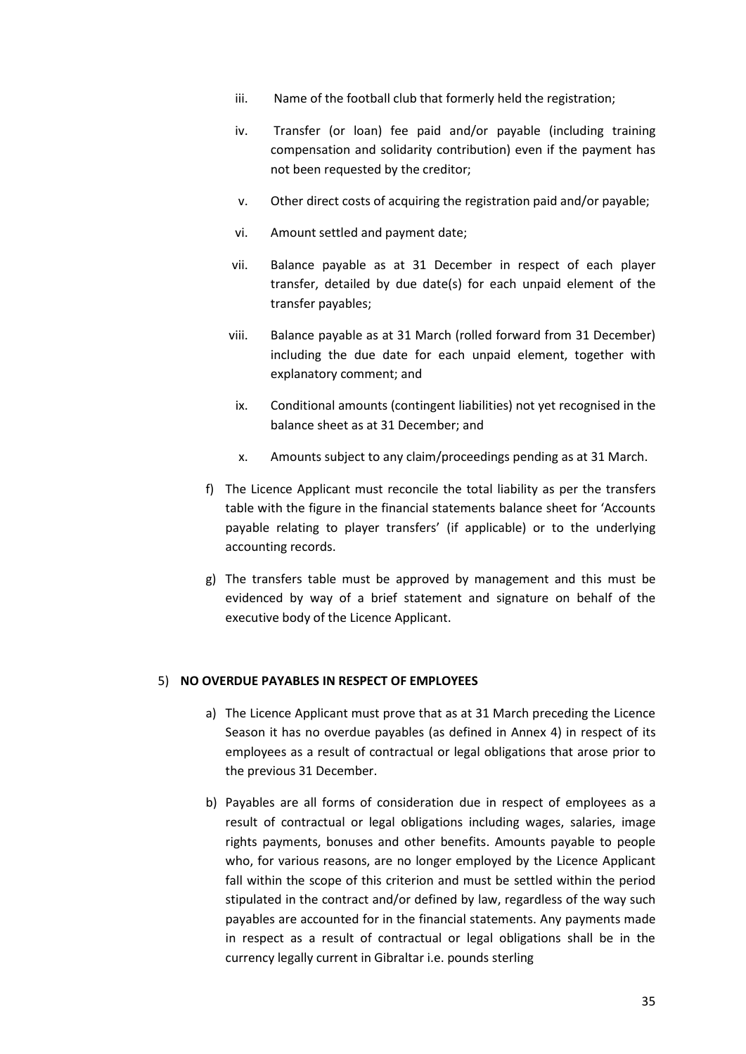iii. Name of the football club that formerly held the registration;

iv. Transfer (or loan) fee paid and/or payable (including training compensation and solidarity contribution) even if the payment has not been requested by the creditor;

v. Other direct costs of acquiring the registration paid and/or payable;

vi. Amount settled and payment date;

vii. Balance payable as at 31 December in respect of each player transfer, detailed by due date(s) for each unpaid element of the transfer payables;

viii. Balance payable as at 31 March (rolled forward from 31 December) including the due date for each unpaid element, together with explanatory comment; and

ix. Conditional amounts (contingent liabilities) not yet recognised in the balance sheet as at 31 December; and

x. Amounts subject to any claim/proceedings pending as at 31 March.

f) The Licence Applicant must reconcile the total liability as per the transfers table with the figure in the financial statements balance sheet for 'Accounts payable relating to player transfers' (if applicable) or to the underlying accounting records.

g) The transfers table must be approved by management and this must be evidenced by way of a brief statement and signature on behalf of the executive body of the Licence Applicant.

5) **NO OVERDUE PAYABLES IN RESPECT OF EMPLOYEES**

a) The Licence Applicant must prove that as at 31 March preceding the Licence Season it has no overdue payables (as defined in Annex 4) in respect of its employees as a result of contractual or legal obligations that arose prior to the previous 31 December.

b) Payables are all forms of consideration due in respect of employees as a result of contractual or legal obligations including wages, salaries, image rights payments, bonuses and other benefits. Amounts payable to people who, for various reasons, are no longer employed by the Licence Applicant fall within the scope of this criterion and must be settled within the period stipulated in the contract and/or defined by law, regardless of the way such payables are accounted for in the financial statements. Any payments made in respect as a result of contractual or legal obligations shall be in the currency legally current in Gibraltar i.e. pounds sterling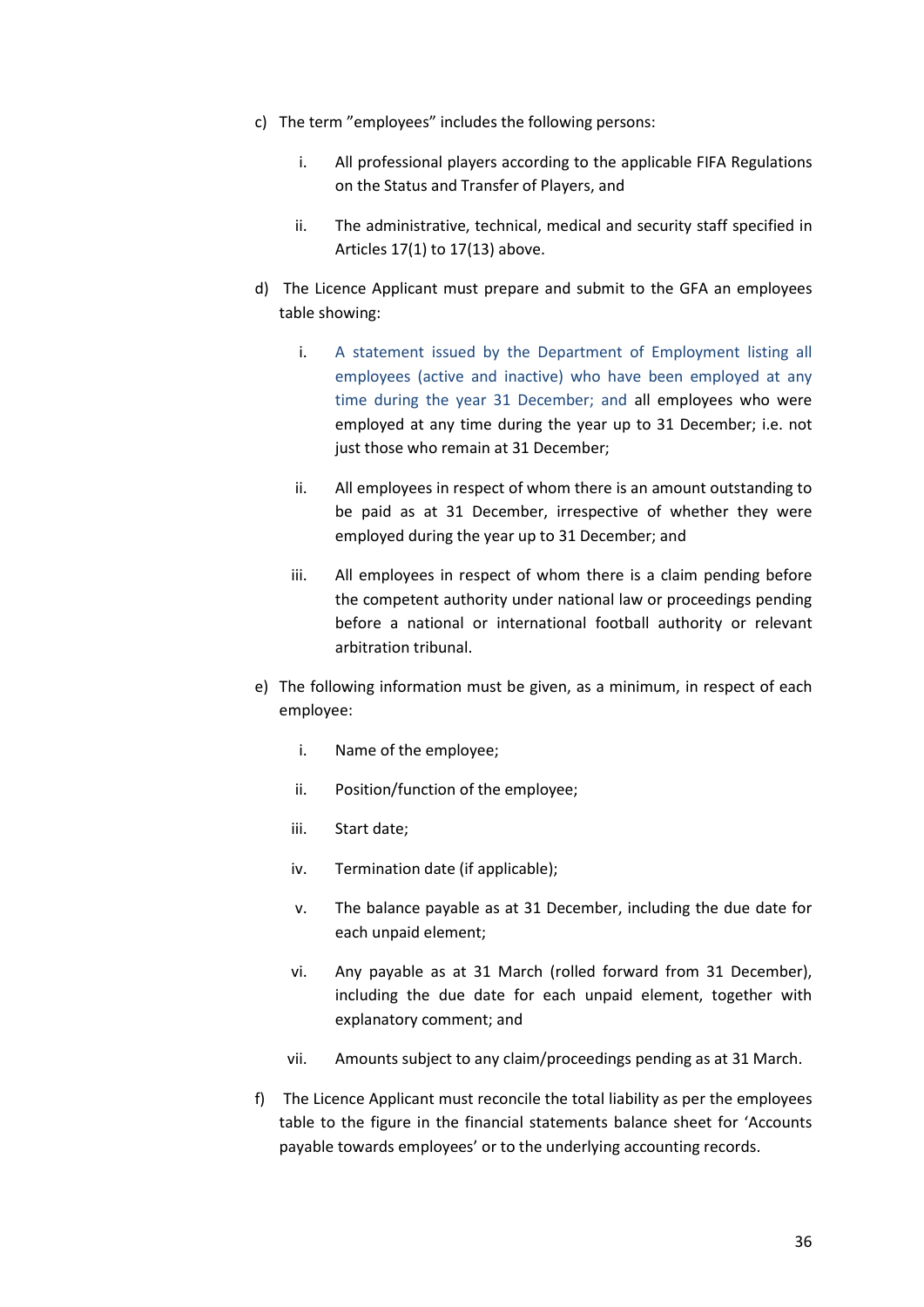c) The term "employees" includes the following persons:

   i. All professional players according to the applicable FIFA Regulations on the Status and Transfer of Players, and

   ii. The administrative, technical, medical and security staff specified in Articles 17(1) to 17(13) above.

d) The Licence Applicant must prepare and submit to the GFA an employees table showing:

   i. A statement issued by the Department of Employment listing all employees (active and inactive) who have been employed at any time during the year 31 December; and all employees who were employed at any time during the year up to 31 December; i.e. not just those who remain at 31 December;

   ii. All employees in respect of whom there is an amount outstanding to be paid as at 31 December, irrespective of whether they were employed during the year up to 31 December; and

   iii. All employees in respect of whom there is a claim pending before the competent authority under national law or proceedings pending before a national or international football authority or relevant arbitration tribunal.

e) The following information must be given, as a minimum, in respect of each employee:

   i. Name of the employee;

   ii. Position/function of the employee;

   iii. Start date;

   iv. Termination date (if applicable);

   v. The balance payable as at 31 December, including the due date for each unpaid element;

   vi. Any payable as at 31 March (rolled forward from 31 December), including the due date for each unpaid element, together with explanatory comment; and

   vii. Amounts subject to any claim/proceedings pending as at 31 March.

f) The Licence Applicant must reconcile the total liability as per the employees table to the figure in the financial statements balance sheet for 'Accounts payable towards employees' or to the underlying accounting records.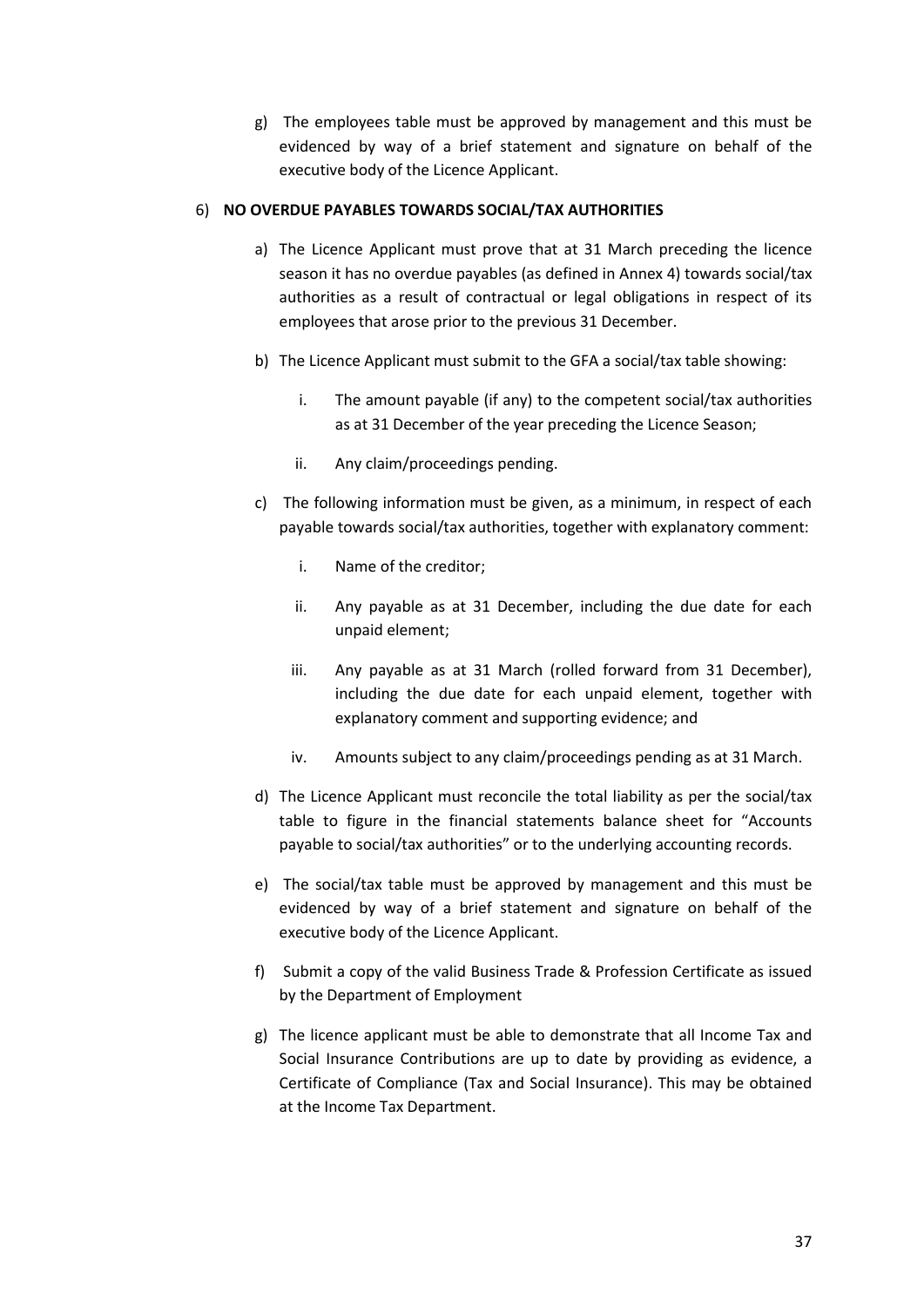g) The employees table must be approved by management and this must be evidenced by way of a brief statement and signature on behalf of the executive body of the Licence Applicant.

6) **NO OVERDUE PAYABLES TOWARDS SOCIAL/TAX AUTHORITIES**

a) The Licence Applicant must prove that at 31 March preceding the licence season it has no overdue payables (as defined in Annex 4) towards social/tax authorities as a result of contractual or legal obligations in respect of its employees that arose prior to the previous 31 December.

b) The Licence Applicant must submit to the GFA a social/tax table showing:

   i. The amount payable (if any) to the competent social/tax authorities as at 31 December of the year preceding the Licence Season;

   ii. Any claim/proceedings pending.

c) The following information must be given, as a minimum, in respect of each payable towards social/tax authorities, together with explanatory comment:

   i. Name of the creditor;

   ii. Any payable as at 31 December, including the due date for each unpaid element;

   iii. Any payable as at 31 March (rolled forward from 31 December), including the due date for each unpaid element, together with explanatory comment and supporting evidence; and

   iv. Amounts subject to any claim/proceedings pending as at 31 March.

d) The Licence Applicant must reconcile the total liability as per the social/tax table to figure in the financial statements balance sheet for "Accounts payable to social/tax authorities" or to the underlying accounting records.

e) The social/tax table must be approved by management and this must be evidenced by way of a brief statement and signature on behalf of the executive body of the Licence Applicant.

f) Submit a copy of the valid Business Trade & Profession Certificate as issued by the Department of Employment

g) The licence applicant must be able to demonstrate that all Income Tax and Social Insurance Contributions are up to date by providing as evidence, a Certificate of Compliance (Tax and Social Insurance). This may be obtained at the Income Tax Department.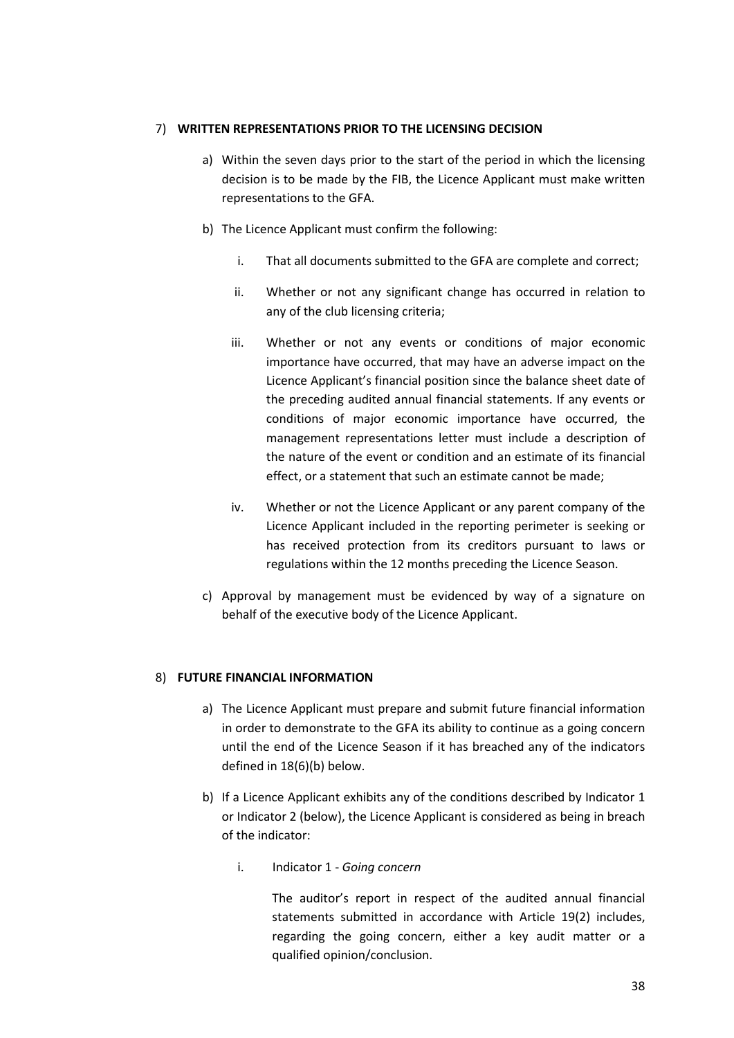7) **WRITTEN REPRESENTATIONS PRIOR TO THE LICENSING DECISION**

   a) Within the seven days prior to the start of the period in which the licensing decision is to be made by the FIB, the Licence Applicant must make written representations to the GFA.

   b) The Licence Applicant must confirm the following:

      i. That all documents submitted to the GFA are complete and correct;

      ii. Whether or not any significant change has occurred in relation to any of the club licensing criteria;

      iii. Whether or not any events or conditions of major economic importance have occurred, that may have an adverse impact on the Licence Applicant's financial position since the balance sheet date of the preceding audited annual financial statements. If any events or conditions of major economic importance have occurred, the management representations letter must include a description of the nature of the event or condition and an estimate of its financial effect, or a statement that such an estimate cannot be made;

      iv. Whether or not the Licence Applicant or any parent company of the Licence Applicant included in the reporting perimeter is seeking or has received protection from its creditors pursuant to laws or regulations within the 12 months preceding the Licence Season.

   c) Approval by management must be evidenced by way of a signature on behalf of the executive body of the Licence Applicant.

8) **FUTURE FINANCIAL INFORMATION**

   a) The Licence Applicant must prepare and submit future financial information in order to demonstrate to the GFA its ability to continue as a going concern until the end of the Licence Season if it has breached any of the indicators defined in 18(6)(b) below.

   b) If a Licence Applicant exhibits any of the conditions described by Indicator 1 or Indicator 2 (below), the Licence Applicant is considered as being in breach of the indicator:

      i. Indicator 1 - *Going concern*

         The auditor's report in respect of the audited annual financial statements submitted in accordance with Article 19(2) includes, regarding the going concern, either a key audit matter or a qualified opinion/conclusion.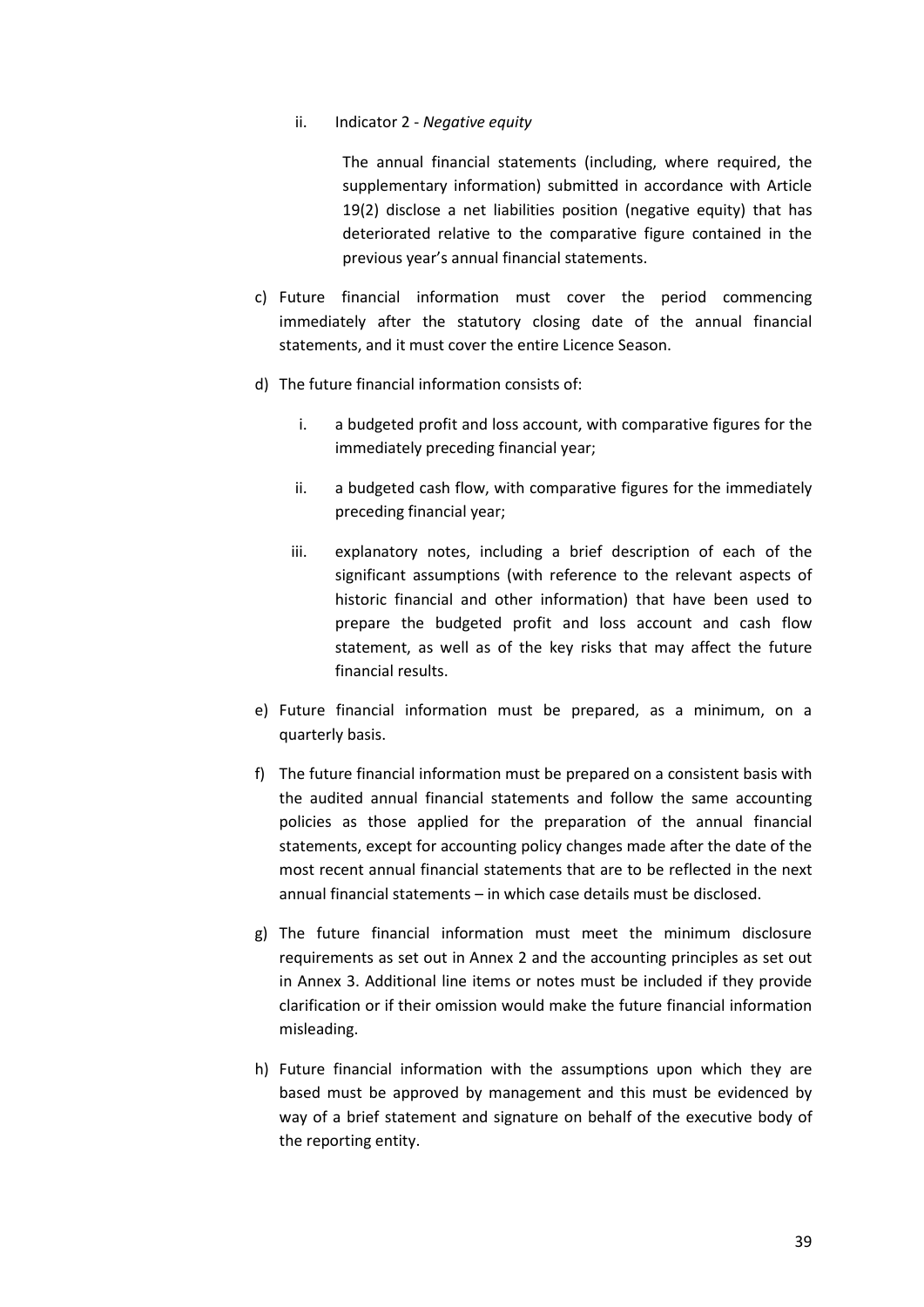ii. Indicator 2 - *Negative equity*

   The annual financial statements (including, where required, the supplementary information) submitted in accordance with Article 19(2) disclose a net liabilities position (negative equity) that has deteriorated relative to the comparative figure contained in the previous year's annual financial statements.

c) Future financial information must cover the period commencing immediately after the statutory closing date of the annual financial statements, and it must cover the entire Licence Season.

d) The future financial information consists of:

   i. a budgeted profit and loss account, with comparative figures for the immediately preceding financial year;

   ii. a budgeted cash flow, with comparative figures for the immediately preceding financial year;

   iii. explanatory notes, including a brief description of each of the significant assumptions (with reference to the relevant aspects of historic financial and other information) that have been used to prepare the budgeted profit and loss account and cash flow statement, as well as of the key risks that may affect the future financial results.

e) Future financial information must be prepared, as a minimum, on a quarterly basis.

f) The future financial information must be prepared on a consistent basis with the audited annual financial statements and follow the same accounting policies as those applied for the preparation of the annual financial statements, except for accounting policy changes made after the date of the most recent annual financial statements that are to be reflected in the next annual financial statements – in which case details must be disclosed.

g) The future financial information must meet the minimum disclosure requirements as set out in Annex 2 and the accounting principles as set out in Annex 3. Additional line items or notes must be included if they provide clarification or if their omission would make the future financial information misleading.

h) Future financial information with the assumptions upon which they are based must be approved by management and this must be evidenced by way of a brief statement and signature on behalf of the executive body of the reporting entity.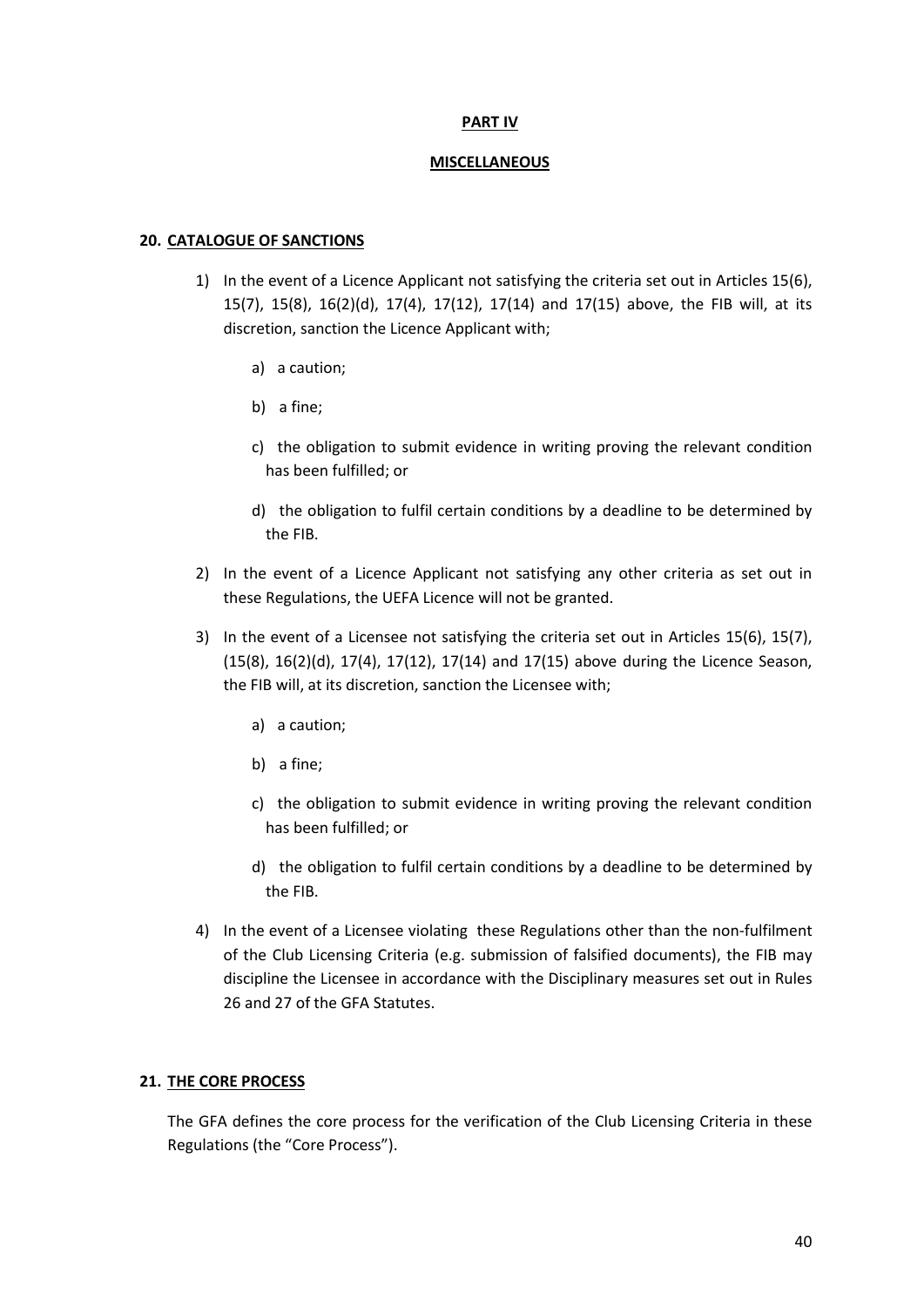**PART IV**

**MISCELLANEOUS**

## 20. CATALOGUE OF SANCTIONS

1) In the event of a Licence Applicant not satisfying the criteria set out in Articles 15(6), 15(7), 15(8), 16(2)(d), 17(4), 17(12), 17(14) and 17(15) above, the FIB will, at its discretion, sanction the Licence Applicant with;

   a) a caution;

   b) a fine;

   c) the obligation to submit evidence in writing proving the relevant condition has been fulfilled; or

   d) the obligation to fulfil certain conditions by a deadline to be determined by the FIB.

2) In the event of a Licence Applicant not satisfying any other criteria as set out in these Regulations, the UEFA Licence will not be granted.

3) In the event of a Licensee not satisfying the criteria set out in Articles 15(6), 15(7), (15(8), 16(2)(d), 17(4), 17(12), 17(14) and 17(15) above during the Licence Season, the FIB will, at its discretion, sanction the Licensee with;

   a) a caution;

   b) a fine;

   c) the obligation to submit evidence in writing proving the relevant condition has been fulfilled; or

   d) the obligation to fulfil certain conditions by a deadline to be determined by the FIB.

4) In the event of a Licensee violating these Regulations other than the non-fulfilment of the Club Licensing Criteria (e.g. submission of falsified documents), the FIB may discipline the Licensee in accordance with the Disciplinary measures set out in Rules 26 and 27 of the GFA Statutes.

## 21. THE CORE PROCESS

The GFA defines the core process for the verification of the Club Licensing Criteria in these Regulations (the "Core Process").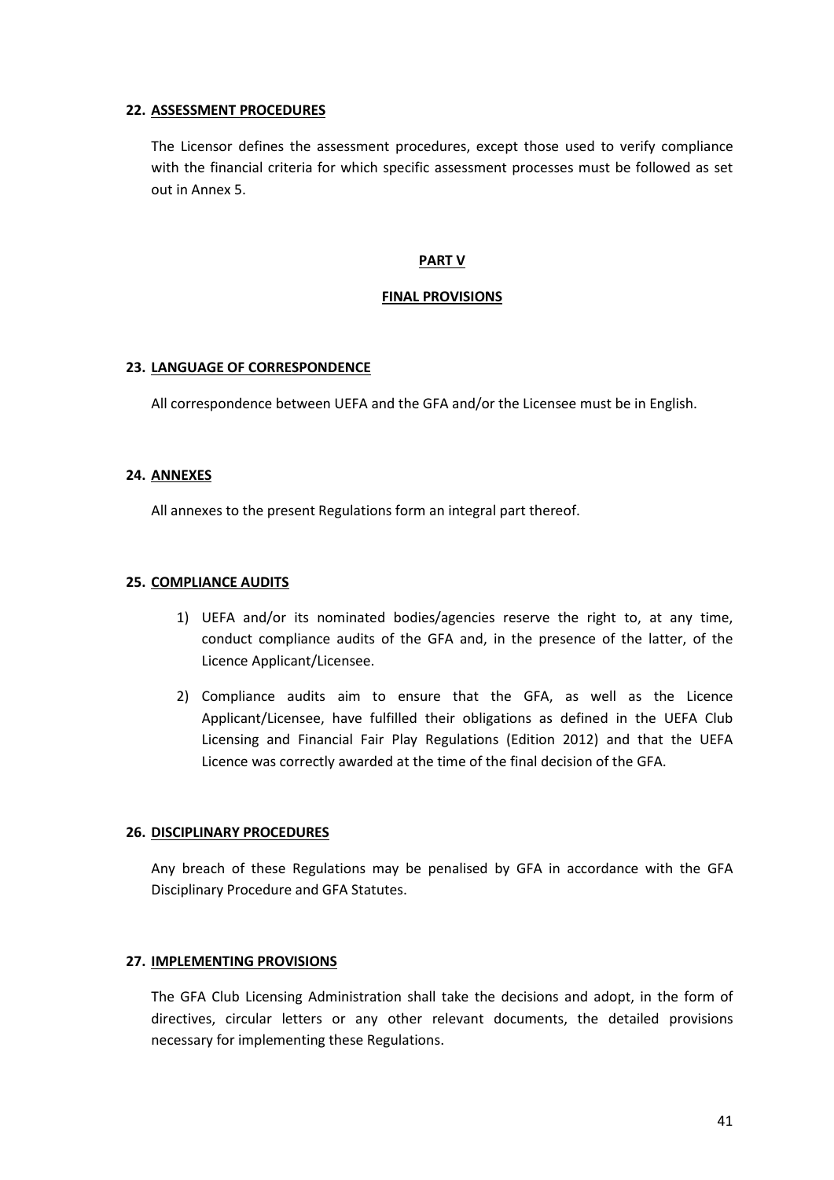## 22. ASSESSMENT PROCEDURES

The Licensor defines the assessment procedures, except those used to verify compliance with the financial criteria for which specific assessment processes must be followed as set out in Annex 5.

# PART V

# FINAL PROVISIONS

## 23. LANGUAGE OF CORRESPONDENCE

All correspondence between UEFA and the GFA and/or the Licensee must be in English.

## 24. ANNEXES

All annexes to the present Regulations form an integral part thereof.

## 25. COMPLIANCE AUDITS

1) UEFA and/or its nominated bodies/agencies reserve the right to, at any time, conduct compliance audits of the GFA and, in the presence of the latter, of the Licence Applicant/Licensee.
2) Compliance audits aim to ensure that the GFA, as well as the Licence Applicant/Licensee, have fulfilled their obligations as defined in the UEFA Club Licensing and Financial Fair Play Regulations (Edition 2012) and that the UEFA Licence was correctly awarded at the time of the final decision of the GFA.

## 26. DISCIPLINARY PROCEDURES

Any breach of these Regulations may be penalised by GFA in accordance with the GFA Disciplinary Procedure and GFA Statutes.

## 27. IMPLEMENTING PROVISIONS

The GFA Club Licensing Administration shall take the decisions and adopt, in the form of directives, circular letters or any other relevant documents, the detailed provisions necessary for implementing these Regulations.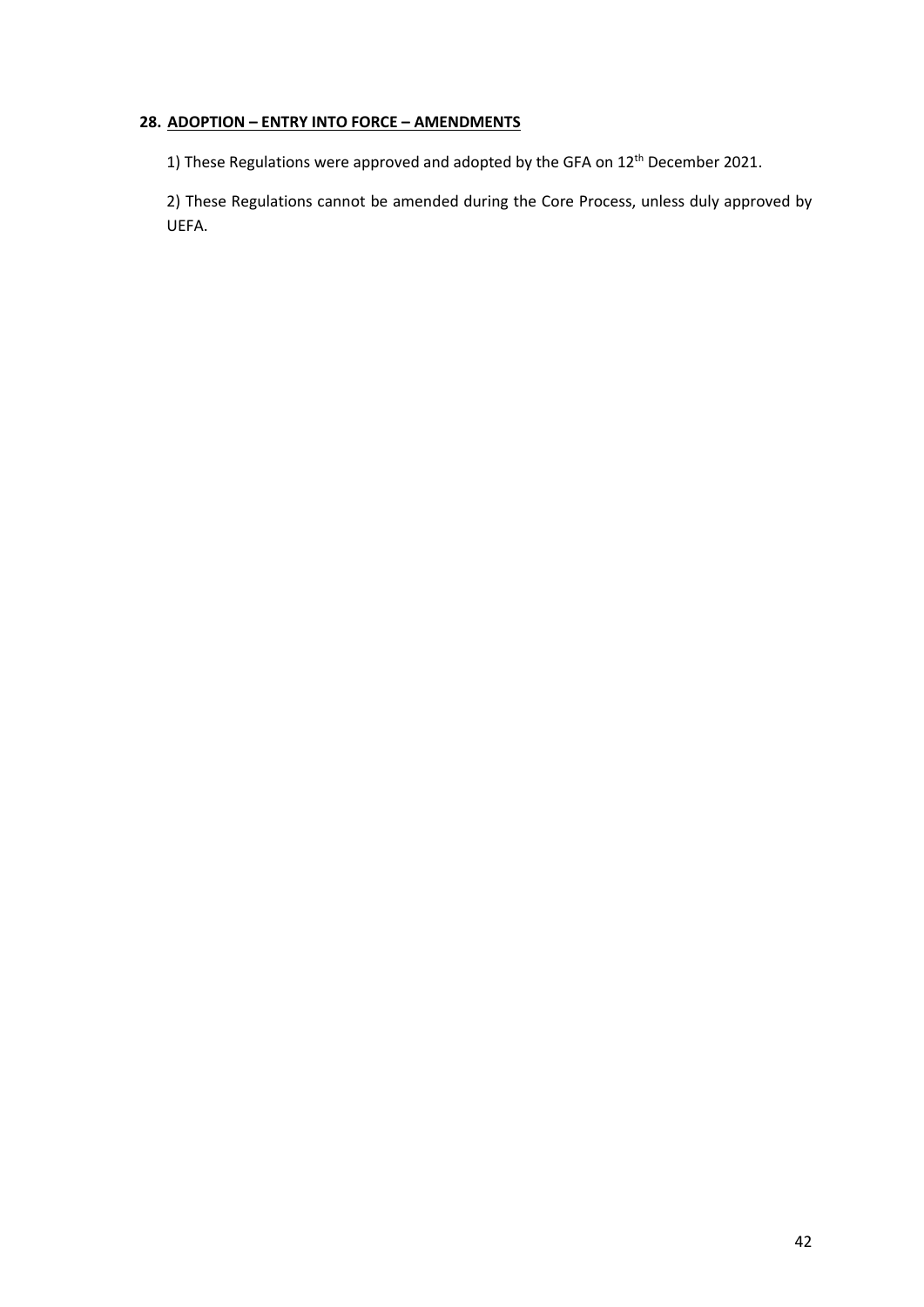## 28. ADOPTION – ENTRY INTO FORCE – AMENDMENTS

1) These Regulations were approved and adopted by the GFA on 12th December 2021.

2) These Regulations cannot be amended during the Core Process, unless duly approved by UEFA.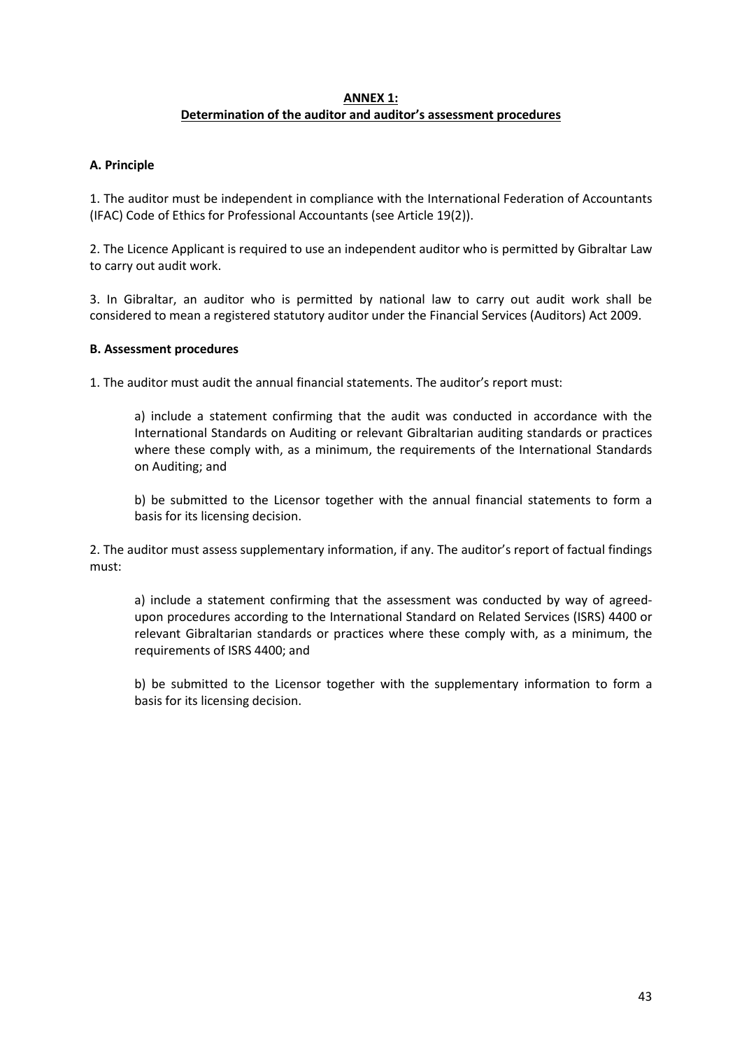# ANNEX 1: Determination of the auditor and auditor's assessment procedures

## A. Principle

1. The auditor must be independent in compliance with the International Federation of Accountants (IFAC) Code of Ethics for Professional Accountants (see Article 19(2)).

2. The Licence Applicant is required to use an independent auditor who is permitted by Gibraltar Law to carry out audit work.

3. In Gibraltar, an auditor who is permitted by national law to carry out audit work shall be considered to mean a registered statutory auditor under the Financial Services (Auditors) Act 2009.

## B. Assessment procedures

1. The auditor must audit the annual financial statements. The auditor's report must:

   a) include a statement confirming that the audit was conducted in accordance with the International Standards on Auditing or relevant Gibraltarian auditing standards or practices where these comply with, as a minimum, the requirements of the International Standards on Auditing; and

   b) be submitted to the Licensor together with the annual financial statements to form a basis for its licensing decision.

2. The auditor must assess supplementary information, if any. The auditor's report of factual findings must:

   a) include a statement confirming that the assessment was conducted by way of agreed-upon procedures according to the International Standard on Related Services (ISRS) 4400 or relevant Gibraltarian standards or practices where these comply with, as a minimum, the requirements of ISRS 4400; and

   b) be submitted to the Licensor together with the supplementary information to form a basis for its licensing decision.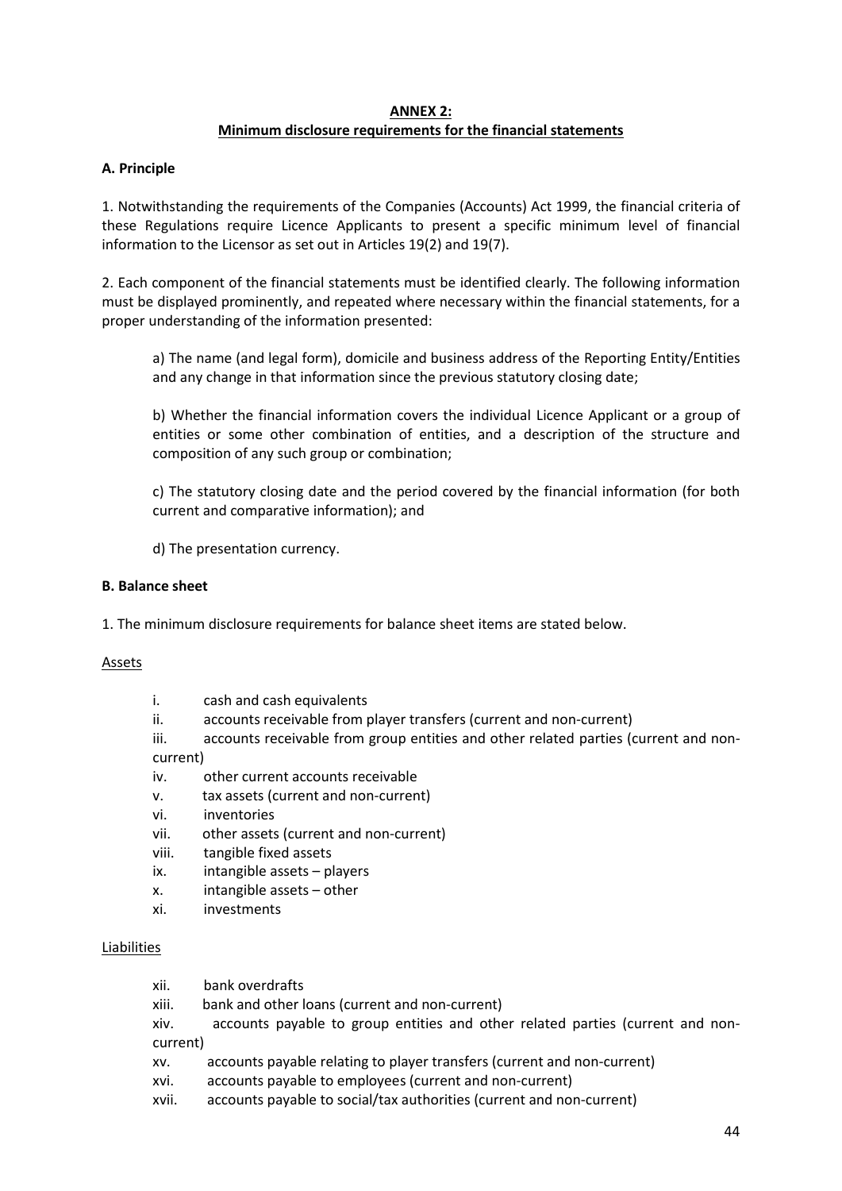**ANNEX 2:**
**Minimum disclosure requirements for the financial statements**

**A. Principle**

1. Notwithstanding the requirements of the Companies (Accounts) Act 1999, the financial criteria of these Regulations require Licence Applicants to present a specific minimum level of financial information to the Licensor as set out in Articles 19(2) and 19(7).

2. Each component of the financial statements must be identified clearly. The following information must be displayed prominently, and repeated where necessary within the financial statements, for a proper understanding of the information presented:

a) The name (and legal form), domicile and business address of the Reporting Entity/Entities and any change in that information since the previous statutory closing date;

b) Whether the financial information covers the individual Licence Applicant or a group of entities or some other combination of entities, and a description of the structure and composition of any such group or combination;

c) The statutory closing date and the period covered by the financial information (for both current and comparative information); and

d) The presentation currency.

**B. Balance sheet**

1. The minimum disclosure requirements for balance sheet items are stated below.

Assets

i. cash and cash equivalents
ii. accounts receivable from player transfers (current and non-current)
iii. accounts receivable from group entities and other related parties (current and non-current)
iv. other current accounts receivable
v. tax assets (current and non-current)
vi. inventories
vii. other assets (current and non-current)
viii. tangible fixed assets
ix. intangible assets – players
x. intangible assets – other
xi. investments

Liabilities

xii. bank overdrafts
xiii. bank and other loans (current and non-current)
xiv. accounts payable to group entities and other related parties (current and non-current)
xv. accounts payable relating to player transfers (current and non-current)
xvi. accounts payable to employees (current and non-current)
xvii. accounts payable to social/tax authorities (current and non-current)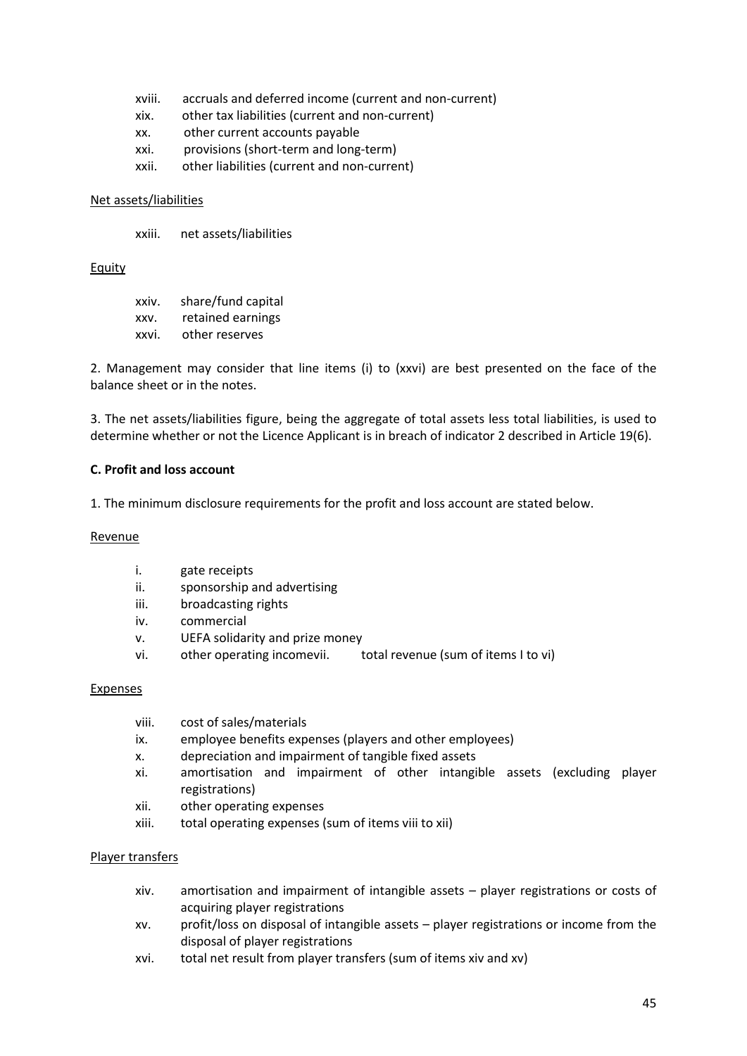xviii. accruals and deferred income (current and non-current)
xix. other tax liabilities (current and non-current)
xx. other current accounts payable
xxi. provisions (short-term and long-term)
xxii. other liabilities (current and non-current)

Net assets/liabilities

xxiii. net assets/liabilities

Equity

xxiv. share/fund capital
xxv. retained earnings
xxvi. other reserves

2. Management may consider that line items (i) to (xxvi) are best presented on the face of the balance sheet or in the notes.

3. The net assets/liabilities figure, being the aggregate of total assets less total liabilities, is used to determine whether or not the Licence Applicant is in breach of indicator 2 described in Article 19(6).

**C. Profit and loss account**

1. The minimum disclosure requirements for the profit and loss account are stated below.

Revenue

i. gate receipts
ii. sponsorship and advertising
iii. broadcasting rights
iv. commercial
v. UEFA solidarity and prize money
vi. other operating incomevii. total revenue (sum of items I to vi)

Expenses

viii. cost of sales/materials
ix. employee benefits expenses (players and other employees)
x. depreciation and impairment of tangible fixed assets
xi. amortisation and impairment of other intangible assets (excluding player registrations)
xii. other operating expenses
xiii. total operating expenses (sum of items viii to xii)

Player transfers

xiv. amortisation and impairment of intangible assets – player registrations or costs of acquiring player registrations
xv. profit/loss on disposal of intangible assets – player registrations or income from the disposal of player registrations
xvi. total net result from player transfers (sum of items xiv and xv)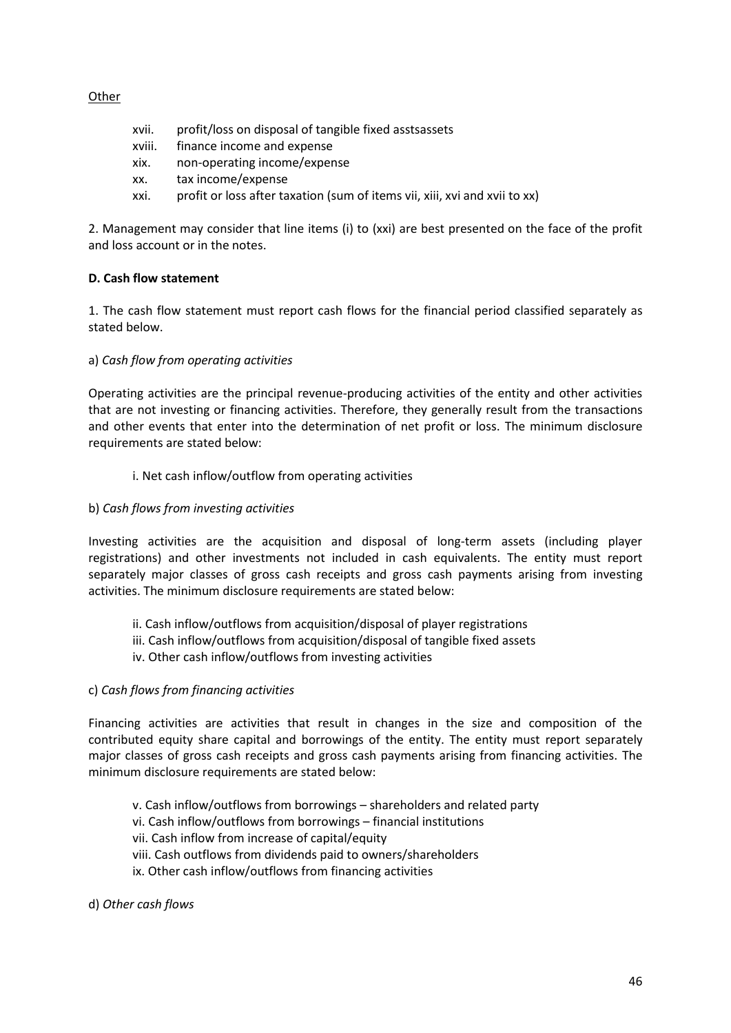Other

xvii. profit/loss on disposal of tangible fixed asstsassets
xviii. finance income and expense
xix. non-operating income/expense
xx. tax income/expense
xxi. profit or loss after taxation (sum of items vii, xiii, xvi and xvii to xx)

2. Management may consider that line items (i) to (xxi) are best presented on the face of the profit and loss account or in the notes.

**D. Cash flow statement**

1. The cash flow statement must report cash flows for the financial period classified separately as stated below.

a) *Cash flow from operating activities*

Operating activities are the principal revenue-producing activities of the entity and other activities that are not investing or financing activities. Therefore, they generally result from the transactions and other events that enter into the determination of net profit or loss. The minimum disclosure requirements are stated below:

i. Net cash inflow/outflow from operating activities

b) *Cash flows from investing activities*

Investing activities are the acquisition and disposal of long-term assets (including player registrations) and other investments not included in cash equivalents. The entity must report separately major classes of gross cash receipts and gross cash payments arising from investing activities. The minimum disclosure requirements are stated below:

ii. Cash inflow/outflows from acquisition/disposal of player registrations
iii. Cash inflow/outflows from acquisition/disposal of tangible fixed assets
iv. Other cash inflow/outflows from investing activities

c) *Cash flows from financing activities*

Financing activities are activities that result in changes in the size and composition of the contributed equity share capital and borrowings of the entity. The entity must report separately major classes of gross cash receipts and gross cash payments arising from financing activities. The minimum disclosure requirements are stated below:

v. Cash inflow/outflows from borrowings – shareholders and related party
vi. Cash inflow/outflows from borrowings – financial institutions
vii. Cash inflow from increase of capital/equity
viii. Cash outflows from dividends paid to owners/shareholders
ix. Other cash inflow/outflows from financing activities

d) *Other cash flows*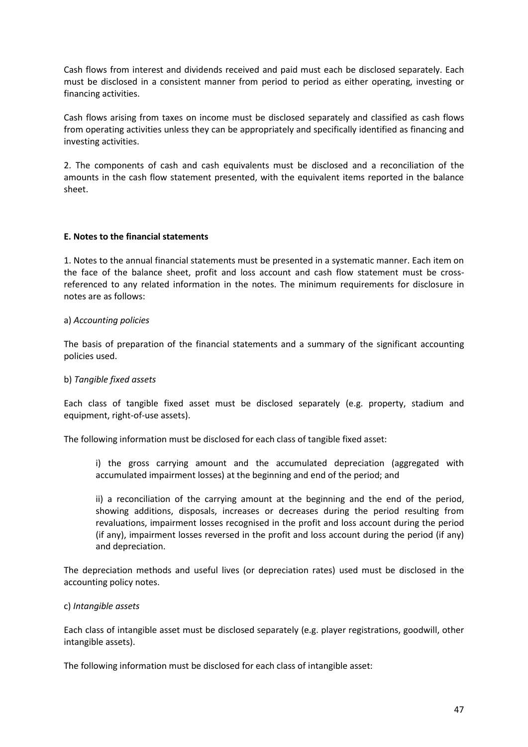Cash flows from interest and dividends received and paid must each be disclosed separately. Each must be disclosed in a consistent manner from period to period as either operating, investing or financing activities.

Cash flows arising from taxes on income must be disclosed separately and classified as cash flows from operating activities unless they can be appropriately and specifically identified as financing and investing activities.

2. The components of cash and cash equivalents must be disclosed and a reconciliation of the amounts in the cash flow statement presented, with the equivalent items reported in the balance sheet.

**E. Notes to the financial statements**

1. Notes to the annual financial statements must be presented in a systematic manner. Each item on the face of the balance sheet, profit and loss account and cash flow statement must be cross-referenced to any related information in the notes. The minimum requirements for disclosure in notes are as follows:

a) *Accounting policies*

The basis of preparation of the financial statements and a summary of the significant accounting policies used.

b) *Tangible fixed assets*

Each class of tangible fixed asset must be disclosed separately (e.g. property, stadium and equipment, right-of-use assets).

The following information must be disclosed for each class of tangible fixed asset:

> i) the gross carrying amount and the accumulated depreciation (aggregated with accumulated impairment losses) at the beginning and end of the period; and
>
> ii) a reconciliation of the carrying amount at the beginning and the end of the period, showing additions, disposals, increases or decreases during the period resulting from revaluations, impairment losses recognised in the profit and loss account during the period (if any), impairment losses reversed in the profit and loss account during the period (if any) and depreciation.

The depreciation methods and useful lives (or depreciation rates) used must be disclosed in the accounting policy notes.

c) *Intangible assets*

Each class of intangible asset must be disclosed separately (e.g. player registrations, goodwill, other intangible assets).

The following information must be disclosed for each class of intangible asset: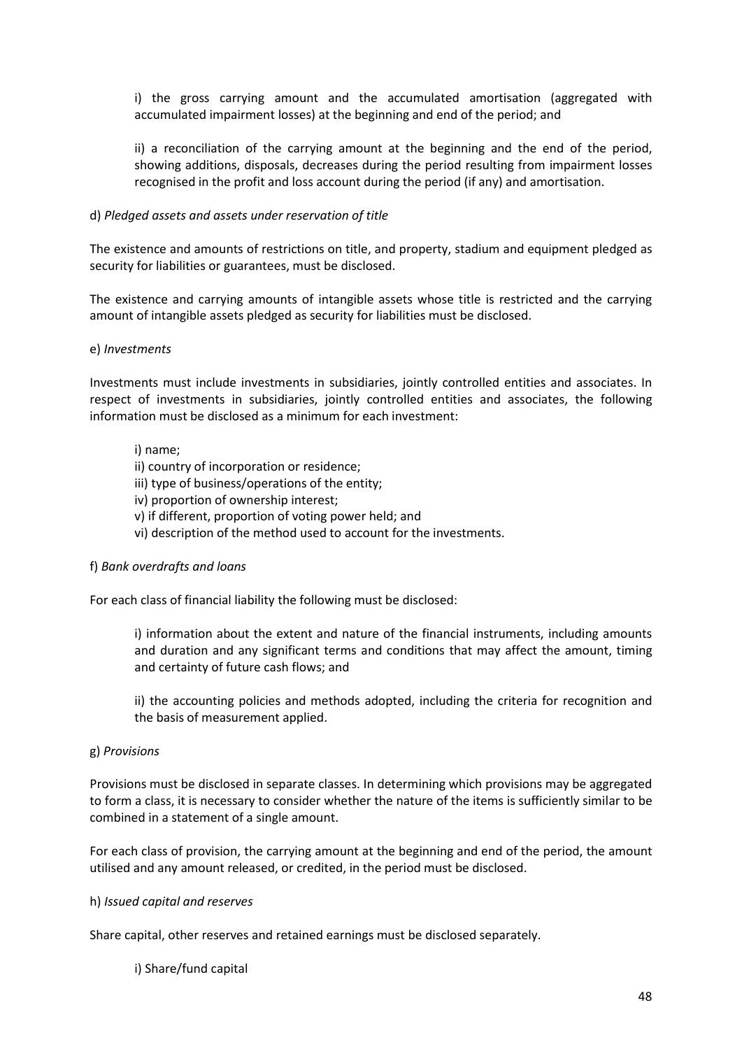i) the gross carrying amount and the accumulated amortisation (aggregated with accumulated impairment losses) at the beginning and end of the period; and

ii) a reconciliation of the carrying amount at the beginning and the end of the period, showing additions, disposals, decreases during the period resulting from impairment losses recognised in the profit and loss account during the period (if any) and amortisation.

d) *Pledged assets and assets under reservation of title*

The existence and amounts of restrictions on title, and property, stadium and equipment pledged as security for liabilities or guarantees, must be disclosed.

The existence and carrying amounts of intangible assets whose title is restricted and the carrying amount of intangible assets pledged as security for liabilities must be disclosed.

e) *Investments*

Investments must include investments in subsidiaries, jointly controlled entities and associates. In respect of investments in subsidiaries, jointly controlled entities and associates, the following information must be disclosed as a minimum for each investment:

i) name;
ii) country of incorporation or residence;
iii) type of business/operations of the entity;
iv) proportion of ownership interest;
v) if different, proportion of voting power held; and
vi) description of the method used to account for the investments.

f) *Bank overdrafts and loans*

For each class of financial liability the following must be disclosed:

i) information about the extent and nature of the financial instruments, including amounts and duration and any significant terms and conditions that may affect the amount, timing and certainty of future cash flows; and

ii) the accounting policies and methods adopted, including the criteria for recognition and the basis of measurement applied.

g) *Provisions*

Provisions must be disclosed in separate classes. In determining which provisions may be aggregated to form a class, it is necessary to consider whether the nature of the items is sufficiently similar to be combined in a statement of a single amount.

For each class of provision, the carrying amount at the beginning and end of the period, the amount utilised and any amount released, or credited, in the period must be disclosed.

h) *Issued capital and reserves*

Share capital, other reserves and retained earnings must be disclosed separately.

i) Share/fund capital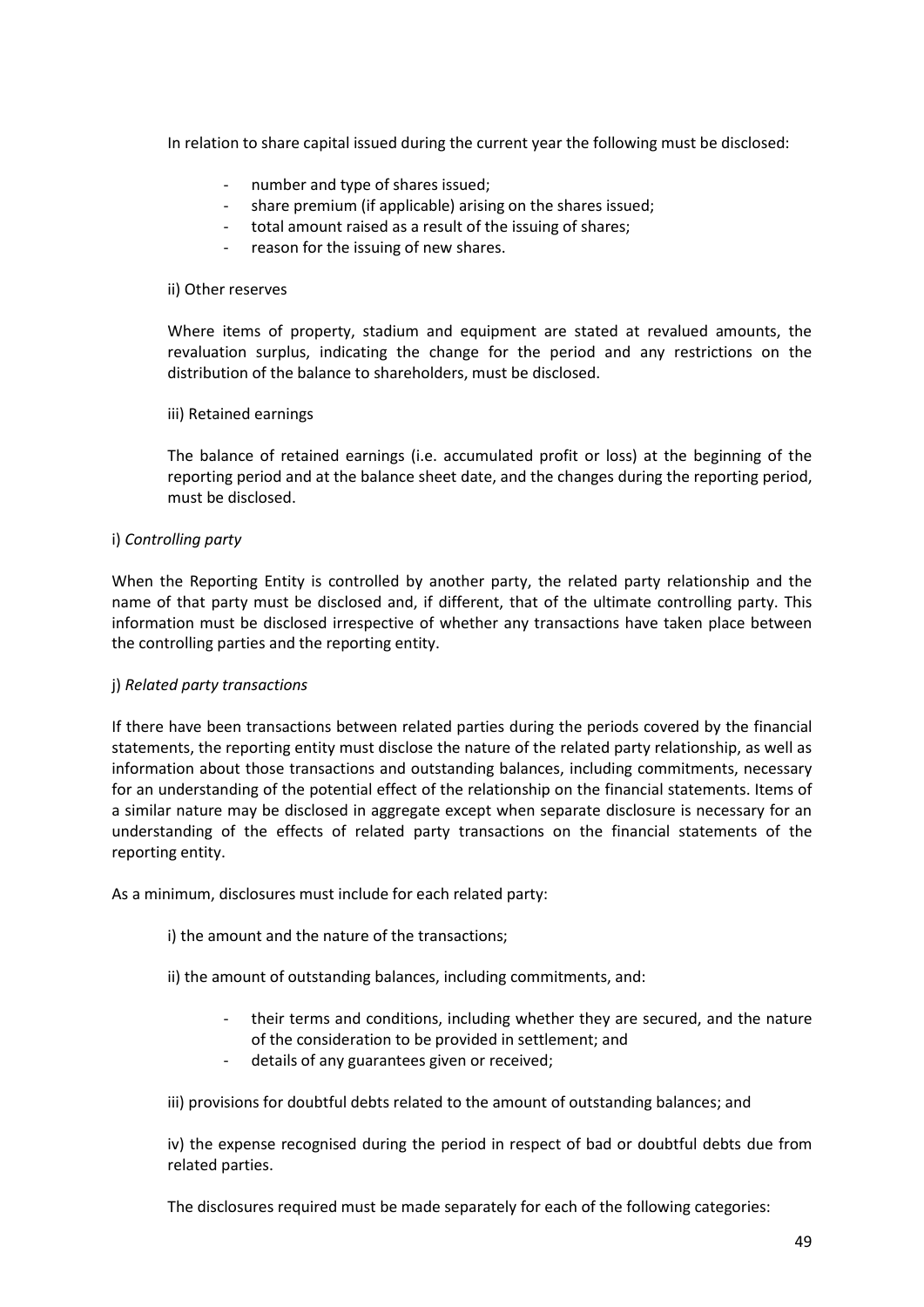In relation to share capital issued during the current year the following must be disclosed:

- number and type of shares issued;
- share premium (if applicable) arising on the shares issued;
- total amount raised as a result of the issuing of shares;
- reason for the issuing of new shares.

ii) Other reserves

Where items of property, stadium and equipment are stated at revalued amounts, the revaluation surplus, indicating the change for the period and any restrictions on the distribution of the balance to shareholders, must be disclosed.

iii) Retained earnings

The balance of retained earnings (i.e. accumulated profit or loss) at the beginning of the reporting period and at the balance sheet date, and the changes during the reporting period, must be disclosed.

i) *Controlling party*

When the Reporting Entity is controlled by another party, the related party relationship and the name of that party must be disclosed and, if different, that of the ultimate controlling party. This information must be disclosed irrespective of whether any transactions have taken place between the controlling parties and the reporting entity.

j) *Related party transactions*

If there have been transactions between related parties during the periods covered by the financial statements, the reporting entity must disclose the nature of the related party relationship, as well as information about those transactions and outstanding balances, including commitments, necessary for an understanding of the potential effect of the relationship on the financial statements. Items of a similar nature may be disclosed in aggregate except when separate disclosure is necessary for an understanding of the effects of related party transactions on the financial statements of the reporting entity.

As a minimum, disclosures must include for each related party:

i) the amount and the nature of the transactions;

ii) the amount of outstanding balances, including commitments, and:

- their terms and conditions, including whether they are secured, and the nature of the consideration to be provided in settlement; and
- details of any guarantees given or received;

iii) provisions for doubtful debts related to the amount of outstanding balances; and

iv) the expense recognised during the period in respect of bad or doubtful debts due from related parties.

The disclosures required must be made separately for each of the following categories: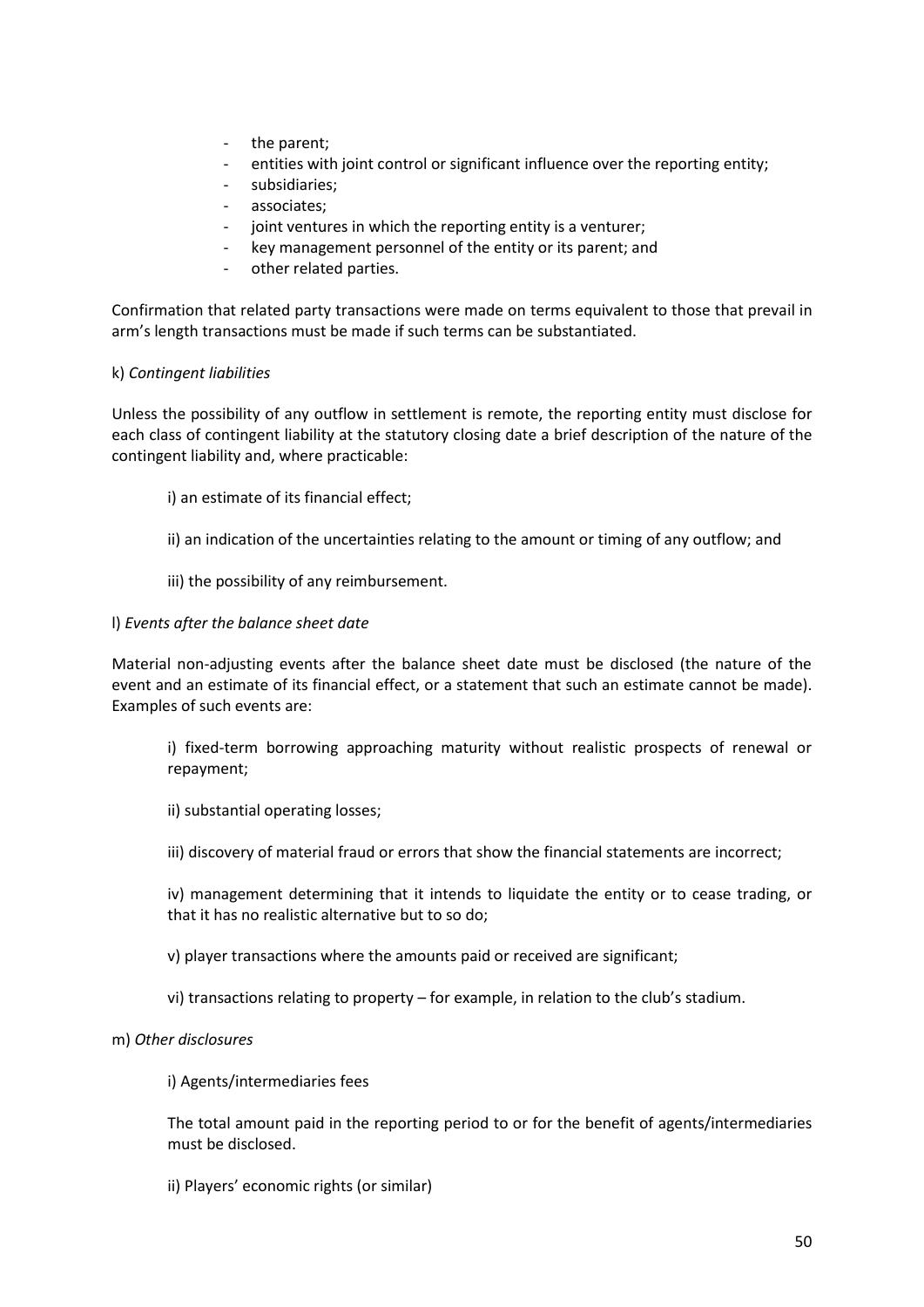- the parent;
- entities with joint control or significant influence over the reporting entity;
- subsidiaries;
- associates;
- joint ventures in which the reporting entity is a venturer;
- key management personnel of the entity or its parent; and
- other related parties.

Confirmation that related party transactions were made on terms equivalent to those that prevail in arm's length transactions must be made if such terms can be substantiated.

k) *Contingent liabilities*

Unless the possibility of any outflow in settlement is remote, the reporting entity must disclose for each class of contingent liability at the statutory closing date a brief description of the nature of the contingent liability and, where practicable:

i) an estimate of its financial effect;

ii) an indication of the uncertainties relating to the amount or timing of any outflow; and

iii) the possibility of any reimbursement.

l) *Events after the balance sheet date*

Material non-adjusting events after the balance sheet date must be disclosed (the nature of the event and an estimate of its financial effect, or a statement that such an estimate cannot be made). Examples of such events are:

i) fixed-term borrowing approaching maturity without realistic prospects of renewal or repayment;

ii) substantial operating losses;

iii) discovery of material fraud or errors that show the financial statements are incorrect;

iv) management determining that it intends to liquidate the entity or to cease trading, or that it has no realistic alternative but to so do;

v) player transactions where the amounts paid or received are significant;

vi) transactions relating to property – for example, in relation to the club's stadium.

m) *Other disclosures*

i) Agents/intermediaries fees

The total amount paid in the reporting period to or for the benefit of agents/intermediaries must be disclosed.

ii) Players' economic rights (or similar)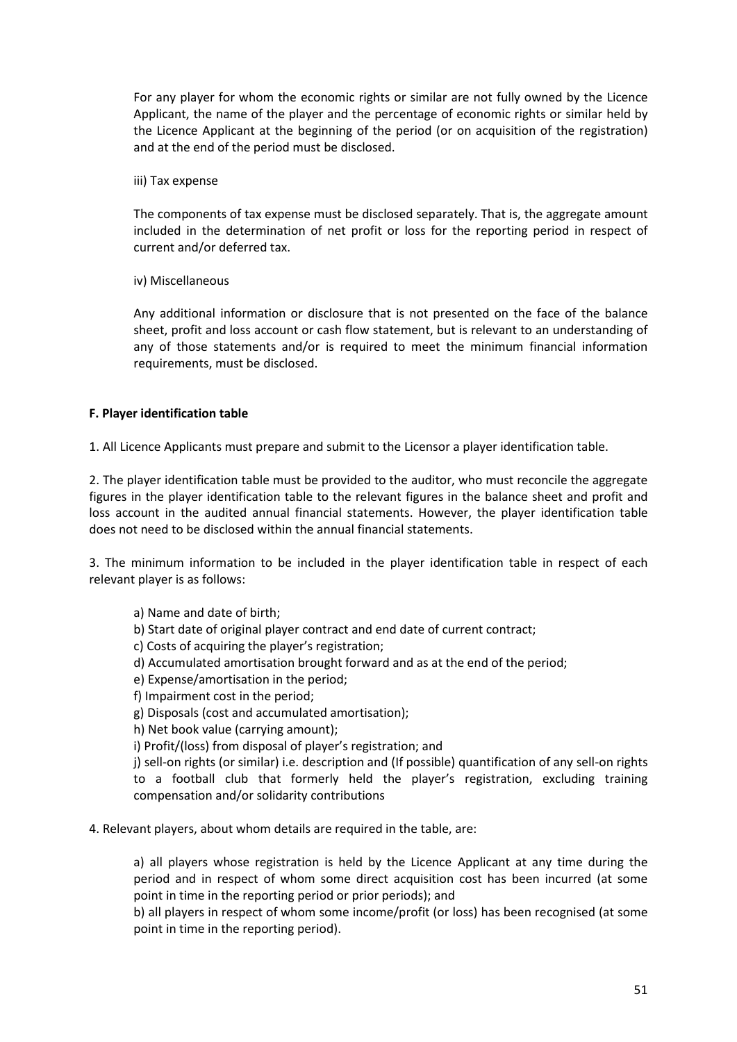For any player for whom the economic rights or similar are not fully owned by the Licence Applicant, the name of the player and the percentage of economic rights or similar held by the Licence Applicant at the beginning of the period (or on acquisition of the registration) and at the end of the period must be disclosed.

iii) Tax expense

The components of tax expense must be disclosed separately. That is, the aggregate amount included in the determination of net profit or loss for the reporting period in respect of current and/or deferred tax.

iv) Miscellaneous

Any additional information or disclosure that is not presented on the face of the balance sheet, profit and loss account or cash flow statement, but is relevant to an understanding of any of those statements and/or is required to meet the minimum financial information requirements, must be disclosed.

**F. Player identification table**

1. All Licence Applicants must prepare and submit to the Licensor a player identification table.

2. The player identification table must be provided to the auditor, who must reconcile the aggregate figures in the player identification table to the relevant figures in the balance sheet and profit and loss account in the audited annual financial statements. However, the player identification table does not need to be disclosed within the annual financial statements.

3. The minimum information to be included in the player identification table in respect of each relevant player is as follows:

a) Name and date of birth;
b) Start date of original player contract and end date of current contract;
c) Costs of acquiring the player's registration;
d) Accumulated amortisation brought forward and as at the end of the period;
e) Expense/amortisation in the period;
f) Impairment cost in the period;
g) Disposals (cost and accumulated amortisation);
h) Net book value (carrying amount);
i) Profit/(loss) from disposal of player's registration; and
j) sell-on rights (or similar) i.e. description and (If possible) quantification of any sell-on rights to a football club that formerly held the player's registration, excluding training compensation and/or solidarity contributions

4. Relevant players, about whom details are required in the table, are:

a) all players whose registration is held by the Licence Applicant at any time during the period and in respect of whom some direct acquisition cost has been incurred (at some point in time in the reporting period or prior periods); and
b) all players in respect of whom some income/profit (or loss) has been recognised (at some point in time in the reporting period).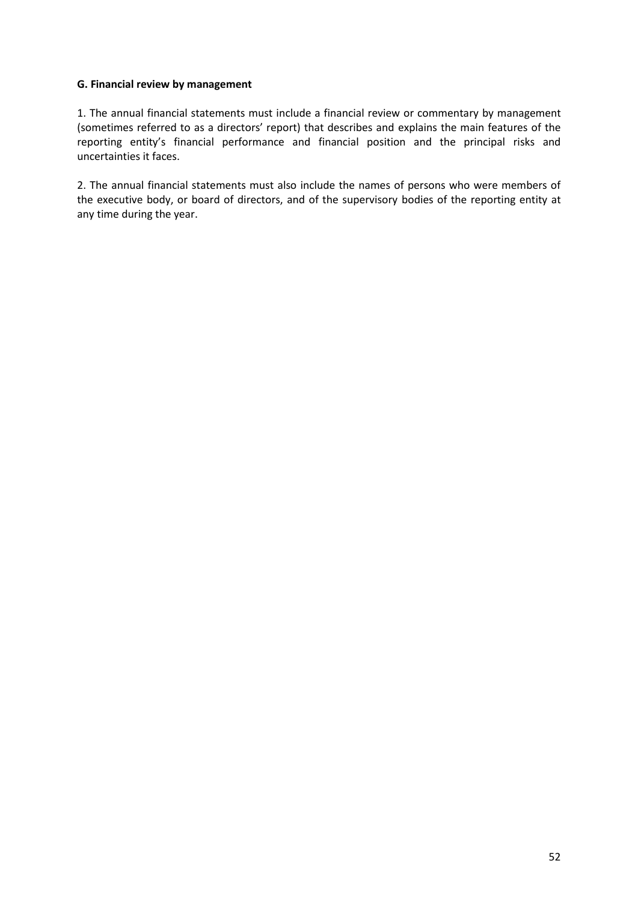**G. Financial review by management**

1. The annual financial statements must include a financial review or commentary by management (sometimes referred to as a directors' report) that describes and explains the main features of the reporting entity's financial performance and financial position and the principal risks and uncertainties it faces.

2. The annual financial statements must also include the names of persons who were members of the executive body, or board of directors, and of the supervisory bodies of the reporting entity at any time during the year.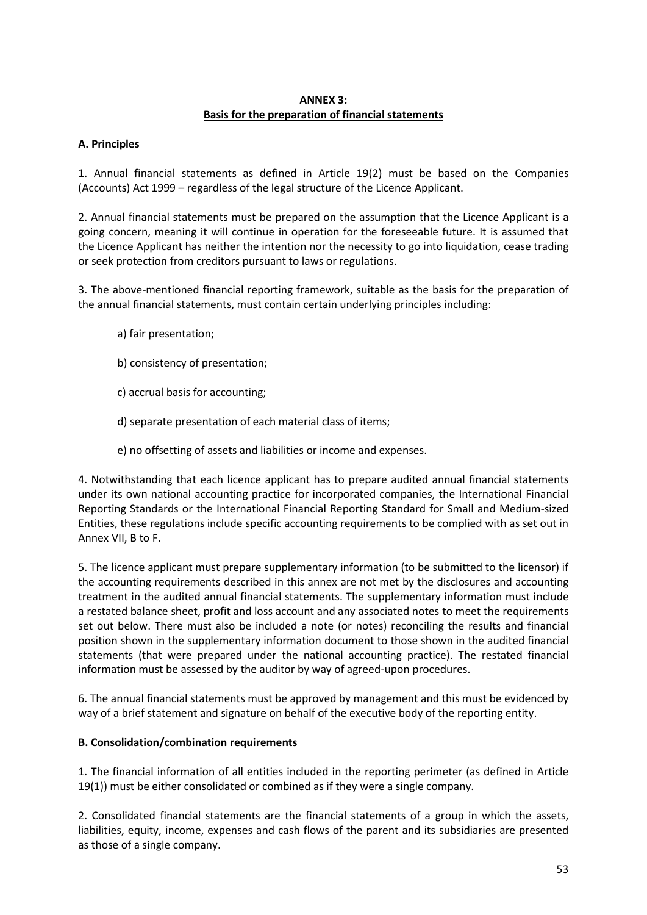## ANNEX 3:
## Basis for the preparation of financial statements

### A. Principles

1. Annual financial statements as defined in Article 19(2) must be based on the Companies (Accounts) Act 1999 – regardless of the legal structure of the Licence Applicant.

2. Annual financial statements must be prepared on the assumption that the Licence Applicant is a going concern, meaning it will continue in operation for the foreseeable future. It is assumed that the Licence Applicant has neither the intention nor the necessity to go into liquidation, cease trading or seek protection from creditors pursuant to laws or regulations.

3. The above-mentioned financial reporting framework, suitable as the basis for the preparation of the annual financial statements, must contain certain underlying principles including:

   a) fair presentation;

   b) consistency of presentation;

   c) accrual basis for accounting;

   d) separate presentation of each material class of items;

   e) no offsetting of assets and liabilities or income and expenses.

4. Notwithstanding that each licence applicant has to prepare audited annual financial statements under its own national accounting practice for incorporated companies, the International Financial Reporting Standards or the International Financial Reporting Standard for Small and Medium-sized Entities, these regulations include specific accounting requirements to be complied with as set out in Annex VII, B to F.

5. The licence applicant must prepare supplementary information (to be submitted to the licensor) if the accounting requirements described in this annex are not met by the disclosures and accounting treatment in the audited annual financial statements. The supplementary information must include a restated balance sheet, profit and loss account and any associated notes to meet the requirements set out below. There must also be included a note (or notes) reconciling the results and financial position shown in the supplementary information document to those shown in the audited financial statements (that were prepared under the national accounting practice). The restated financial information must be assessed by the auditor by way of agreed-upon procedures.

6. The annual financial statements must be approved by management and this must be evidenced by way of a brief statement and signature on behalf of the executive body of the reporting entity.

### B. Consolidation/combination requirements

1. The financial information of all entities included in the reporting perimeter (as defined in Article 19(1)) must be either consolidated or combined as if they were a single company.

2. Consolidated financial statements are the financial statements of a group in which the assets, liabilities, equity, income, expenses and cash flows of the parent and its subsidiaries are presented as those of a single company.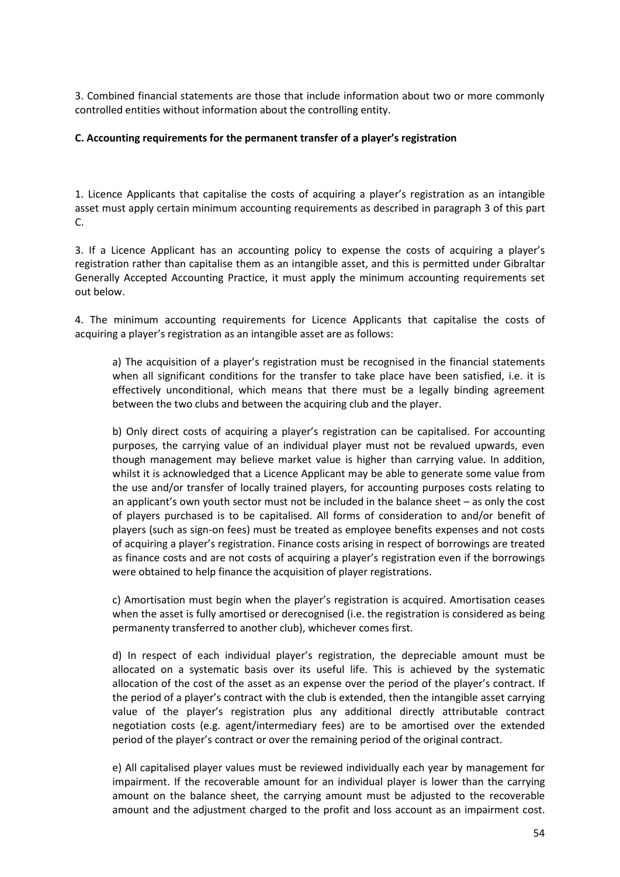3. Combined financial statements are those that include information about two or more commonly controlled entities without information about the controlling entity.

**C. Accounting requirements for the permanent transfer of a player's registration**

1. Licence Applicants that capitalise the costs of acquiring a player's registration as an intangible asset must apply certain minimum accounting requirements as described in paragraph 3 of this part C.

3. If a Licence Applicant has an accounting policy to expense the costs of acquiring a player's registration rather than capitalise them as an intangible asset, and this is permitted under Gibraltar Generally Accepted Accounting Practice, it must apply the minimum accounting requirements set out below.

4. The minimum accounting requirements for Licence Applicants that capitalise the costs of acquiring a player's registration as an intangible asset are as follows:

a) The acquisition of a player's registration must be recognised in the financial statements when all significant conditions for the transfer to take place have been satisfied, i.e. it is effectively unconditional, which means that there must be a legally binding agreement between the two clubs and between the acquiring club and the player.

b) Only direct costs of acquiring a player's registration can be capitalised. For accounting purposes, the carrying value of an individual player must not be revalued upwards, even though management may believe market value is higher than carrying value. In addition, whilst it is acknowledged that a Licence Applicant may be able to generate some value from the use and/or transfer of locally trained players, for accounting purposes costs relating to an applicant's own youth sector must not be included in the balance sheet – as only the cost of players purchased is to be capitalised. All forms of consideration to and/or benefit of players (such as sign-on fees) must be treated as employee benefits expenses and not costs of acquiring a player's registration. Finance costs arising in respect of borrowings are treated as finance costs and are not costs of acquiring a player's registration even if the borrowings were obtained to help finance the acquisition of player registrations.

c) Amortisation must begin when the player's registration is acquired. Amortisation ceases when the asset is fully amortised or derecognised (i.e. the registration is considered as being permanenty transferred to another club), whichever comes first.

d) In respect of each individual player's registration, the depreciable amount must be allocated on a systematic basis over its useful life. This is achieved by the systematic allocation of the cost of the asset as an expense over the period of the player's contract. If the period of a player's contract with the club is extended, then the intangible asset carrying value of the player's registration plus any additional directly attributable contract negotiation costs (e.g. agent/intermediary fees) are to be amortised over the extended period of the player's contract or over the remaining period of the original contract.

e) All capitalised player values must be reviewed individually each year by management for impairment. If the recoverable amount for an individual player is lower than the carrying amount on the balance sheet, the carrying amount must be adjusted to the recoverable amount and the adjustment charged to the profit and loss account as an impairment cost.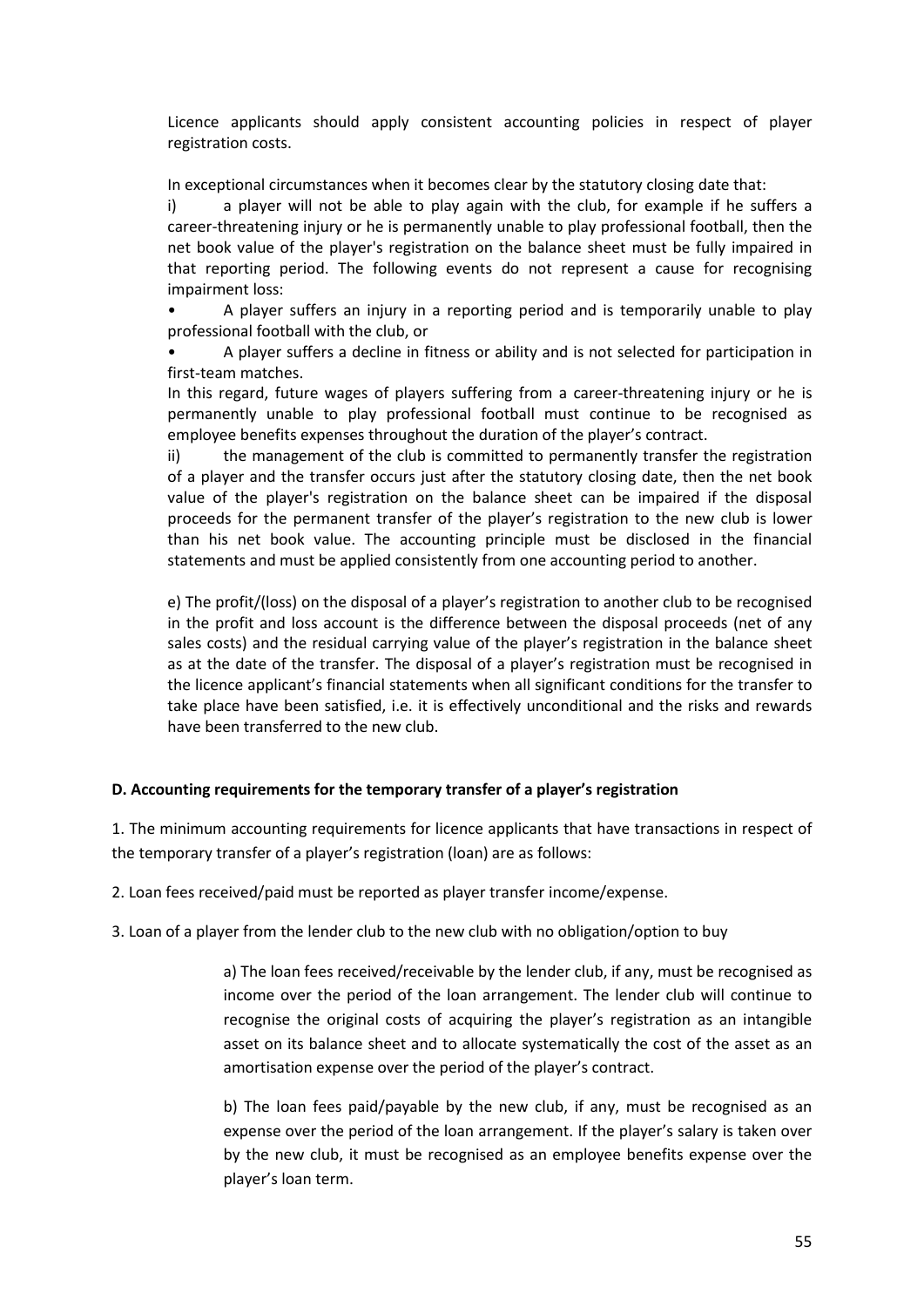Licence applicants should apply consistent accounting policies in respect of player registration costs.

In exceptional circumstances when it becomes clear by the statutory closing date that:

i) a player will not be able to play again with the club, for example if he suffers a career-threatening injury or he is permanently unable to play professional football, then the net book value of the player's registration on the balance sheet must be fully impaired in that reporting period. The following events do not represent a cause for recognising impairment loss:

- A player suffers an injury in a reporting period and is temporarily unable to play professional football with the club, or
- A player suffers a decline in fitness or ability and is not selected for participation in first-team matches.

In this regard, future wages of players suffering from a career-threatening injury or he is permanently unable to play professional football must continue to be recognised as employee benefits expenses throughout the duration of the player's contract.

ii) the management of the club is committed to permanently transfer the registration of a player and the transfer occurs just after the statutory closing date, then the net book value of the player's registration on the balance sheet can be impaired if the disposal proceeds for the permanent transfer of the player's registration to the new club is lower than his net book value. The accounting principle must be disclosed in the financial statements and must be applied consistently from one accounting period to another.

e) The profit/(loss) on the disposal of a player's registration to another club to be recognised in the profit and loss account is the difference between the disposal proceeds (net of any sales costs) and the residual carrying value of the player's registration in the balance sheet as at the date of the transfer. The disposal of a player's registration must be recognised in the licence applicant's financial statements when all significant conditions for the transfer to take place have been satisfied, i.e. it is effectively unconditional and the risks and rewards have been transferred to the new club.

**D. Accounting requirements for the temporary transfer of a player's registration**

1. The minimum accounting requirements for licence applicants that have transactions in respect of the temporary transfer of a player's registration (loan) are as follows:

2. Loan fees received/paid must be reported as player transfer income/expense.

3. Loan of a player from the lender club to the new club with no obligation/option to buy

a) The loan fees received/receivable by the lender club, if any, must be recognised as income over the period of the loan arrangement. The lender club will continue to recognise the original costs of acquiring the player's registration as an intangible asset on its balance sheet and to allocate systematically the cost of the asset as an amortisation expense over the period of the player's contract.

b) The loan fees paid/payable by the new club, if any, must be recognised as an expense over the period of the loan arrangement. If the player's salary is taken over by the new club, it must be recognised as an employee benefits expense over the player's loan term.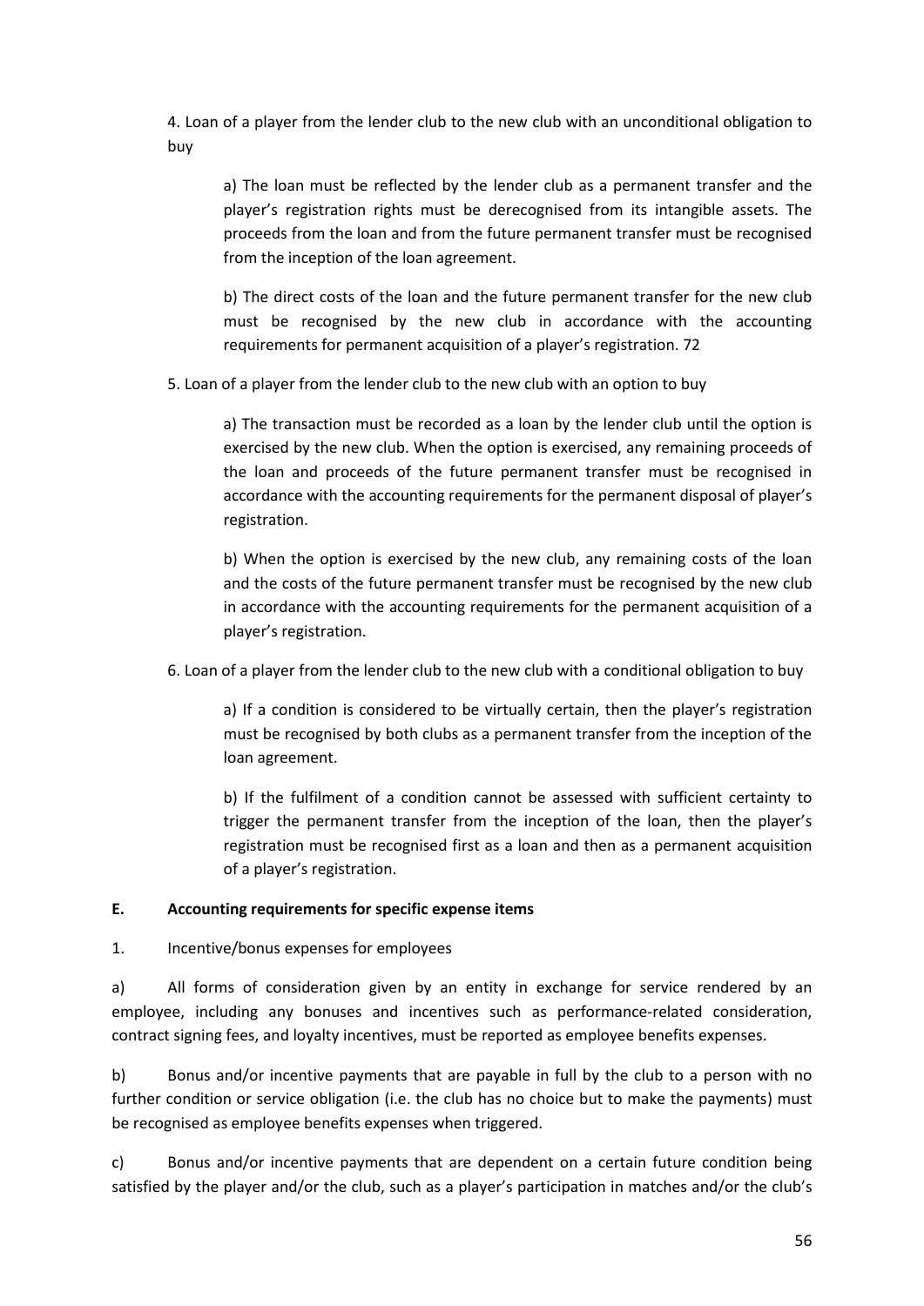4. Loan of a player from the lender club to the new club with an unconditional obligation to buy

a) The loan must be reflected by the lender club as a permanent transfer and the player's registration rights must be derecognised from its intangible assets. The proceeds from the loan and from the future permanent transfer must be recognised from the inception of the loan agreement.

b) The direct costs of the loan and the future permanent transfer for the new club must be recognised by the new club in accordance with the accounting requirements for permanent acquisition of a player's registration. 72

5. Loan of a player from the lender club to the new club with an option to buy

a) The transaction must be recorded as a loan by the lender club until the option is exercised by the new club. When the option is exercised, any remaining proceeds of the loan and proceeds of the future permanent transfer must be recognised in accordance with the accounting requirements for the permanent disposal of player's registration.

b) When the option is exercised by the new club, any remaining costs of the loan and the costs of the future permanent transfer must be recognised by the new club in accordance with the accounting requirements for the permanent acquisition of a player's registration.

6. Loan of a player from the lender club to the new club with a conditional obligation to buy

a) If a condition is considered to be virtually certain, then the player's registration must be recognised by both clubs as a permanent transfer from the inception of the loan agreement.

b) If the fulfilment of a condition cannot be assessed with sufficient certainty to trigger the permanent transfer from the inception of the loan, then the player's registration must be recognised first as a loan and then as a permanent acquisition of a player's registration.

**E. Accounting requirements for specific expense items**

1. Incentive/bonus expenses for employees

a) All forms of consideration given by an entity in exchange for service rendered by an employee, including any bonuses and incentives such as performance-related consideration, contract signing fees, and loyalty incentives, must be reported as employee benefits expenses.

b) Bonus and/or incentive payments that are payable in full by the club to a person with no further condition or service obligation (i.e. the club has no choice but to make the payments) must be recognised as employee benefits expenses when triggered.

c) Bonus and/or incentive payments that are dependent on a certain future condition being satisfied by the player and/or the club, such as a player's participation in matches and/or the club's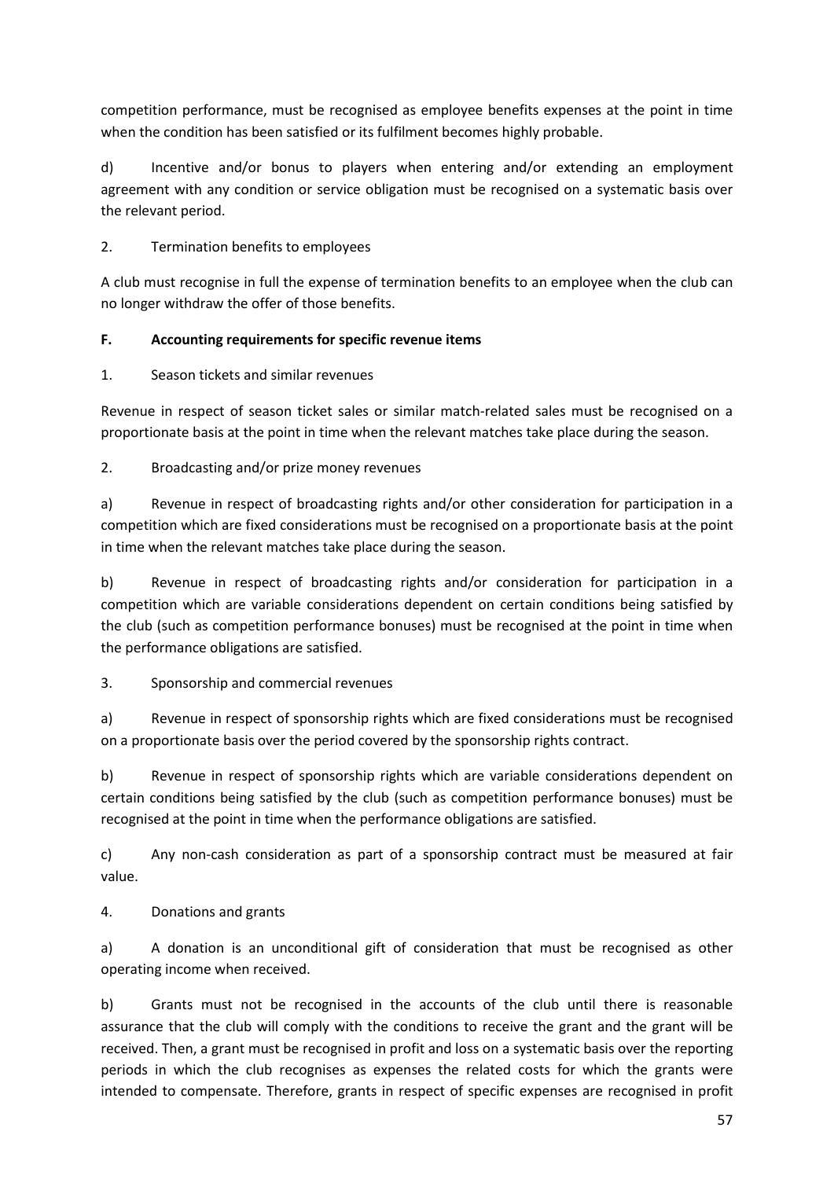competition performance, must be recognised as employee benefits expenses at the point in time when the condition has been satisfied or its fulfilment becomes highly probable.

d) Incentive and/or bonus to players when entering and/or extending an employment agreement with any condition or service obligation must be recognised on a systematic basis over the relevant period.

2. Termination benefits to employees

A club must recognise in full the expense of termination benefits to an employee when the club can no longer withdraw the offer of those benefits.

### F. Accounting requirements for specific revenue items

1. Season tickets and similar revenues

Revenue in respect of season ticket sales or similar match-related sales must be recognised on a proportionate basis at the point in time when the relevant matches take place during the season.

2. Broadcasting and/or prize money revenues

a) Revenue in respect of broadcasting rights and/or other consideration for participation in a competition which are fixed considerations must be recognised on a proportionate basis at the point in time when the relevant matches take place during the season.

b) Revenue in respect of broadcasting rights and/or consideration for participation in a competition which are variable considerations dependent on certain conditions being satisfied by the club (such as competition performance bonuses) must be recognised at the point in time when the performance obligations are satisfied.

3. Sponsorship and commercial revenues

a) Revenue in respect of sponsorship rights which are fixed considerations must be recognised on a proportionate basis over the period covered by the sponsorship rights contract.

b) Revenue in respect of sponsorship rights which are variable considerations dependent on certain conditions being satisfied by the club (such as competition performance bonuses) must be recognised at the point in time when the performance obligations are satisfied.

c) Any non-cash consideration as part of a sponsorship contract must be measured at fair value.

4. Donations and grants

a) A donation is an unconditional gift of consideration that must be recognised as other operating income when received.

b) Grants must not be recognised in the accounts of the club until there is reasonable assurance that the club will comply with the conditions to receive the grant and the grant will be received. Then, a grant must be recognised in profit and loss on a systematic basis over the reporting periods in which the club recognises as expenses the related costs for which the grants were intended to compensate. Therefore, grants in respect of specific expenses are recognised in profit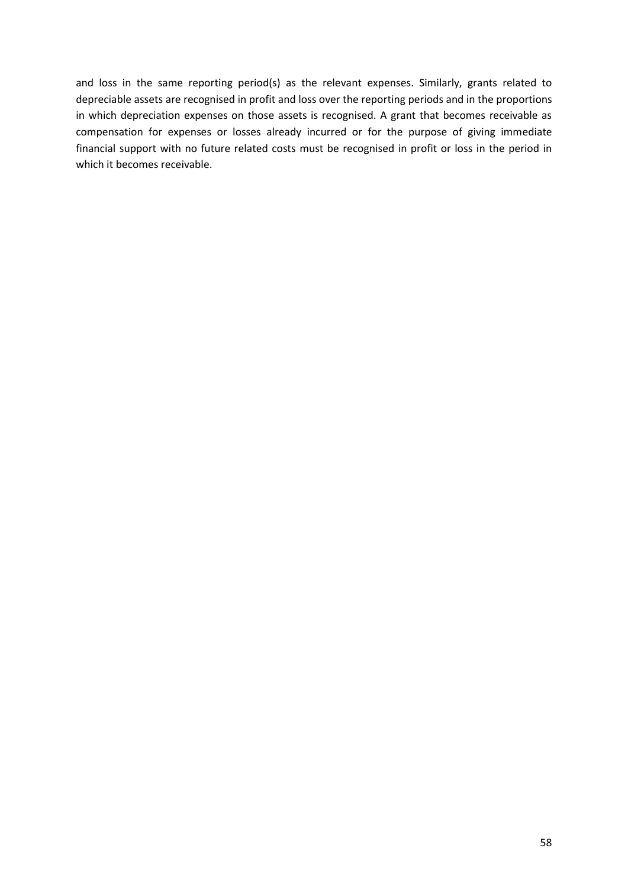and loss in the same reporting period(s) as the relevant expenses. Similarly, grants related to depreciable assets are recognised in profit and loss over the reporting periods and in the proportions in which depreciation expenses on those assets is recognised. A grant that becomes receivable as compensation for expenses or losses already incurred or for the purpose of giving immediate financial support with no future related costs must be recognised in profit or loss in the period in which it becomes receivable.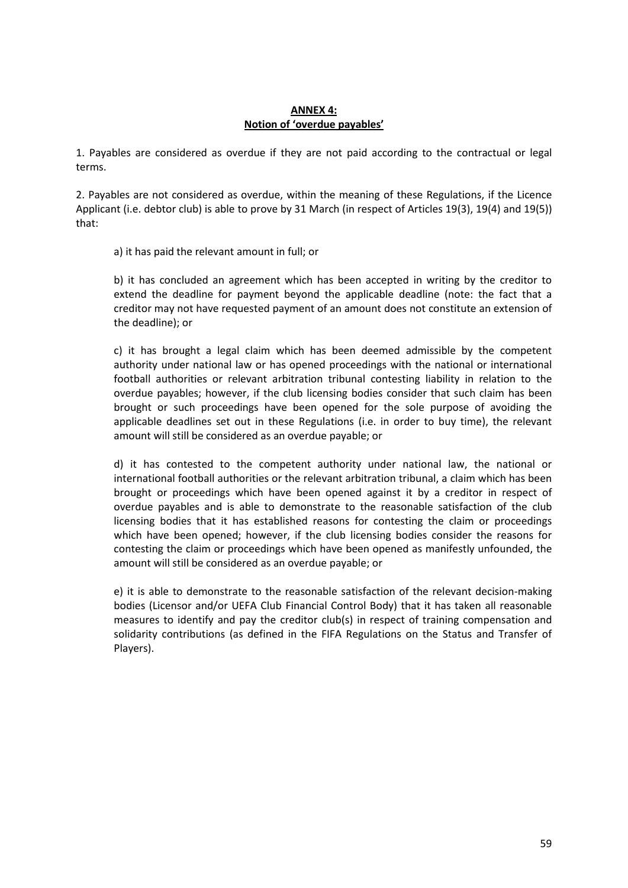## ANNEX 4:
## Notion of 'overdue payables'

1. Payables are considered as overdue if they are not paid according to the contractual or legal terms.

2. Payables are not considered as overdue, within the meaning of these Regulations, if the Licence Applicant (i.e. debtor club) is able to prove by 31 March (in respect of Articles 19(3), 19(4) and 19(5)) that:

a) it has paid the relevant amount in full; or

b) it has concluded an agreement which has been accepted in writing by the creditor to extend the deadline for payment beyond the applicable deadline (note: the fact that a creditor may not have requested payment of an amount does not constitute an extension of the deadline); or

c) it has brought a legal claim which has been deemed admissible by the competent authority under national law or has opened proceedings with the national or international football authorities or relevant arbitration tribunal contesting liability in relation to the overdue payables; however, if the club licensing bodies consider that such claim has been brought or such proceedings have been opened for the sole purpose of avoiding the applicable deadlines set out in these Regulations (i.e. in order to buy time), the relevant amount will still be considered as an overdue payable; or

d) it has contested to the competent authority under national law, the national or international football authorities or the relevant arbitration tribunal, a claim which has been brought or proceedings which have been opened against it by a creditor in respect of overdue payables and is able to demonstrate to the reasonable satisfaction of the club licensing bodies that it has established reasons for contesting the claim or proceedings which have been opened; however, if the club licensing bodies consider the reasons for contesting the claim or proceedings which have been opened as manifestly unfounded, the amount will still be considered as an overdue payable; or

e) it is able to demonstrate to the reasonable satisfaction of the relevant decision-making bodies (Licensor and/or UEFA Club Financial Control Body) that it has taken all reasonable measures to identify and pay the creditor club(s) in respect of training compensation and solidarity contributions (as defined in the FIFA Regulations on the Status and Transfer of Players).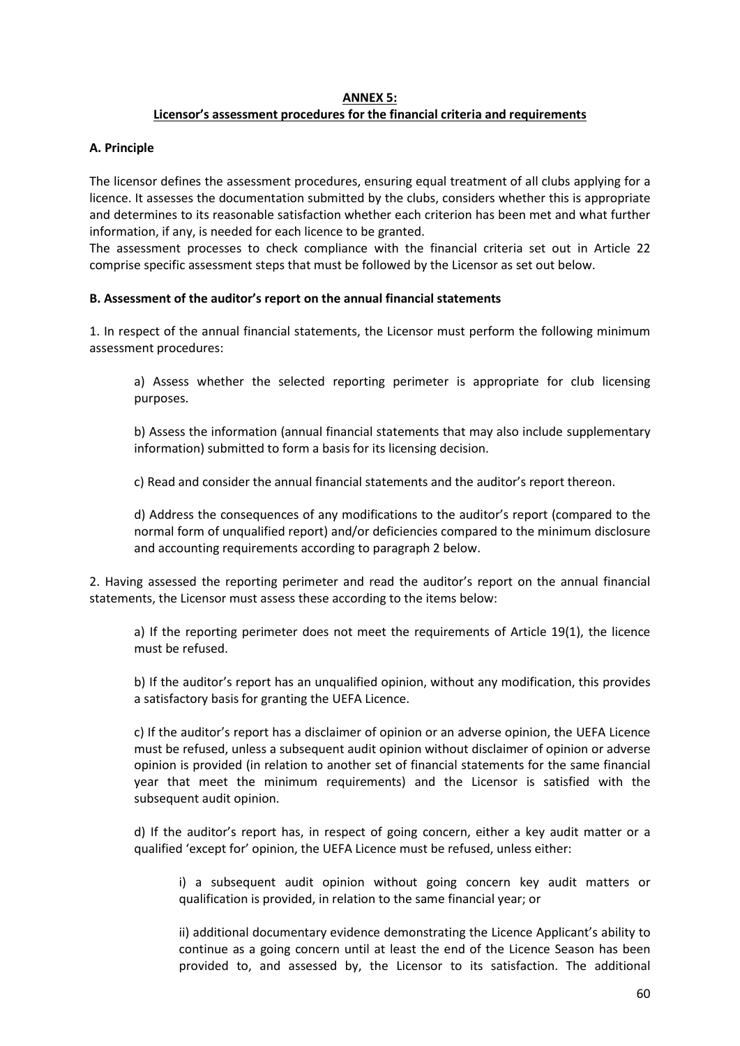**ANNEX 5:**
**Licensor's assessment procedures for the financial criteria and requirements**

**A. Principle**

The licensor defines the assessment procedures, ensuring equal treatment of all clubs applying for a licence. It assesses the documentation submitted by the clubs, considers whether this is appropriate and determines to its reasonable satisfaction whether each criterion has been met and what further information, if any, is needed for each licence to be granted.
The assessment processes to check compliance with the financial criteria set out in Article 22 comprise specific assessment steps that must be followed by the Licensor as set out below.

**B. Assessment of the auditor's report on the annual financial statements**

1. In respect of the annual financial statements, the Licensor must perform the following minimum assessment procedures:

a) Assess whether the selected reporting perimeter is appropriate for club licensing purposes.

b) Assess the information (annual financial statements that may also include supplementary information) submitted to form a basis for its licensing decision.

c) Read and consider the annual financial statements and the auditor's report thereon.

d) Address the consequences of any modifications to the auditor's report (compared to the normal form of unqualified report) and/or deficiencies compared to the minimum disclosure and accounting requirements according to paragraph 2 below.

2. Having assessed the reporting perimeter and read the auditor's report on the annual financial statements, the Licensor must assess these according to the items below:

a) If the reporting perimeter does not meet the requirements of Article 19(1), the licence must be refused.

b) If the auditor's report has an unqualified opinion, without any modification, this provides a satisfactory basis for granting the UEFA Licence.

c) If the auditor's report has a disclaimer of opinion or an adverse opinion, the UEFA Licence must be refused, unless a subsequent audit opinion without disclaimer of opinion or adverse opinion is provided (in relation to another set of financial statements for the same financial year that meet the minimum requirements) and the Licensor is satisfied with the subsequent audit opinion.

d) If the auditor's report has, in respect of going concern, either a key audit matter or a qualified 'except for' opinion, the UEFA Licence must be refused, unless either:

i) a subsequent audit opinion without going concern key audit matters or qualification is provided, in relation to the same financial year; or

ii) additional documentary evidence demonstrating the Licence Applicant's ability to continue as a going concern until at least the end of the Licence Season has been provided to, and assessed by, the Licensor to its satisfaction. The additional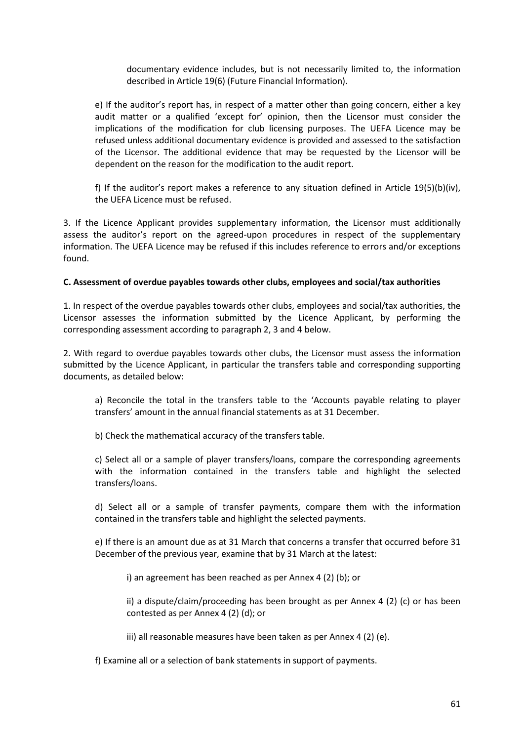documentary evidence includes, but is not necessarily limited to, the information described in Article 19(6) (Future Financial Information).

e) If the auditor's report has, in respect of a matter other than going concern, either a key audit matter or a qualified 'except for' opinion, then the Licensor must consider the implications of the modification for club licensing purposes. The UEFA Licence may be refused unless additional documentary evidence is provided and assessed to the satisfaction of the Licensor. The additional evidence that may be requested by the Licensor will be dependent on the reason for the modification to the audit report.

f) If the auditor's report makes a reference to any situation defined in Article 19(5)(b)(iv), the UEFA Licence must be refused.

3. If the Licence Applicant provides supplementary information, the Licensor must additionally assess the auditor's report on the agreed-upon procedures in respect of the supplementary information. The UEFA Licence may be refused if this includes reference to errors and/or exceptions found.

**C. Assessment of overdue payables towards other clubs, employees and social/tax authorities**

1. In respect of the overdue payables towards other clubs, employees and social/tax authorities, the Licensor assesses the information submitted by the Licence Applicant, by performing the corresponding assessment according to paragraph 2, 3 and 4 below.

2. With regard to overdue payables towards other clubs, the Licensor must assess the information submitted by the Licence Applicant, in particular the transfers table and corresponding supporting documents, as detailed below:

a) Reconcile the total in the transfers table to the 'Accounts payable relating to player transfers' amount in the annual financial statements as at 31 December.

b) Check the mathematical accuracy of the transfers table.

c) Select all or a sample of player transfers/loans, compare the corresponding agreements with the information contained in the transfers table and highlight the selected transfers/loans.

d) Select all or a sample of transfer payments, compare them with the information contained in the transfers table and highlight the selected payments.

e) If there is an amount due as at 31 March that concerns a transfer that occurred before 31 December of the previous year, examine that by 31 March at the latest:

i) an agreement has been reached as per Annex 4 (2) (b); or

ii) a dispute/claim/proceeding has been brought as per Annex 4 (2) (c) or has been contested as per Annex 4 (2) (d); or

iii) all reasonable measures have been taken as per Annex 4 (2) (e).

f) Examine all or a selection of bank statements in support of payments.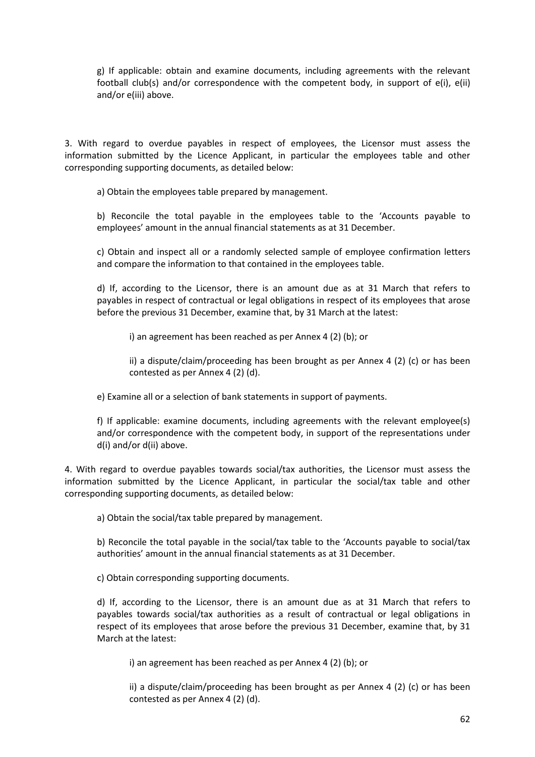g) If applicable: obtain and examine documents, including agreements with the relevant football club(s) and/or correspondence with the competent body, in support of e(i), e(ii) and/or e(iii) above.

3. With regard to overdue payables in respect of employees, the Licensor must assess the information submitted by the Licence Applicant, in particular the employees table and other corresponding supporting documents, as detailed below:

a) Obtain the employees table prepared by management.

b) Reconcile the total payable in the employees table to the 'Accounts payable to employees' amount in the annual financial statements as at 31 December.

c) Obtain and inspect all or a randomly selected sample of employee confirmation letters and compare the information to that contained in the employees table.

d) If, according to the Licensor, there is an amount due as at 31 March that refers to payables in respect of contractual or legal obligations in respect of its employees that arose before the previous 31 December, examine that, by 31 March at the latest:

i) an agreement has been reached as per Annex 4 (2) (b); or

ii) a dispute/claim/proceeding has been brought as per Annex 4 (2) (c) or has been contested as per Annex 4 (2) (d).

e) Examine all or a selection of bank statements in support of payments.

f) If applicable: examine documents, including agreements with the relevant employee(s) and/or correspondence with the competent body, in support of the representations under d(i) and/or d(ii) above.

4. With regard to overdue payables towards social/tax authorities, the Licensor must assess the information submitted by the Licence Applicant, in particular the social/tax table and other corresponding supporting documents, as detailed below:

a) Obtain the social/tax table prepared by management.

b) Reconcile the total payable in the social/tax table to the 'Accounts payable to social/tax authorities' amount in the annual financial statements as at 31 December.

c) Obtain corresponding supporting documents.

d) If, according to the Licensor, there is an amount due as at 31 March that refers to payables towards social/tax authorities as a result of contractual or legal obligations in respect of its employees that arose before the previous 31 December, examine that, by 31 March at the latest:

i) an agreement has been reached as per Annex 4 (2) (b); or

ii) a dispute/claim/proceeding has been brought as per Annex 4 (2) (c) or has been contested as per Annex 4 (2) (d).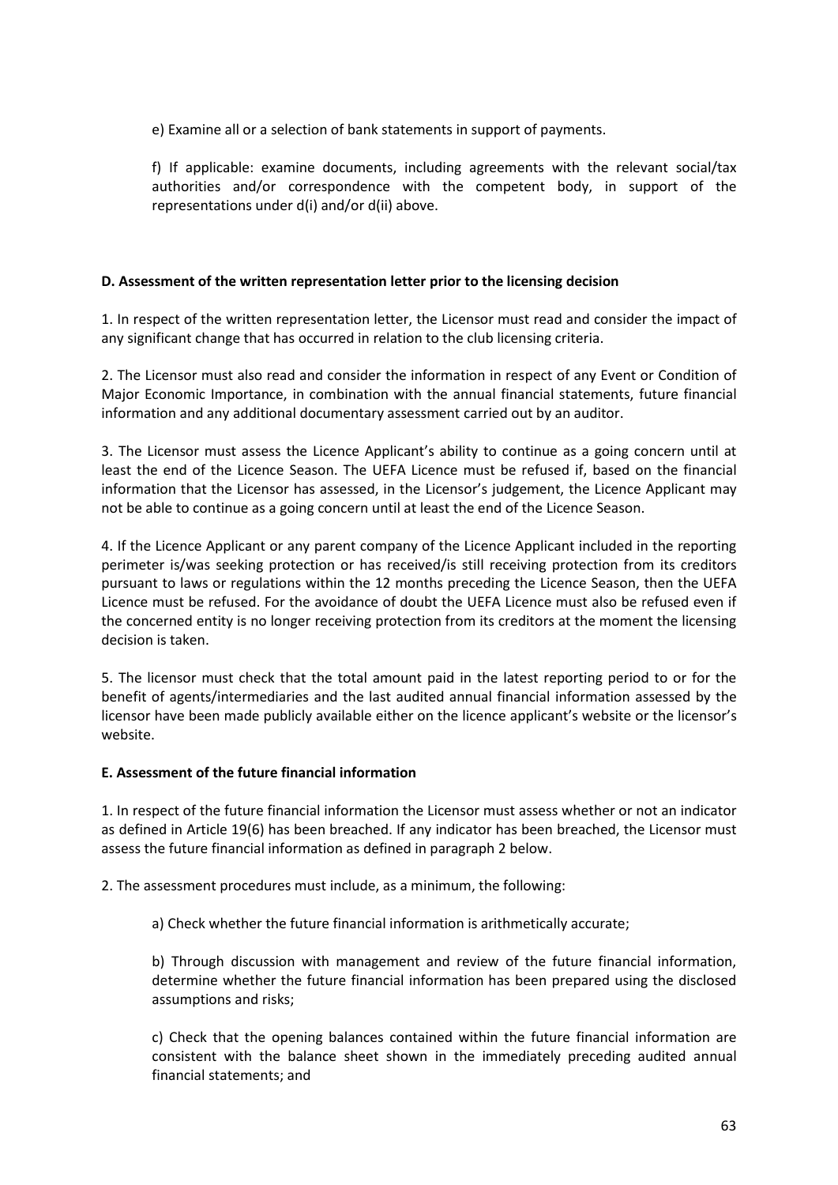e) Examine all or a selection of bank statements in support of payments.

f) If applicable: examine documents, including agreements with the relevant social/tax authorities and/or correspondence with the competent body, in support of the representations under d(i) and/or d(ii) above.

**D. Assessment of the written representation letter prior to the licensing decision**

1. In respect of the written representation letter, the Licensor must read and consider the impact of any significant change that has occurred in relation to the club licensing criteria.

2. The Licensor must also read and consider the information in respect of any Event or Condition of Major Economic Importance, in combination with the annual financial statements, future financial information and any additional documentary assessment carried out by an auditor.

3. The Licensor must assess the Licence Applicant's ability to continue as a going concern until at least the end of the Licence Season. The UEFA Licence must be refused if, based on the financial information that the Licensor has assessed, in the Licensor's judgement, the Licence Applicant may not be able to continue as a going concern until at least the end of the Licence Season.

4. If the Licence Applicant or any parent company of the Licence Applicant included in the reporting perimeter is/was seeking protection or has received/is still receiving protection from its creditors pursuant to laws or regulations within the 12 months preceding the Licence Season, then the UEFA Licence must be refused. For the avoidance of doubt the UEFA Licence must also be refused even if the concerned entity is no longer receiving protection from its creditors at the moment the licensing decision is taken.

5. The licensor must check that the total amount paid in the latest reporting period to or for the benefit of agents/intermediaries and the last audited annual financial information assessed by the licensor have been made publicly available either on the licence applicant's website or the licensor's website.

**E. Assessment of the future financial information**

1. In respect of the future financial information the Licensor must assess whether or not an indicator as defined in Article 19(6) has been breached. If any indicator has been breached, the Licensor must assess the future financial information as defined in paragraph 2 below.

2. The assessment procedures must include, as a minimum, the following:

a) Check whether the future financial information is arithmetically accurate;

b) Through discussion with management and review of the future financial information, determine whether the future financial information has been prepared using the disclosed assumptions and risks;

c) Check that the opening balances contained within the future financial information are consistent with the balance sheet shown in the immediately preceding audited annual financial statements; and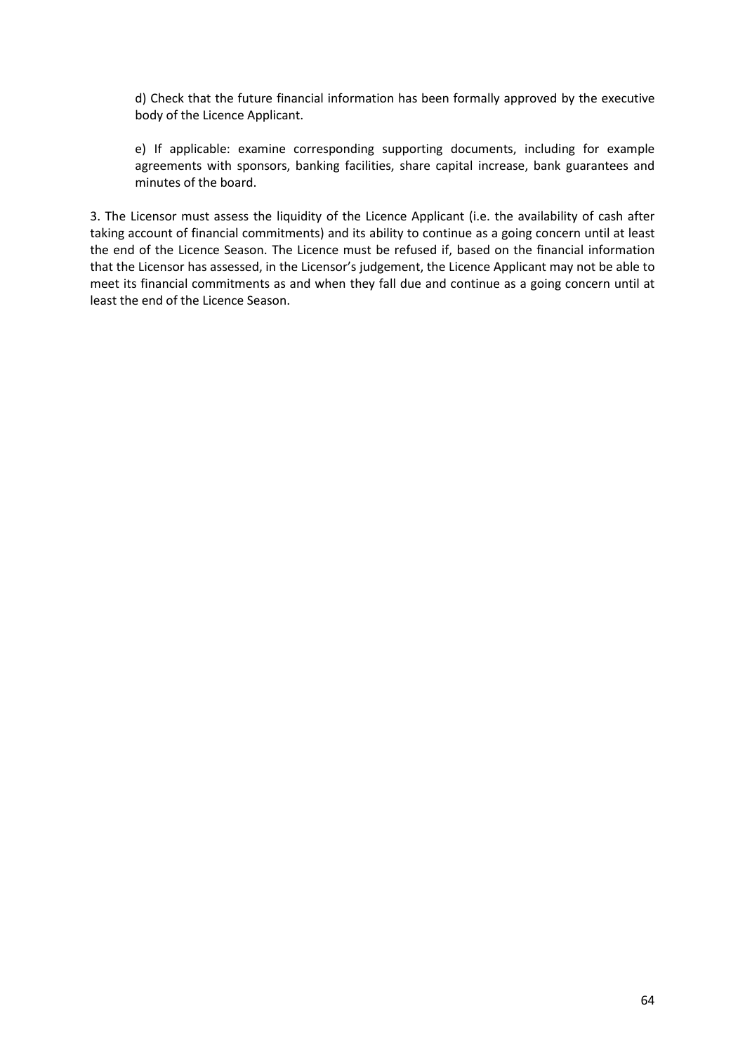d) Check that the future financial information has been formally approved by the executive body of the Licence Applicant.

e) If applicable: examine corresponding supporting documents, including for example agreements with sponsors, banking facilities, share capital increase, bank guarantees and minutes of the board.

3. The Licensor must assess the liquidity of the Licence Applicant (i.e. the availability of cash after taking account of financial commitments) and its ability to continue as a going concern until at least the end of the Licence Season. The Licence must be refused if, based on the financial information that the Licensor has assessed, in the Licensor's judgement, the Licence Applicant may not be able to meet its financial commitments as and when they fall due and continue as a going concern until at least the end of the Licence Season.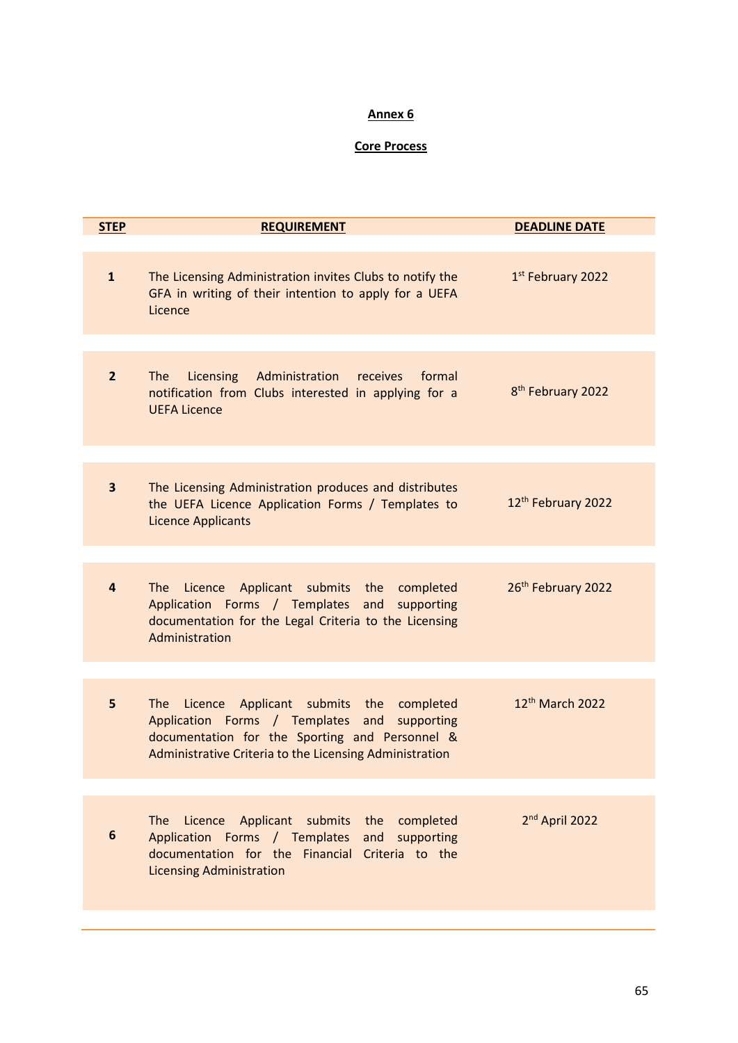**Annex 6**

**Core Process**

| STEP | REQUIREMENT | DEADLINE DATE |
|---|---|---|
| 1 | The Licensing Administration invites Clubs to notify the GFA in writing of their intention to apply for a UEFA Licence | 1st February 2022 |
| 2 | The Licensing Administration receives formal notification from Clubs interested in applying for a UEFA Licence | 8th February 2022 |
| 3 | The Licensing Administration produces and distributes the UEFA Licence Application Forms / Templates to Licence Applicants | 12th February 2022 |
| 4 | The Licence Applicant submits the completed Application Forms / Templates and supporting documentation for the Legal Criteria to the Licensing Administration | 26th February 2022 |
| 5 | The Licence Applicant submits the completed Application Forms / Templates and supporting documentation for the Sporting and Personnel & Administrative Criteria to the Licensing Administration | 12th March 2022 |
| 6 | The Licence Applicant submits the completed Application Forms / Templates and supporting documentation for the Financial Criteria to the Licensing Administration | 2nd April 2022 |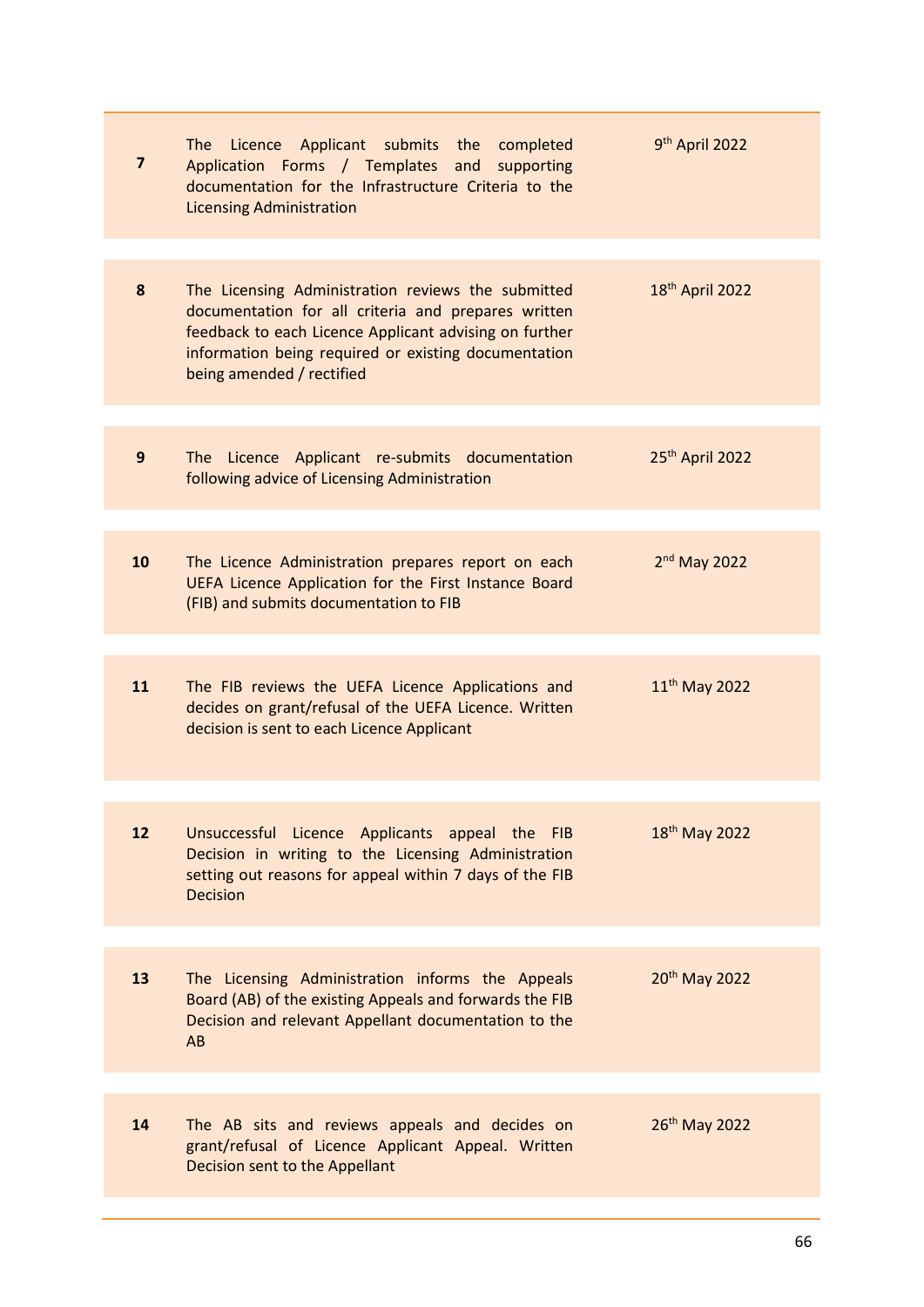| | | |
|---|---|---|
| **7** | The Licence Applicant submits the completed Application Forms / Templates and supporting documentation for the Infrastructure Criteria to the Licensing Administration | 9th April 2022 |
| **8** | The Licensing Administration reviews the submitted documentation for all criteria and prepares written feedback to each Licence Applicant advising on further information being required or existing documentation being amended / rectified | 18th April 2022 |
| **9** | The Licence Applicant re-submits documentation following advice of Licensing Administration | 25th April 2022 |
| **10** | The Licence Administration prepares report on each UEFA Licence Application for the First Instance Board (FIB) and submits documentation to FIB | 2nd May 2022 |
| **11** | The FIB reviews the UEFA Licence Applications and decides on grant/refusal of the UEFA Licence. Written decision is sent to each Licence Applicant | 11th May 2022 |
| **12** | Unsuccessful Licence Applicants appeal the FIB Decision in writing to the Licensing Administration setting out reasons for appeal within 7 days of the FIB Decision | 18th May 2022 |
| **13** | The Licensing Administration informs the Appeals Board (AB) of the existing Appeals and forwards the FIB Decision and relevant Appellant documentation to the AB | 20th May 2022 |
| **14** | The AB sits and reviews appeals and decides on grant/refusal of Licence Applicant Appeal. Written Decision sent to the Appellant | 26th May 2022 |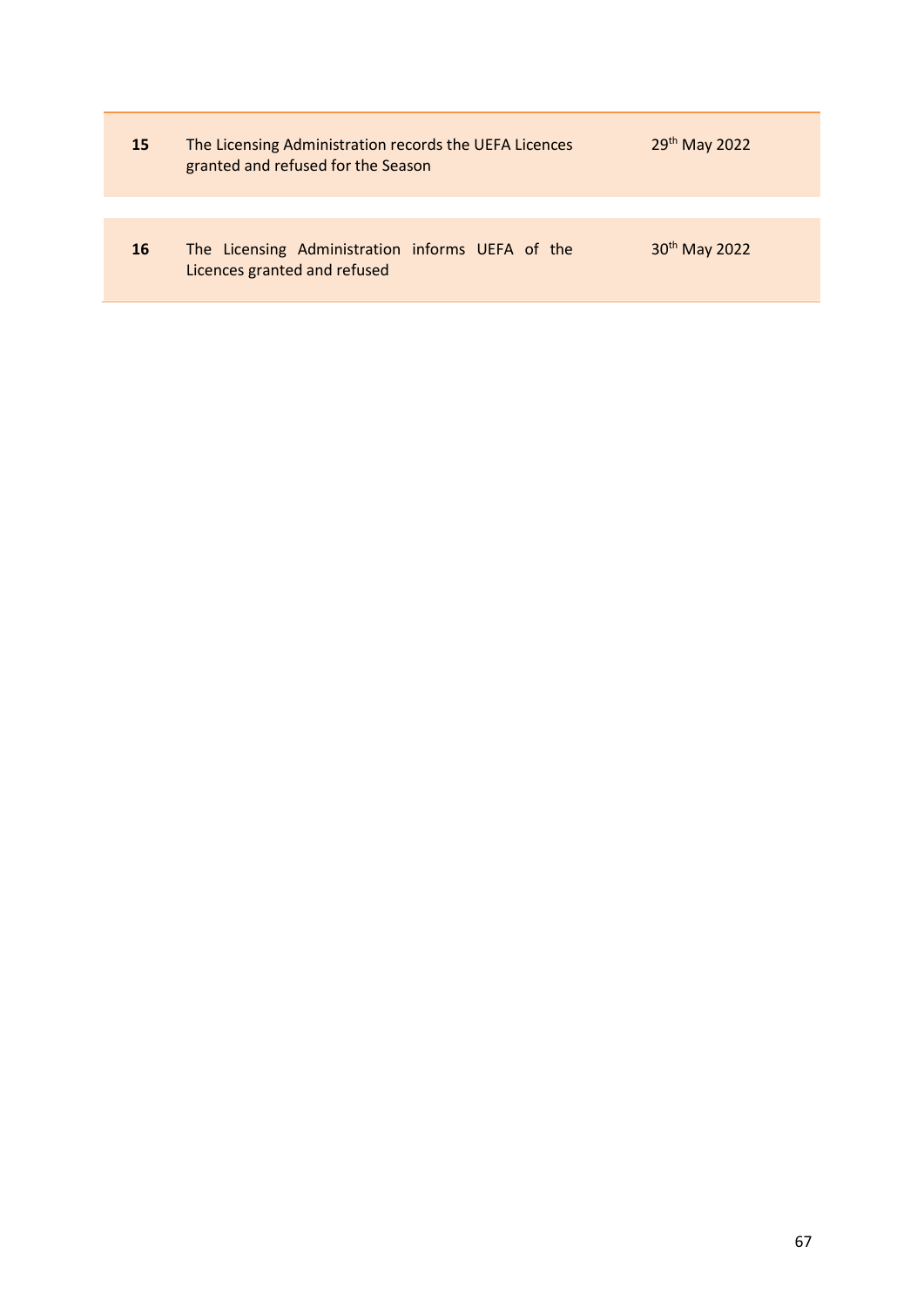| | | |
|---|---|---|
| **15** | The Licensing Administration records the UEFA Licences granted and refused for the Season | 29th May 2022 |
| **16** | The Licensing Administration informs UEFA of the Licences granted and refused | 30th May 2022 |